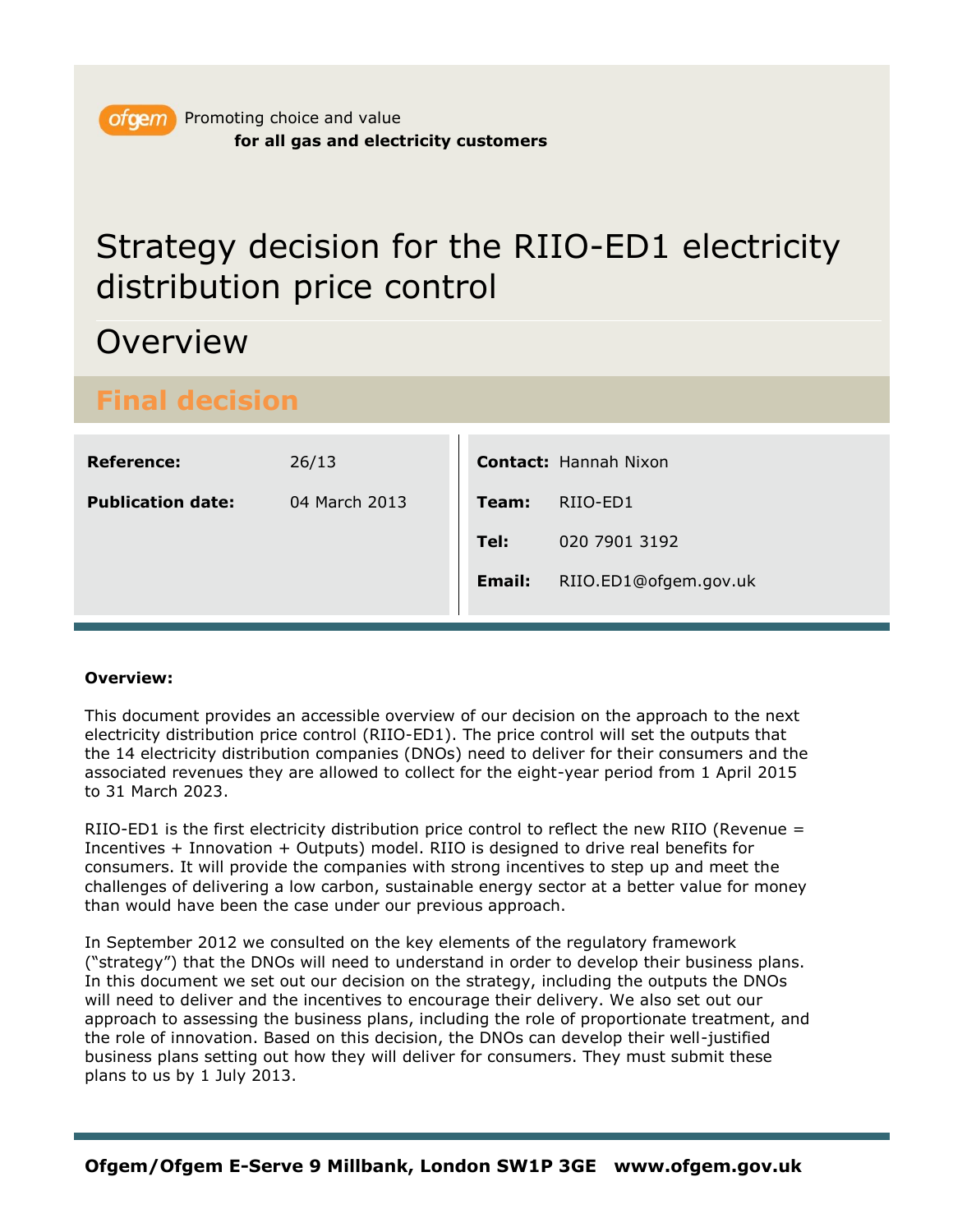ofgem Promoting choice and value
**for all gas and electricity customers**

# Strategy decision for the RIIO-ED1 electricity distribution price control

## Overview

### Final decision

| | | | |
|---|---|---|---|
| **Reference:** | 26/13 | **Contact:** | Hannah Nixon |
| **Publication date:** | 04 March 2013 | **Team:** | RIIO-ED1 |
| | | **Tel:** | 020 7901 3192 |
| | | **Email:** | RIIO.ED1@ofgem.gov.uk |

**Overview:**

This document provides an accessible overview of our decision on the approach to the next electricity distribution price control (RIIO-ED1). The price control will set the outputs that the 14 electricity distribution companies (DNOs) need to deliver for their consumers and the associated revenues they are allowed to collect for the eight-year period from 1 April 2015 to 31 March 2023.

RIIO-ED1 is the first electricity distribution price control to reflect the new RIIO (Revenue = Incentives + Innovation + Outputs) model. RIIO is designed to drive real benefits for consumers. It will provide the companies with strong incentives to step up and meet the challenges of delivering a low carbon, sustainable energy sector at a better value for money than would have been the case under our previous approach.

In September 2012 we consulted on the key elements of the regulatory framework ("strategy") that the DNOs will need to understand in order to develop their business plans. In this document we set out our decision on the strategy, including the outputs the DNOs will need to deliver and the incentives to encourage their delivery. We also set out our approach to assessing the business plans, including the role of proportionate treatment, and the role of innovation. Based on this decision, the DNOs can develop their well-justified business plans setting out how they will deliver for consumers. They must submit these plans to us by 1 July 2013.

**Ofgem/Ofgem E-Serve 9 Millbank, London SW1P 3GE www.ofgem.gov.uk**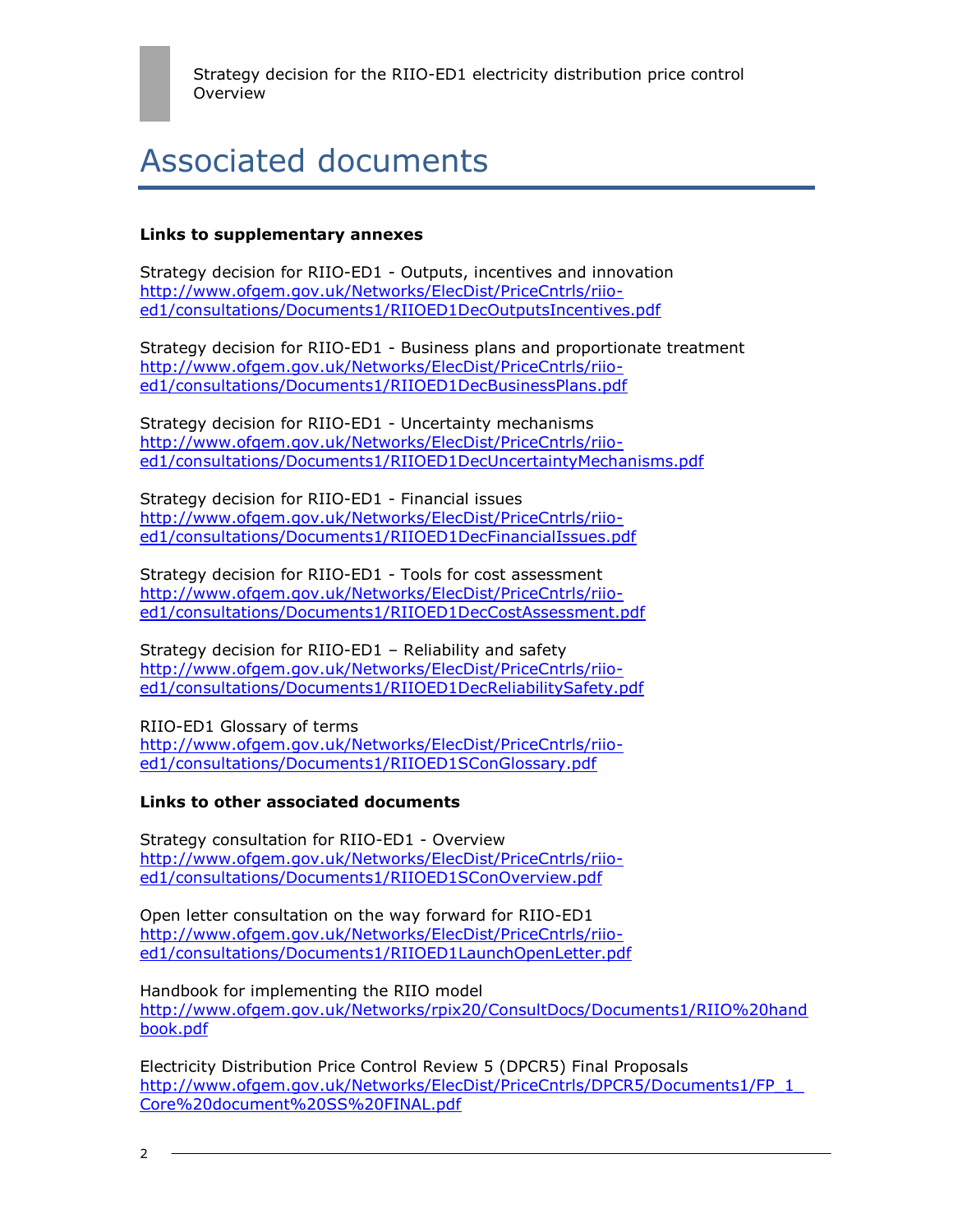# Associated documents

**Links to supplementary annexes**

Strategy decision for RIIO-ED1 - Outputs, incentives and innovation
http://www.ofgem.gov.uk/Networks/ElecDist/PriceCntrls/riio-ed1/consultations/Documents1/RIIOED1DecOutputsIncentives.pdf

Strategy decision for RIIO-ED1 - Business plans and proportionate treatment
http://www.ofgem.gov.uk/Networks/ElecDist/PriceCntrls/riio-ed1/consultations/Documents1/RIIOED1DecBusinessPlans.pdf

Strategy decision for RIIO-ED1 - Uncertainty mechanisms
http://www.ofgem.gov.uk/Networks/ElecDist/PriceCntrls/riio-ed1/consultations/Documents1/RIIOED1DecUncertaintyMechanisms.pdf

Strategy decision for RIIO-ED1 - Financial issues
http://www.ofgem.gov.uk/Networks/ElecDist/PriceCntrls/riio-ed1/consultations/Documents1/RIIOED1DecFinancialIssues.pdf

Strategy decision for RIIO-ED1 - Tools for cost assessment
http://www.ofgem.gov.uk/Networks/ElecDist/PriceCntrls/riio-ed1/consultations/Documents1/RIIOED1DecCostAssessment.pdf

Strategy decision for RIIO-ED1 – Reliability and safety
http://www.ofgem.gov.uk/Networks/ElecDist/PriceCntrls/riio-ed1/consultations/Documents1/RIIOED1DecReliabilitySafety.pdf

RIIO-ED1 Glossary of terms
http://www.ofgem.gov.uk/Networks/ElecDist/PriceCntrls/riio-ed1/consultations/Documents1/RIIOED1SConGlossary.pdf

**Links to other associated documents**

Strategy consultation for RIIO-ED1 - Overview
http://www.ofgem.gov.uk/Networks/ElecDist/PriceCntrls/riio-ed1/consultations/Documents1/RIIOED1SConOverview.pdf

Open letter consultation on the way forward for RIIO-ED1
http://www.ofgem.gov.uk/Networks/ElecDist/PriceCntrls/riio-ed1/consultations/Documents1/RIIOED1LaunchOpenLetter.pdf

Handbook for implementing the RIIO model
http://www.ofgem.gov.uk/Networks/rpix20/ConsultDocs/Documents1/RIIO%20handbook.pdf

Electricity Distribution Price Control Review 5 (DPCR5) Final Proposals
http://www.ofgem.gov.uk/Networks/ElecDist/PriceCntrls/DPCR5/Documents1/FP_1_Core%20document%20SS%20FINAL.pdf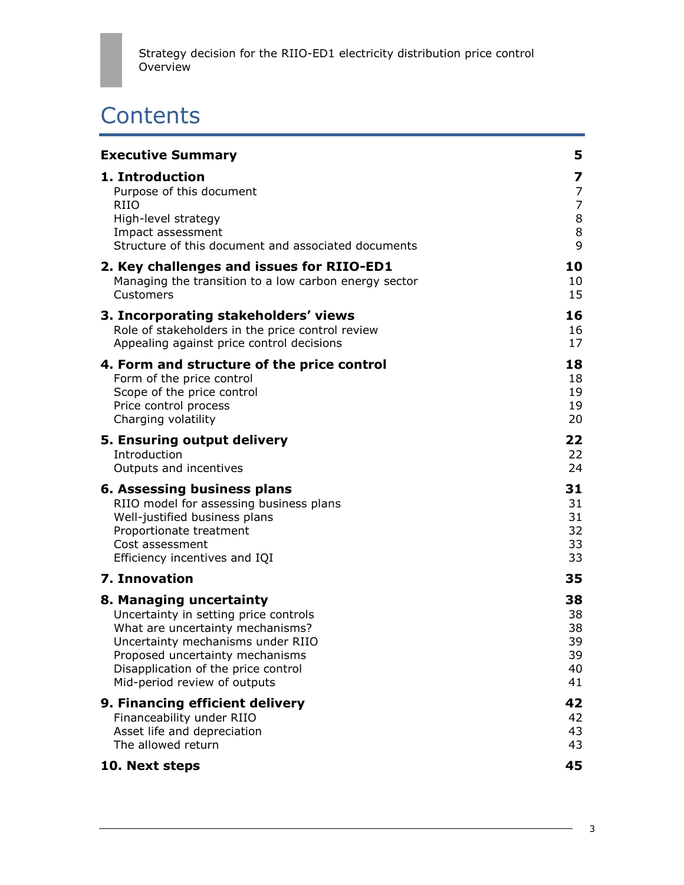# Contents

| | |
|---|---|
| **Executive Summary** | **5** |
| **1. Introduction** | **7** |
| Purpose of this document | 7 |
| RIIO | 7 |
| High-level strategy | 8 |
| Impact assessment | 8 |
| Structure of this document and associated documents | 9 |
| **2. Key challenges and issues for RIIO-ED1** | **10** |
| Managing the transition to a low carbon energy sector | 10 |
| Customers | 15 |
| **3. Incorporating stakeholders' views** | **16** |
| Role of stakeholders in the price control review | 16 |
| Appealing against price control decisions | 17 |
| **4. Form and structure of the price control** | **18** |
| Form of the price control | 18 |
| Scope of the price control | 19 |
| Price control process | 19 |
| Charging volatility | 20 |
| **5. Ensuring output delivery** | **22** |
| Introduction | 22 |
| Outputs and incentives | 24 |
| **6. Assessing business plans** | **31** |
| RIIO model for assessing business plans | 31 |
| Well-justified business plans | 31 |
| Proportionate treatment | 32 |
| Cost assessment | 33 |
| Efficiency incentives and IQI | 33 |
| **7. Innovation** | **35** |
| **8. Managing uncertainty** | **38** |
| Uncertainty in setting price controls | 38 |
| What are uncertainty mechanisms? | 38 |
| Uncertainty mechanisms under RIIO | 39 |
| Proposed uncertainty mechanisms | 39 |
| Disapplication of the price control | 40 |
| Mid-period review of outputs | 41 |
| **9. Financing efficient delivery** | **42** |
| Financeability under RIIO | 42 |
| Asset life and depreciation | 43 |
| The allowed return | 43 |
| **10. Next steps** | **45** |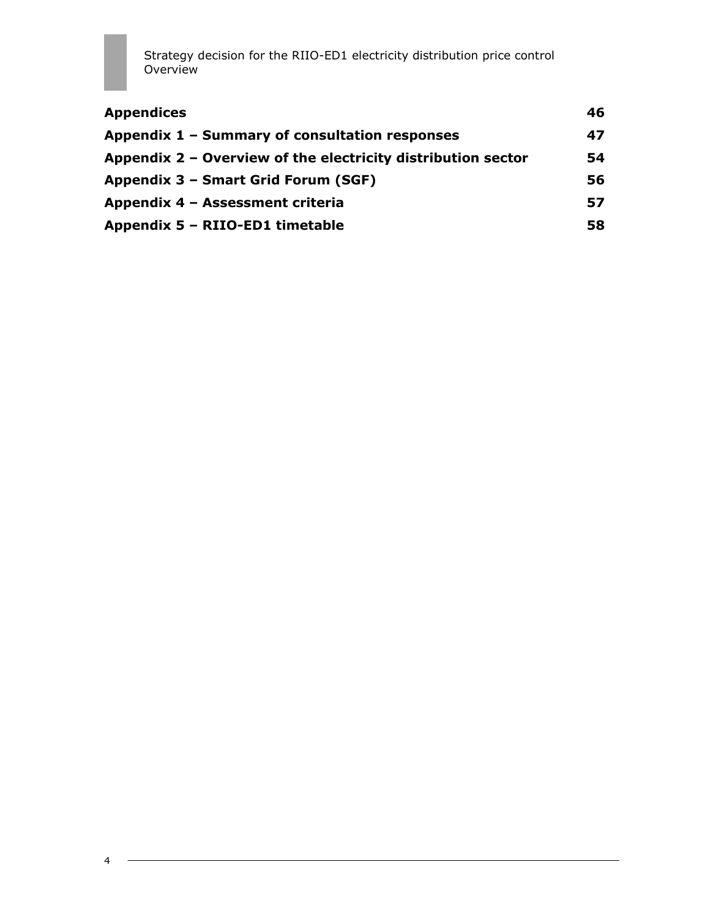| | |
|---|---|
| **Appendices** | **46** |
| **Appendix 1 – Summary of consultation responses** | **47** |
| **Appendix 2 – Overview of the electricity distribution sector** | **54** |
| **Appendix 3 – Smart Grid Forum (SGF)** | **56** |
| **Appendix 4 – Assessment criteria** | **57** |
| **Appendix 5 – RIIO-ED1 timetable** | **58** |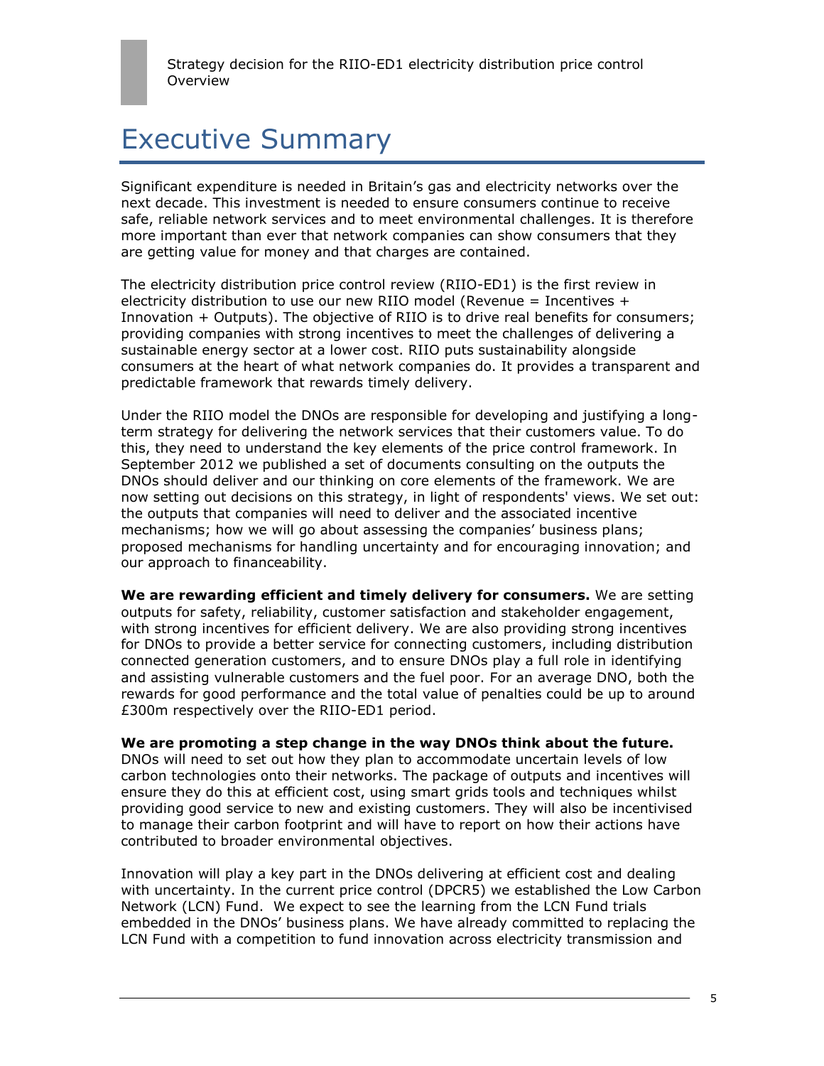# Executive Summary

Significant expenditure is needed in Britain's gas and electricity networks over the next decade. This investment is needed to ensure consumers continue to receive safe, reliable network services and to meet environmental challenges. It is therefore more important than ever that network companies can show consumers that they are getting value for money and that charges are contained.

The electricity distribution price control review (RIIO-ED1) is the first review in electricity distribution to use our new RIIO model (Revenue = Incentives + Innovation + Outputs). The objective of RIIO is to drive real benefits for consumers; providing companies with strong incentives to meet the challenges of delivering a sustainable energy sector at a lower cost. RIIO puts sustainability alongside consumers at the heart of what network companies do. It provides a transparent and predictable framework that rewards timely delivery.

Under the RIIO model the DNOs are responsible for developing and justifying a long-term strategy for delivering the network services that their customers value. To do this, they need to understand the key elements of the price control framework. In September 2012 we published a set of documents consulting on the outputs the DNOs should deliver and our thinking on core elements of the framework. We are now setting out decisions on this strategy, in light of respondents' views. We set out: the outputs that companies will need to deliver and the associated incentive mechanisms; how we will go about assessing the companies' business plans; proposed mechanisms for handling uncertainty and for encouraging innovation; and our approach to financeability.

**We are rewarding efficient and timely delivery for consumers.** We are setting outputs for safety, reliability, customer satisfaction and stakeholder engagement, with strong incentives for efficient delivery. We are also providing strong incentives for DNOs to provide a better service for connecting customers, including distribution connected generation customers, and to ensure DNOs play a full role in identifying and assisting vulnerable customers and the fuel poor. For an average DNO, both the rewards for good performance and the total value of penalties could be up to around £300m respectively over the RIIO-ED1 period.

**We are promoting a step change in the way DNOs think about the future.** DNOs will need to set out how they plan to accommodate uncertain levels of low carbon technologies onto their networks. The package of outputs and incentives will ensure they do this at efficient cost, using smart grids tools and techniques whilst providing good service to new and existing customers. They will also be incentivised to manage their carbon footprint and will have to report on how their actions have contributed to broader environmental objectives.

Innovation will play a key part in the DNOs delivering at efficient cost and dealing with uncertainty. In the current price control (DPCR5) we established the Low Carbon Network (LCN) Fund. We expect to see the learning from the LCN Fund trials embedded in the DNOs' business plans. We have already committed to replacing the LCN Fund with a competition to fund innovation across electricity transmission and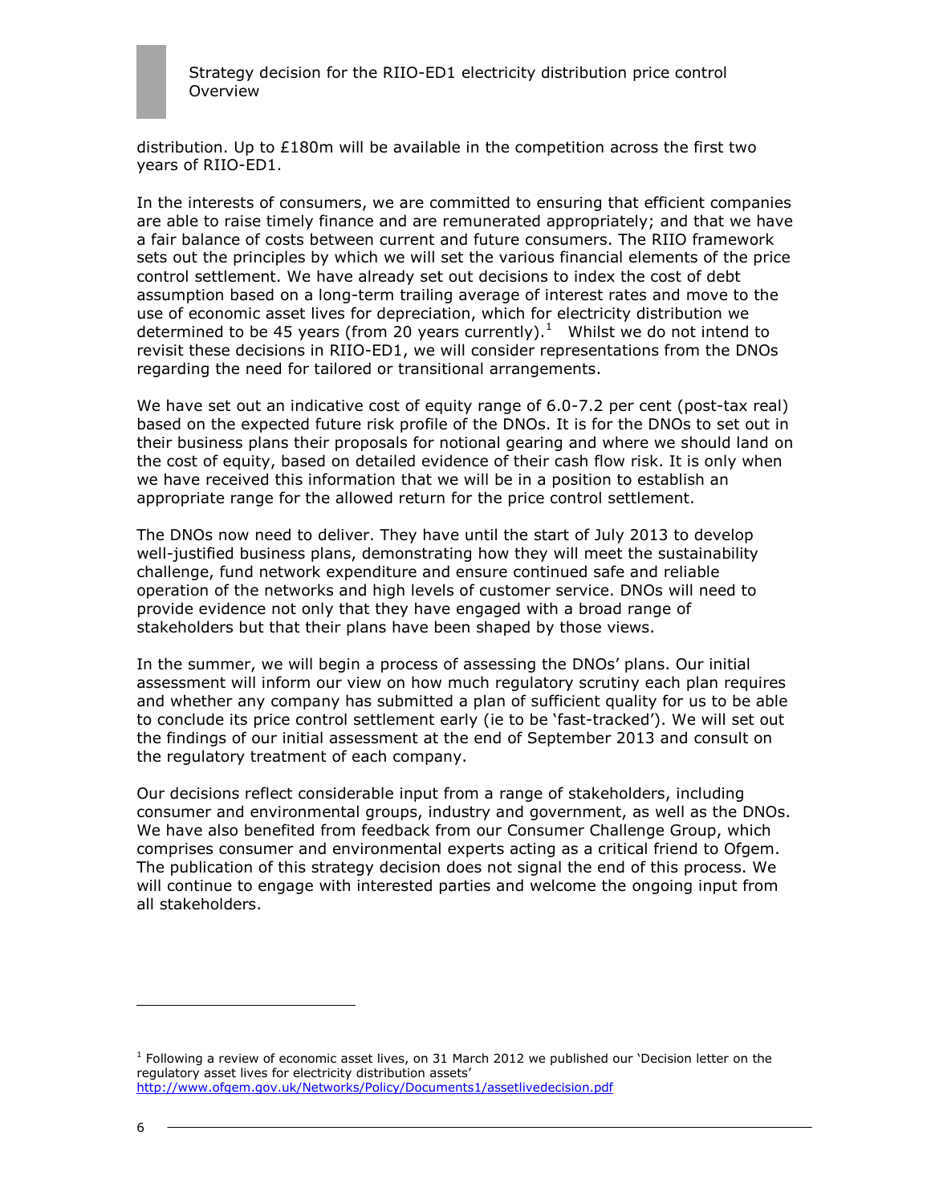distribution. Up to £180m will be available in the competition across the first two years of RIIO-ED1.

In the interests of consumers, we are committed to ensuring that efficient companies are able to raise timely finance and are remunerated appropriately; and that we have a fair balance of costs between current and future consumers. The RIIO framework sets out the principles by which we will set the various financial elements of the price control settlement. We have already set out decisions to index the cost of debt assumption based on a long-term trailing average of interest rates and move to the use of economic asset lives for depreciation, which for electricity distribution we determined to be 45 years (from 20 years currently).[1] Whilst we do not intend to revisit these decisions in RIIO-ED1, we will consider representations from the DNOs regarding the need for tailored or transitional arrangements.

We have set out an indicative cost of equity range of 6.0-7.2 per cent (post-tax real) based on the expected future risk profile of the DNOs. It is for the DNOs to set out in their business plans their proposals for notional gearing and where we should land on the cost of equity, based on detailed evidence of their cash flow risk. It is only when we have received this information that we will be in a position to establish an appropriate range for the allowed return for the price control settlement.

The DNOs now need to deliver. They have until the start of July 2013 to develop well-justified business plans, demonstrating how they will meet the sustainability challenge, fund network expenditure and ensure continued safe and reliable operation of the networks and high levels of customer service. DNOs will need to provide evidence not only that they have engaged with a broad range of stakeholders but that their plans have been shaped by those views.

In the summer, we will begin a process of assessing the DNOs' plans. Our initial assessment will inform our view on how much regulatory scrutiny each plan requires and whether any company has submitted a plan of sufficient quality for us to be able to conclude its price control settlement early (ie to be 'fast-tracked'). We will set out the findings of our initial assessment at the end of September 2013 and consult on the regulatory treatment of each company.

Our decisions reflect considerable input from a range of stakeholders, including consumer and environmental groups, industry and government, as well as the DNOs. We have also benefited from feedback from our Consumer Challenge Group, which comprises consumer and environmental experts acting as a critical friend to Ofgem. The publication of this strategy decision does not signal the end of this process. We will continue to engage with interested parties and welcome the ongoing input from all stakeholders.

---

[1] Following a review of economic asset lives, on 31 March 2012 we published our 'Decision letter on the regulatory asset lives for electricity distribution assets' http://www.ofgem.gov.uk/Networks/Policy/Documents1/assetlivedecision.pdf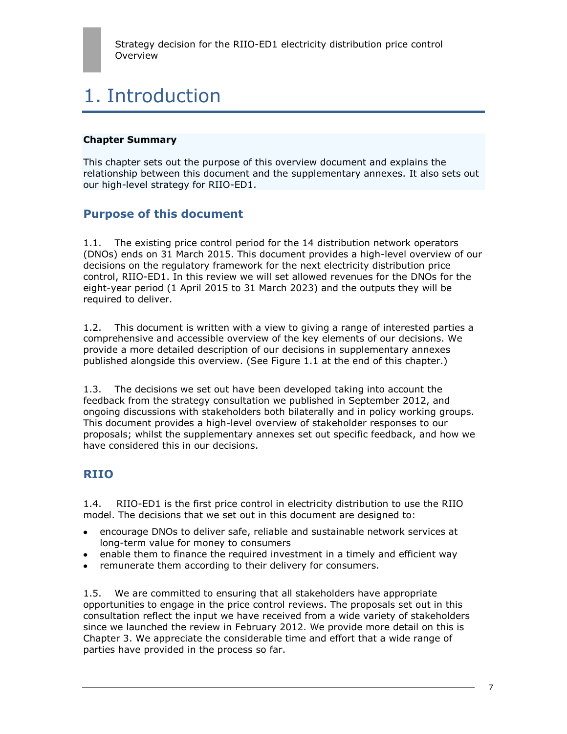# 1. Introduction

**Chapter Summary**

This chapter sets out the purpose of this overview document and explains the relationship between this document and the supplementary annexes. It also sets out our high-level strategy for RIIO-ED1.

## Purpose of this document

1.1. The existing price control period for the 14 distribution network operators (DNOs) ends on 31 March 2015. This document provides a high-level overview of our decisions on the regulatory framework for the next electricity distribution price control, RIIO-ED1. In this review we will set allowed revenues for the DNOs for the eight-year period (1 April 2015 to 31 March 2023) and the outputs they will be required to deliver.

1.2. This document is written with a view to giving a range of interested parties a comprehensive and accessible overview of the key elements of our decisions. We provide a more detailed description of our decisions in supplementary annexes published alongside this overview. (See Figure 1.1 at the end of this chapter.)

1.3. The decisions we set out have been developed taking into account the feedback from the strategy consultation we published in September 2012, and ongoing discussions with stakeholders both bilaterally and in policy working groups. This document provides a high-level overview of stakeholder responses to our proposals; whilst the supplementary annexes set out specific feedback, and how we have considered this in our decisions.

## RIIO

1.4. RIIO-ED1 is the first price control in electricity distribution to use the RIIO model. The decisions that we set out in this document are designed to:

- encourage DNOs to deliver safe, reliable and sustainable network services at long-term value for money to consumers
- enable them to finance the required investment in a timely and efficient way
- remunerate them according to their delivery for consumers.

1.5. We are committed to ensuring that all stakeholders have appropriate opportunities to engage in the price control reviews. The proposals set out in this consultation reflect the input we have received from a wide variety of stakeholders since we launched the review in February 2012. We provide more detail on this is Chapter 3. We appreciate the considerable time and effort that a wide range of parties have provided in the process so far.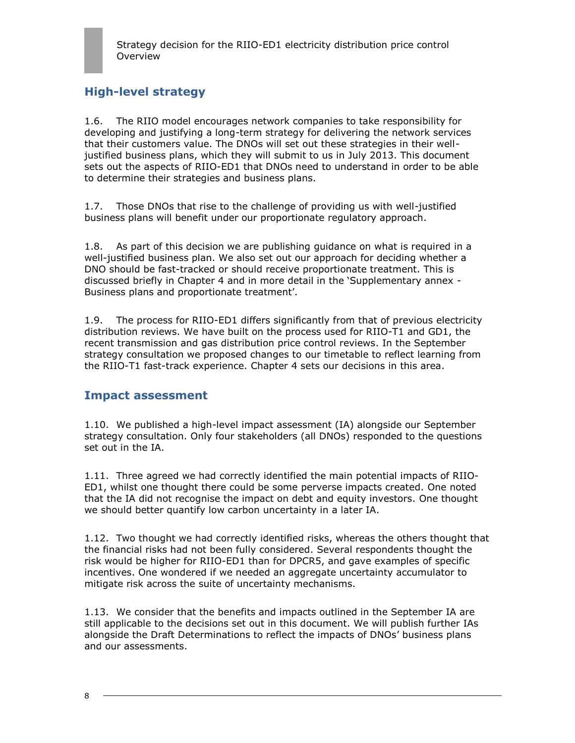## High-level strategy

1.6. The RIIO model encourages network companies to take responsibility for developing and justifying a long-term strategy for delivering the network services that their customers value. The DNOs will set out these strategies in their well-justified business plans, which they will submit to us in July 2013. This document sets out the aspects of RIIO-ED1 that DNOs need to understand in order to be able to determine their strategies and business plans.

1.7. Those DNOs that rise to the challenge of providing us with well-justified business plans will benefit under our proportionate regulatory approach.

1.8. As part of this decision we are publishing guidance on what is required in a well-justified business plan. We also set out our approach for deciding whether a DNO should be fast-tracked or should receive proportionate treatment. This is discussed briefly in Chapter 4 and in more detail in the 'Supplementary annex - Business plans and proportionate treatment'.

1.9. The process for RIIO-ED1 differs significantly from that of previous electricity distribution reviews. We have built on the process used for RIIO-T1 and GD1, the recent transmission and gas distribution price control reviews. In the September strategy consultation we proposed changes to our timetable to reflect learning from the RIIO-T1 fast-track experience. Chapter 4 sets our decisions in this area.

## Impact assessment

1.10. We published a high-level impact assessment (IA) alongside our September strategy consultation. Only four stakeholders (all DNOs) responded to the questions set out in the IA.

1.11. Three agreed we had correctly identified the main potential impacts of RIIO-ED1, whilst one thought there could be some perverse impacts created. One noted that the IA did not recognise the impact on debt and equity investors. One thought we should better quantify low carbon uncertainty in a later IA.

1.12. Two thought we had correctly identified risks, whereas the others thought that the financial risks had not been fully considered. Several respondents thought the risk would be higher for RIIO-ED1 than for DPCR5, and gave examples of specific incentives. One wondered if we needed an aggregate uncertainty accumulator to mitigate risk across the suite of uncertainty mechanisms.

1.13. We consider that the benefits and impacts outlined in the September IA are still applicable to the decisions set out in this document. We will publish further IAs alongside the Draft Determinations to reflect the impacts of DNOs' business plans and our assessments.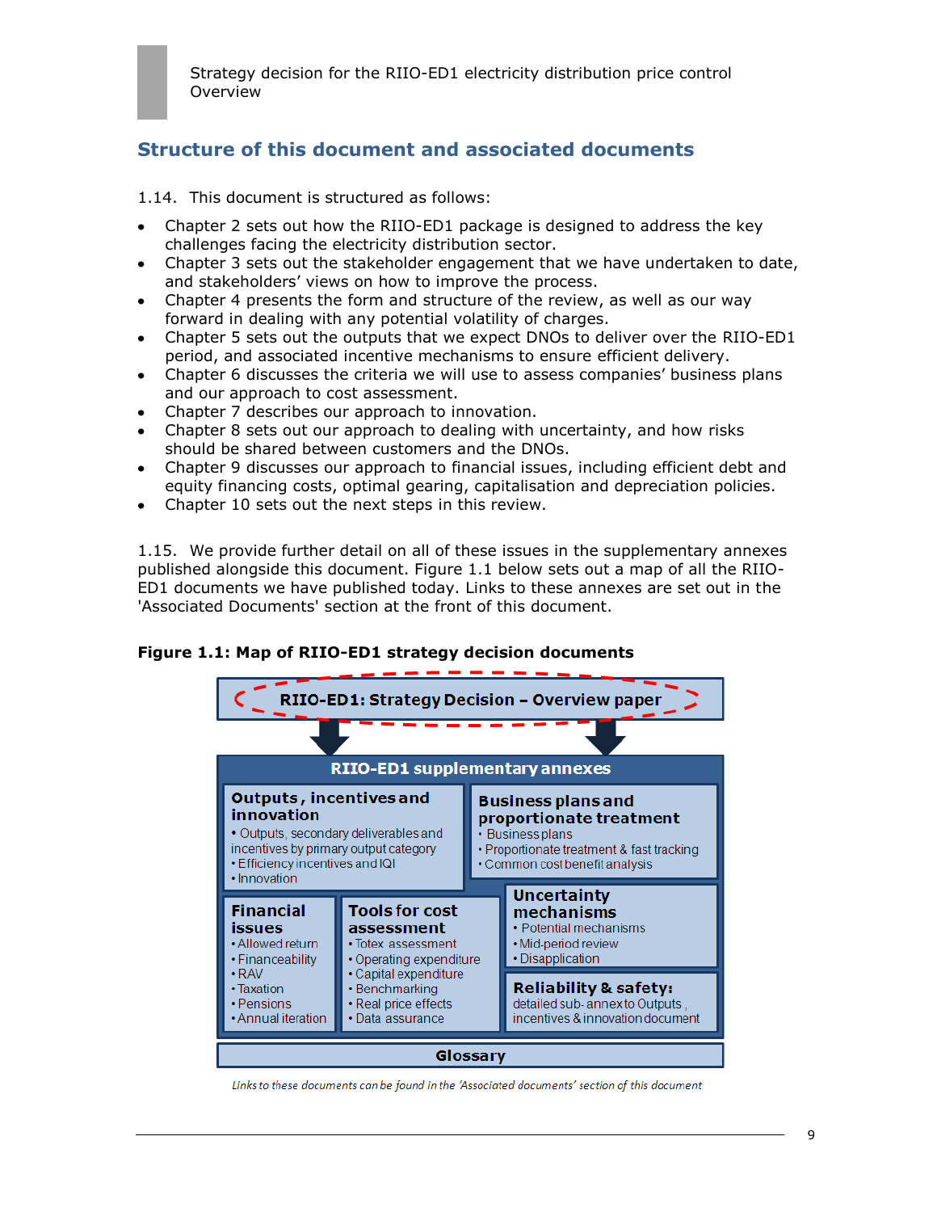## Structure of this document and associated documents

1.14. This document is structured as follows:

- Chapter 2 sets out how the RIIO-ED1 package is designed to address the key challenges facing the electricity distribution sector.
- Chapter 3 sets out the stakeholder engagement that we have undertaken to date, and stakeholders' views on how to improve the process.
- Chapter 4 presents the form and structure of the review, as well as our way forward in dealing with any potential volatility of charges.
- Chapter 5 sets out the outputs that we expect DNOs to deliver over the RIIO-ED1 period, and associated incentive mechanisms to ensure efficient delivery.
- Chapter 6 discusses the criteria we will use to assess companies' business plans and our approach to cost assessment.
- Chapter 7 describes our approach to innovation.
- Chapter 8 sets out our approach to dealing with uncertainty, and how risks should be shared between customers and the DNOs.
- Chapter 9 discusses our approach to financial issues, including efficient debt and equity financing costs, optimal gearing, capitalisation and depreciation policies.
- Chapter 10 sets out the next steps in this review.

1.15. We provide further detail on all of these issues in the supplementary annexes published alongside this document. Figure 1.1 below sets out a map of all the RIIO-ED1 documents we have published today. Links to these annexes are set out in the 'Associated Documents' section at the front of this document.

**Figure 1.1: Map of RIIO-ED1 strategy decision documents**

**RIIO-ED1: Strategy Decision – Overview paper**

**RIIO-ED1 supplementary annexes**

**Outputs, incentives and innovation**
- Outputs, secondary deliverables and incentives by primary output category
- Efficiency incentives and IQI
- Innovation

**Business plans and proportionate treatment**
- Business plans
- Proportionate treatment & fast tracking
- Common cost benefit analysis

**Financial issues**
- Allowed return
- Financeability
- RAV
- Taxation
- Pensions
- Annual iteration

**Tools for cost assessment**
- Totex assessment
- Operating expenditure
- Capital expenditure
- Benchmarking
- Real price effects
- Data assurance

**Uncertainty mechanisms**
- Potential mechanisms
- Mid-period review
- Disapplication

**Reliability & safety:** detailed sub-annex to Outputs, incentives & innovation document

**Glossary**

*Links to these documents can be found in the 'Associated documents' section of this document*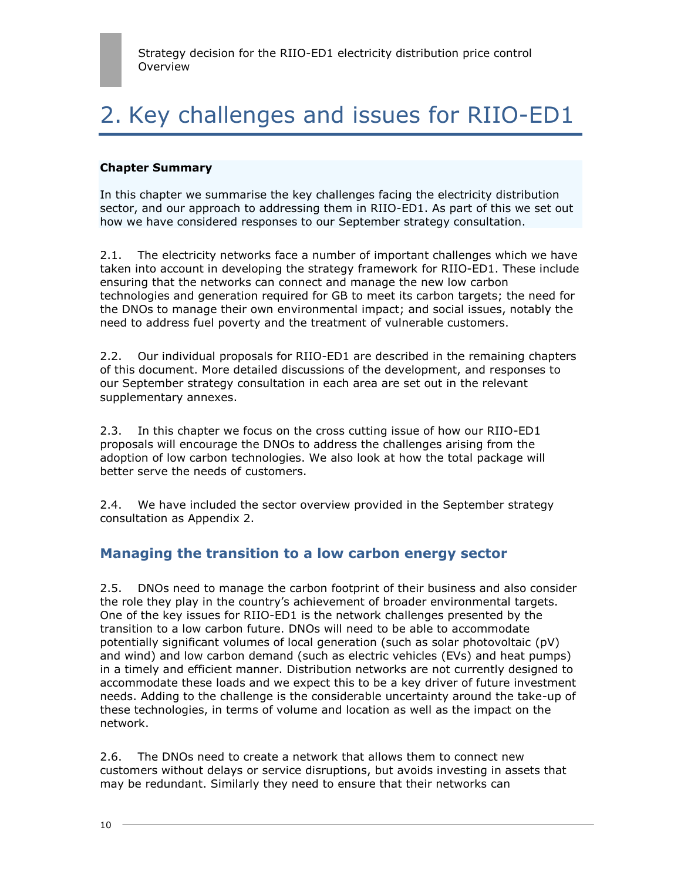# 2. Key challenges and issues for RIIO-ED1

**Chapter Summary**

In this chapter we summarise the key challenges facing the electricity distribution sector, and our approach to addressing them in RIIO-ED1. As part of this we set out how we have considered responses to our September strategy consultation.

2.1. The electricity networks face a number of important challenges which we have taken into account in developing the strategy framework for RIIO-ED1. These include ensuring that the networks can connect and manage the new low carbon technologies and generation required for GB to meet its carbon targets; the need for the DNOs to manage their own environmental impact; and social issues, notably the need to address fuel poverty and the treatment of vulnerable customers.

2.2. Our individual proposals for RIIO-ED1 are described in the remaining chapters of this document. More detailed discussions of the development, and responses to our September strategy consultation in each area are set out in the relevant supplementary annexes.

2.3. In this chapter we focus on the cross cutting issue of how our RIIO-ED1 proposals will encourage the DNOs to address the challenges arising from the adoption of low carbon technologies. We also look at how the total package will better serve the needs of customers.

2.4. We have included the sector overview provided in the September strategy consultation as Appendix 2.

## Managing the transition to a low carbon energy sector

2.5. DNOs need to manage the carbon footprint of their business and also consider the role they play in the country's achievement of broader environmental targets. One of the key issues for RIIO-ED1 is the network challenges presented by the transition to a low carbon future. DNOs will need to be able to accommodate potentially significant volumes of local generation (such as solar photovoltaic (pV) and wind) and low carbon demand (such as electric vehicles (EVs) and heat pumps) in a timely and efficient manner. Distribution networks are not currently designed to accommodate these loads and we expect this to be a key driver of future investment needs. Adding to the challenge is the considerable uncertainty around the take-up of these technologies, in terms of volume and location as well as the impact on the network.

2.6. The DNOs need to create a network that allows them to connect new customers without delays or service disruptions, but avoids investing in assets that may be redundant. Similarly they need to ensure that their networks can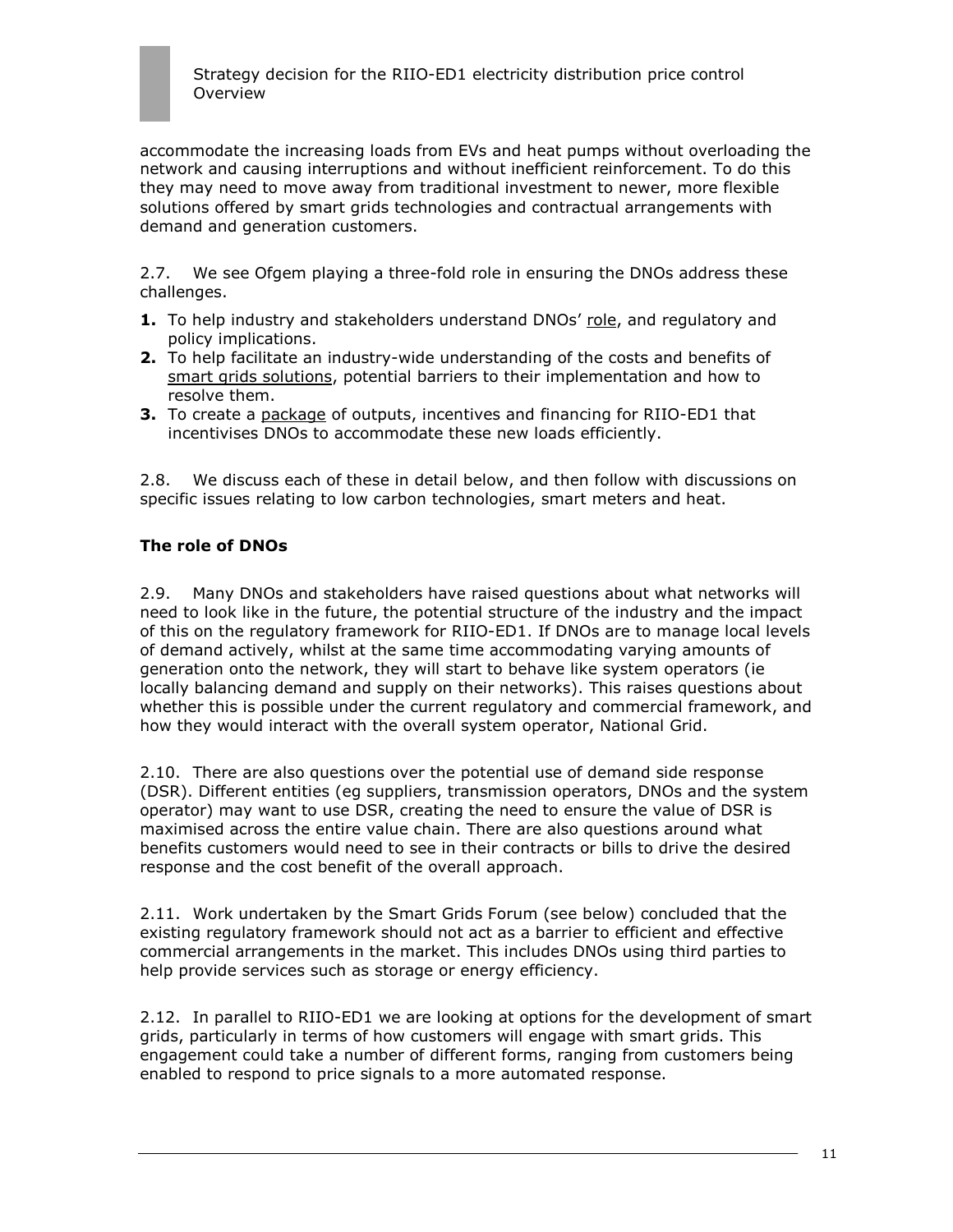accommodate the increasing loads from EVs and heat pumps without overloading the network and causing interruptions and without inefficient reinforcement. To do this they may need to move away from traditional investment to newer, more flexible solutions offered by smart grids technologies and contractual arrangements with demand and generation customers.

2.7. We see Ofgem playing a three-fold role in ensuring the DNOs address these challenges.

1. To help industry and stakeholders understand DNOs' role, and regulatory and policy implications.
2. To help facilitate an industry-wide understanding of the costs and benefits of smart grids solutions, potential barriers to their implementation and how to resolve them.
3. To create a package of outputs, incentives and financing for RIIO-ED1 that incentivises DNOs to accommodate these new loads efficiently.

2.8. We discuss each of these in detail below, and then follow with discussions on specific issues relating to low carbon technologies, smart meters and heat.

### The role of DNOs

2.9. Many DNOs and stakeholders have raised questions about what networks will need to look like in the future, the potential structure of the industry and the impact of this on the regulatory framework for RIIO-ED1. If DNOs are to manage local levels of demand actively, whilst at the same time accommodating varying amounts of generation onto the network, they will start to behave like system operators (ie locally balancing demand and supply on their networks). This raises questions about whether this is possible under the current regulatory and commercial framework, and how they would interact with the overall system operator, National Grid.

2.10. There are also questions over the potential use of demand side response (DSR). Different entities (eg suppliers, transmission operators, DNOs and the system operator) may want to use DSR, creating the need to ensure the value of DSR is maximised across the entire value chain. There are also questions around what benefits customers would need to see in their contracts or bills to drive the desired response and the cost benefit of the overall approach.

2.11. Work undertaken by the Smart Grids Forum (see below) concluded that the existing regulatory framework should not act as a barrier to efficient and effective commercial arrangements in the market. This includes DNOs using third parties to help provide services such as storage or energy efficiency.

2.12. In parallel to RIIO-ED1 we are looking at options for the development of smart grids, particularly in terms of how customers will engage with smart grids. This engagement could take a number of different forms, ranging from customers being enabled to respond to price signals to a more automated response.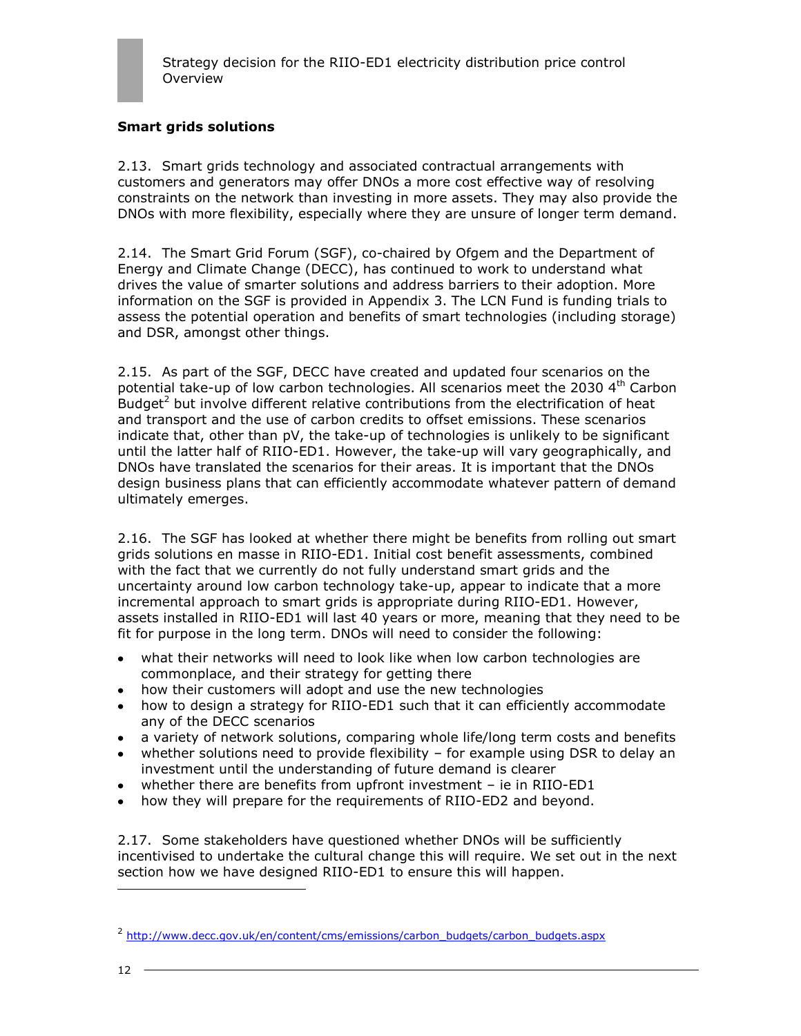## Smart grids solutions

2.13. Smart grids technology and associated contractual arrangements with customers and generators may offer DNOs a more cost effective way of resolving constraints on the network than investing in more assets. They may also provide the DNOs with more flexibility, especially where they are unsure of longer term demand.

2.14. The Smart Grid Forum (SGF), co-chaired by Ofgem and the Department of Energy and Climate Change (DECC), has continued to work to understand what drives the value of smarter solutions and address barriers to their adoption. More information on the SGF is provided in Appendix 3. The LCN Fund is funding trials to assess the potential operation and benefits of smart technologies (including storage) and DSR, amongst other things.

2.15. As part of the SGF, DECC have created and updated four scenarios on the potential take-up of low carbon technologies. All scenarios meet the 2030 4th Carbon Budget[2] but involve different relative contributions from the electrification of heat and transport and the use of carbon credits to offset emissions. These scenarios indicate that, other than pV, the take-up of technologies is unlikely to be significant until the latter half of RIIO-ED1. However, the take-up will vary geographically, and DNOs have translated the scenarios for their areas. It is important that the DNOs design business plans that can efficiently accommodate whatever pattern of demand ultimately emerges.

2.16. The SGF has looked at whether there might be benefits from rolling out smart grids solutions en masse in RIIO-ED1. Initial cost benefit assessments, combined with the fact that we currently do not fully understand smart grids and the uncertainty around low carbon technology take-up, appear to indicate that a more incremental approach to smart grids is appropriate during RIIO-ED1. However, assets installed in RIIO-ED1 will last 40 years or more, meaning that they need to be fit for purpose in the long term. DNOs will need to consider the following:

- what their networks will need to look like when low carbon technologies are commonplace, and their strategy for getting there
- how their customers will adopt and use the new technologies
- how to design a strategy for RIIO-ED1 such that it can efficiently accommodate any of the DECC scenarios
- a variety of network solutions, comparing whole life/long term costs and benefits
- whether solutions need to provide flexibility – for example using DSR to delay an investment until the understanding of future demand is clearer
- whether there are benefits from upfront investment – ie in RIIO-ED1
- how they will prepare for the requirements of RIIO-ED2 and beyond.

2.17. Some stakeholders have questioned whether DNOs will be sufficiently incentivised to undertake the cultural change this will require. We set out in the next section how we have designed RIIO-ED1 to ensure this will happen.

[2] http://www.decc.gov.uk/en/content/cms/emissions/carbon_budgets/carbon_budgets.aspx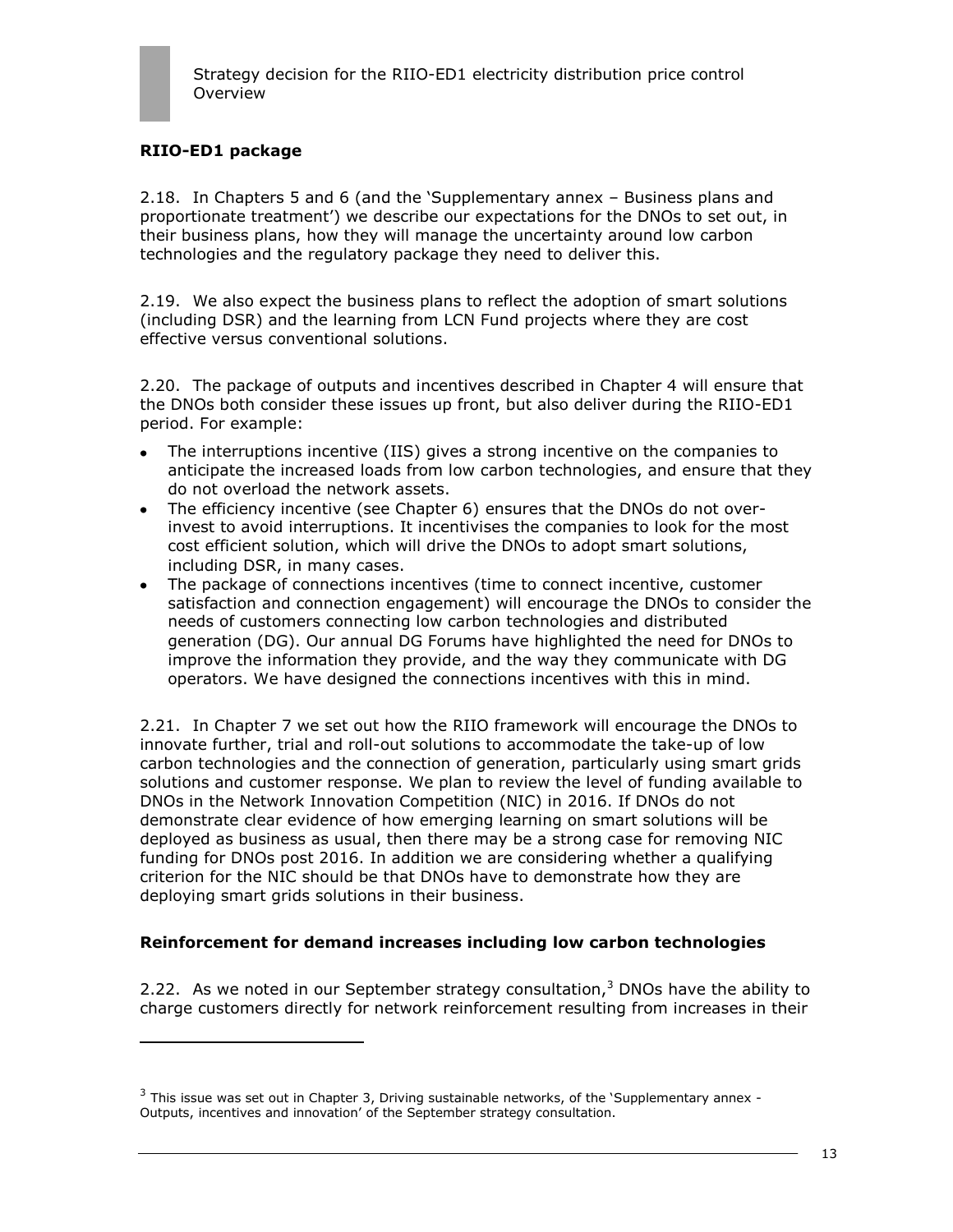**RIIO-ED1 package**

2.18. In Chapters 5 and 6 (and the 'Supplementary annex – Business plans and proportionate treatment') we describe our expectations for the DNOs to set out, in their business plans, how they will manage the uncertainty around low carbon technologies and the regulatory package they need to deliver this.

2.19. We also expect the business plans to reflect the adoption of smart solutions (including DSR) and the learning from LCN Fund projects where they are cost effective versus conventional solutions.

2.20. The package of outputs and incentives described in Chapter 4 will ensure that the DNOs both consider these issues up front, but also deliver during the RIIO-ED1 period. For example:

- The interruptions incentive (IIS) gives a strong incentive on the companies to anticipate the increased loads from low carbon technologies, and ensure that they do not overload the network assets.
- The efficiency incentive (see Chapter 6) ensures that the DNOs do not over-invest to avoid interruptions. It incentivises the companies to look for the most cost efficient solution, which will drive the DNOs to adopt smart solutions, including DSR, in many cases.
- The package of connections incentives (time to connect incentive, customer satisfaction and connection engagement) will encourage the DNOs to consider the needs of customers connecting low carbon technologies and distributed generation (DG). Our annual DG Forums have highlighted the need for DNOs to improve the information they provide, and the way they communicate with DG operators. We have designed the connections incentives with this in mind.

2.21. In Chapter 7 we set out how the RIIO framework will encourage the DNOs to innovate further, trial and roll-out solutions to accommodate the take-up of low carbon technologies and the connection of generation, particularly using smart grids solutions and customer response. We plan to review the level of funding available to DNOs in the Network Innovation Competition (NIC) in 2016. If DNOs do not demonstrate clear evidence of how emerging learning on smart solutions will be deployed as business as usual, then there may be a strong case for removing NIC funding for DNOs post 2016. In addition we are considering whether a qualifying criterion for the NIC should be that DNOs have to demonstrate how they are deploying smart grids solutions in their business.

**Reinforcement for demand increases including low carbon technologies**

2.22. As we noted in our September strategy consultation,[3] DNOs have the ability to charge customers directly for network reinforcement resulting from increases in their

[3] This issue was set out in Chapter 3, Driving sustainable networks, of the 'Supplementary annex - Outputs, incentives and innovation' of the September strategy consultation.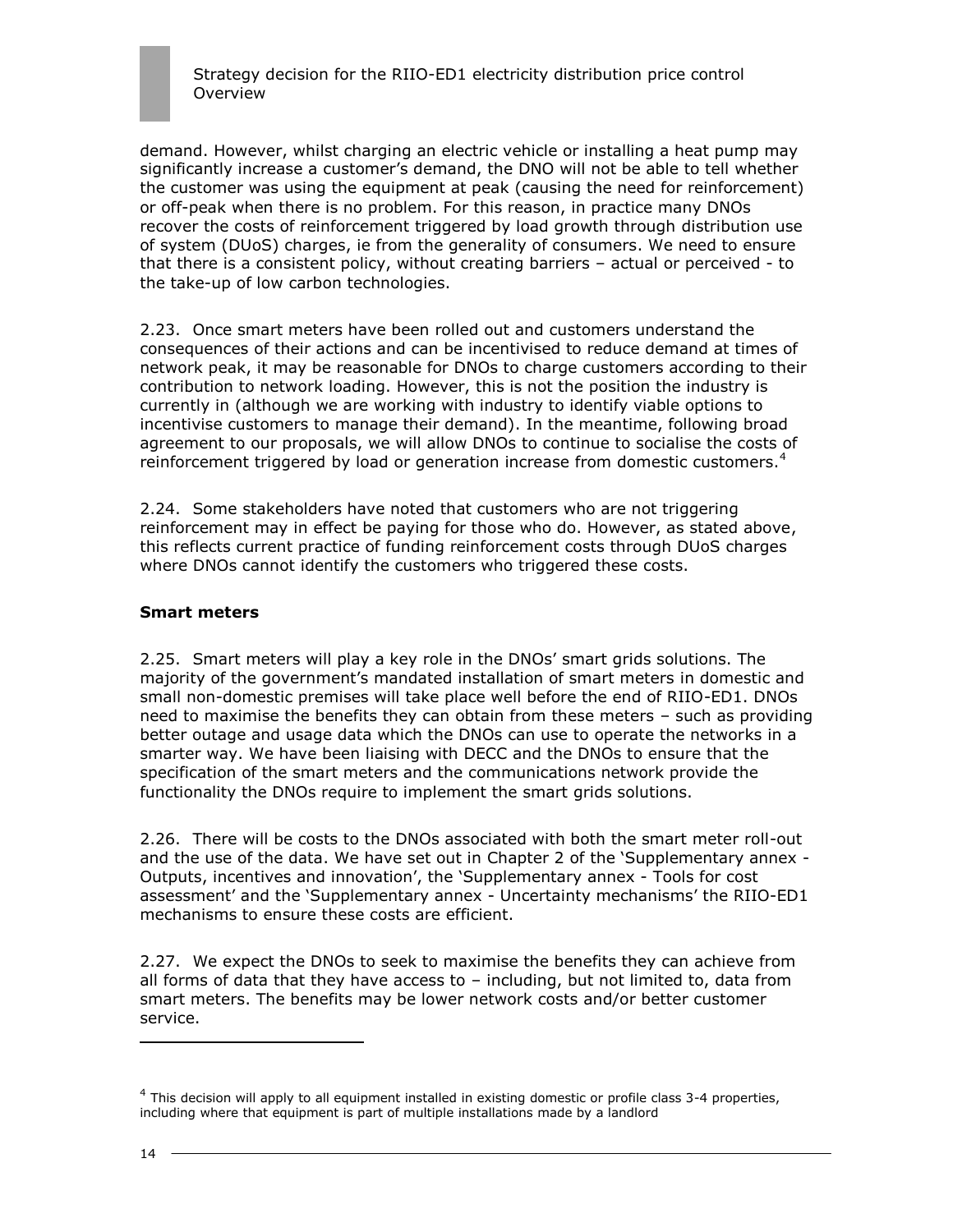demand. However, whilst charging an electric vehicle or installing a heat pump may significantly increase a customer's demand, the DNO will not be able to tell whether the customer was using the equipment at peak (causing the need for reinforcement) or off-peak when there is no problem. For this reason, in practice many DNOs recover the costs of reinforcement triggered by load growth through distribution use of system (DUoS) charges, ie from the generality of consumers. We need to ensure that there is a consistent policy, without creating barriers – actual or perceived - to the take-up of low carbon technologies.

2.23. Once smart meters have been rolled out and customers understand the consequences of their actions and can be incentivised to reduce demand at times of network peak, it may be reasonable for DNOs to charge customers according to their contribution to network loading. However, this is not the position the industry is currently in (although we are working with industry to identify viable options to incentivise customers to manage their demand). In the meantime, following broad agreement to our proposals, we will allow DNOs to continue to socialise the costs of reinforcement triggered by load or generation increase from domestic customers.[4]

2.24. Some stakeholders have noted that customers who are not triggering reinforcement may in effect be paying for those who do. However, as stated above, this reflects current practice of funding reinforcement costs through DUoS charges where DNOs cannot identify the customers who triggered these costs.

**Smart meters**

2.25. Smart meters will play a key role in the DNOs' smart grids solutions. The majority of the government's mandated installation of smart meters in domestic and small non-domestic premises will take place well before the end of RIIO-ED1. DNOs need to maximise the benefits they can obtain from these meters – such as providing better outage and usage data which the DNOs can use to operate the networks in a smarter way. We have been liaising with DECC and the DNOs to ensure that the specification of the smart meters and the communications network provide the functionality the DNOs require to implement the smart grids solutions.

2.26. There will be costs to the DNOs associated with both the smart meter roll-out and the use of the data. We have set out in Chapter 2 of the 'Supplementary annex - Outputs, incentives and innovation', the 'Supplementary annex - Tools for cost assessment' and the 'Supplementary annex - Uncertainty mechanisms' the RIIO-ED1 mechanisms to ensure these costs are efficient.

2.27. We expect the DNOs to seek to maximise the benefits they can achieve from all forms of data that they have access to – including, but not limited to, data from smart meters. The benefits may be lower network costs and/or better customer service.

[4] This decision will apply to all equipment installed in existing domestic or profile class 3-4 properties, including where that equipment is part of multiple installations made by a landlord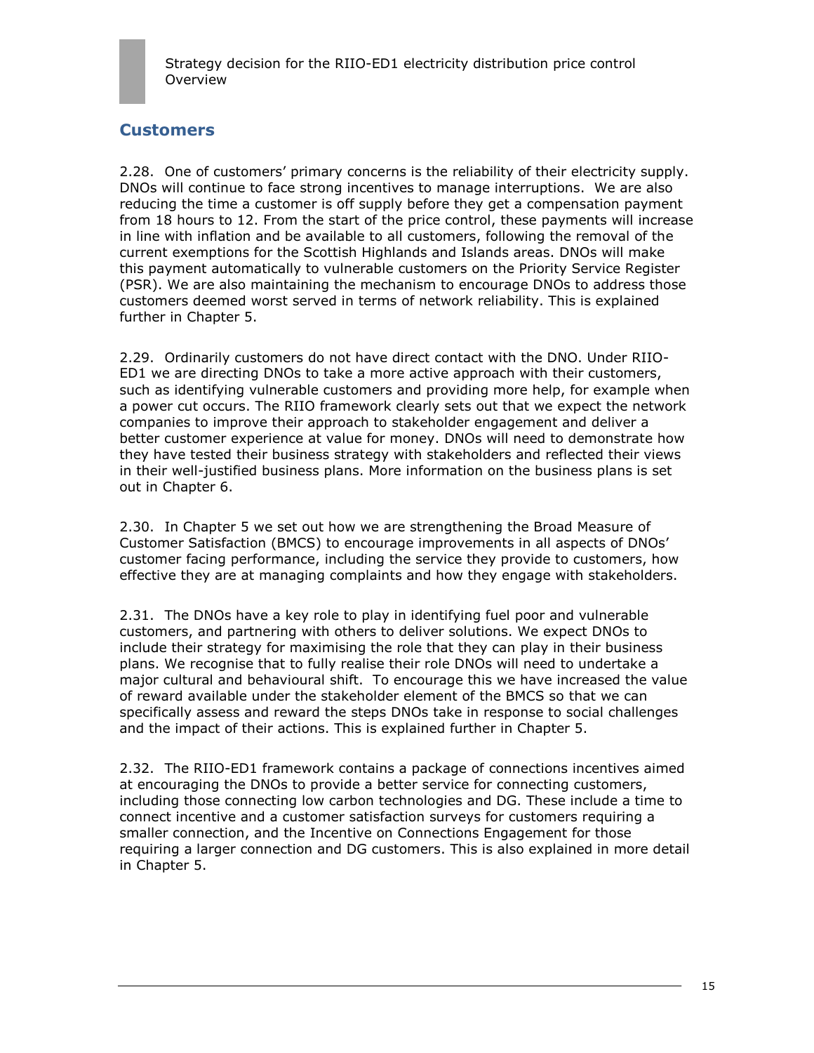## Customers

2.28. One of customers' primary concerns is the reliability of their electricity supply. DNOs will continue to face strong incentives to manage interruptions. We are also reducing the time a customer is off supply before they get a compensation payment from 18 hours to 12. From the start of the price control, these payments will increase in line with inflation and be available to all customers, following the removal of the current exemptions for the Scottish Highlands and Islands areas. DNOs will make this payment automatically to vulnerable customers on the Priority Service Register (PSR). We are also maintaining the mechanism to encourage DNOs to address those customers deemed worst served in terms of network reliability. This is explained further in Chapter 5.

2.29. Ordinarily customers do not have direct contact with the DNO. Under RIIO-ED1 we are directing DNOs to take a more active approach with their customers, such as identifying vulnerable customers and providing more help, for example when a power cut occurs. The RIIO framework clearly sets out that we expect the network companies to improve their approach to stakeholder engagement and deliver a better customer experience at value for money. DNOs will need to demonstrate how they have tested their business strategy with stakeholders and reflected their views in their well-justified business plans. More information on the business plans is set out in Chapter 6.

2.30. In Chapter 5 we set out how we are strengthening the Broad Measure of Customer Satisfaction (BMCS) to encourage improvements in all aspects of DNOs' customer facing performance, including the service they provide to customers, how effective they are at managing complaints and how they engage with stakeholders.

2.31. The DNOs have a key role to play in identifying fuel poor and vulnerable customers, and partnering with others to deliver solutions. We expect DNOs to include their strategy for maximising the role that they can play in their business plans. We recognise that to fully realise their role DNOs will need to undertake a major cultural and behavioural shift. To encourage this we have increased the value of reward available under the stakeholder element of the BMCS so that we can specifically assess and reward the steps DNOs take in response to social challenges and the impact of their actions. This is explained further in Chapter 5.

2.32. The RIIO-ED1 framework contains a package of connections incentives aimed at encouraging the DNOs to provide a better service for connecting customers, including those connecting low carbon technologies and DG. These include a time to connect incentive and a customer satisfaction surveys for customers requiring a smaller connection, and the Incentive on Connections Engagement for those requiring a larger connection and DG customers. This is also explained in more detail in Chapter 5.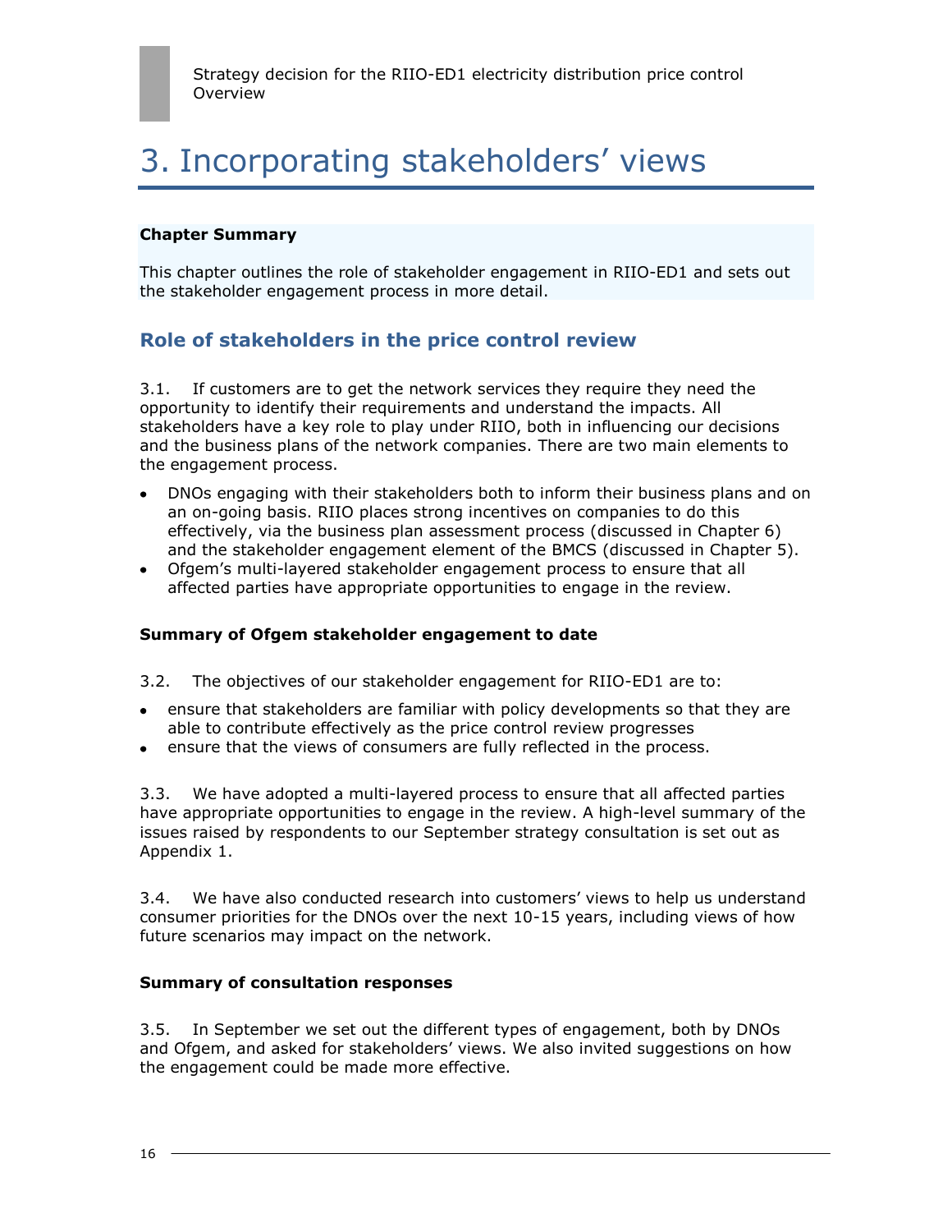# 3. Incorporating stakeholders' views

**Chapter Summary**

This chapter outlines the role of stakeholder engagement in RIIO-ED1 and sets out the stakeholder engagement process in more detail.

## Role of stakeholders in the price control review

3.1. If customers are to get the network services they require they need the opportunity to identify their requirements and understand the impacts. All stakeholders have a key role to play under RIIO, both in influencing our decisions and the business plans of the network companies. There are two main elements to the engagement process.

- DNOs engaging with their stakeholders both to inform their business plans and on an on-going basis. RIIO places strong incentives on companies to do this effectively, via the business plan assessment process (discussed in Chapter 6) and the stakeholder engagement element of the BMCS (discussed in Chapter 5).
- Ofgem's multi-layered stakeholder engagement process to ensure that all affected parties have appropriate opportunities to engage in the review.

**Summary of Ofgem stakeholder engagement to date**

3.2. The objectives of our stakeholder engagement for RIIO-ED1 are to:

- ensure that stakeholders are familiar with policy developments so that they are able to contribute effectively as the price control review progresses
- ensure that the views of consumers are fully reflected in the process.

3.3. We have adopted a multi-layered process to ensure that all affected parties have appropriate opportunities to engage in the review. A high-level summary of the issues raised by respondents to our September strategy consultation is set out as Appendix 1.

3.4. We have also conducted research into customers' views to help us understand consumer priorities for the DNOs over the next 10-15 years, including views of how future scenarios may impact on the network.

**Summary of consultation responses**

3.5. In September we set out the different types of engagement, both by DNOs and Ofgem, and asked for stakeholders' views. We also invited suggestions on how the engagement could be made more effective.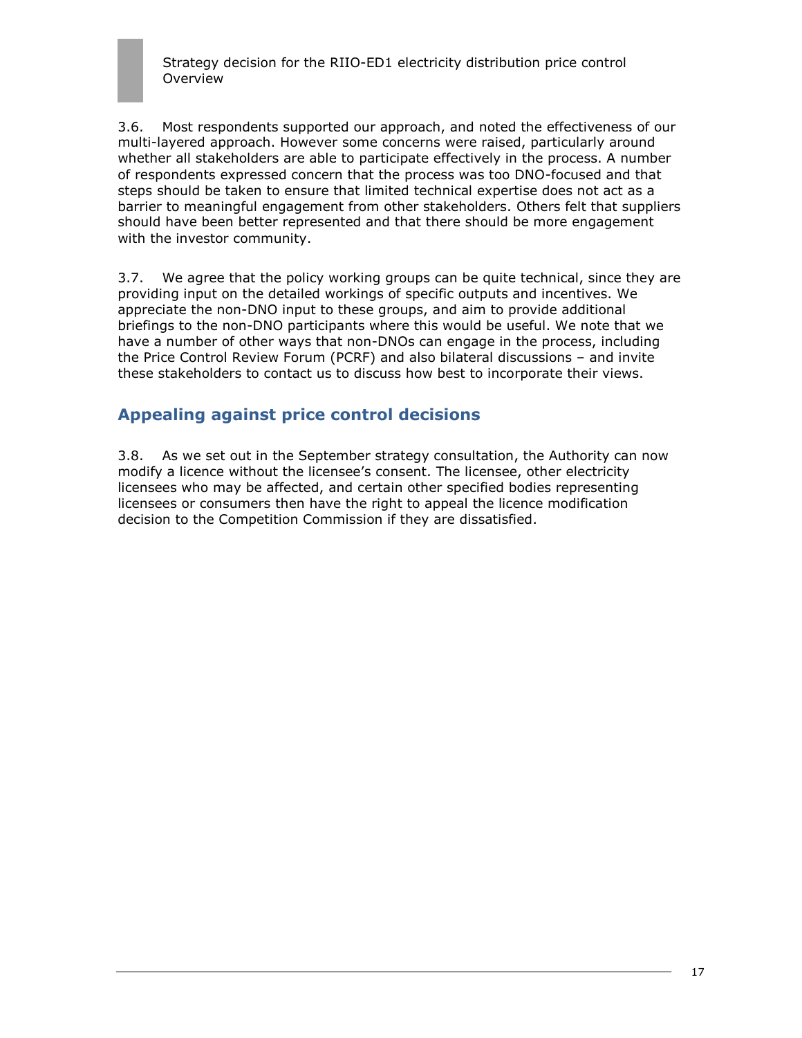3.6. Most respondents supported our approach, and noted the effectiveness of our multi-layered approach. However some concerns were raised, particularly around whether all stakeholders are able to participate effectively in the process. A number of respondents expressed concern that the process was too DNO-focused and that steps should be taken to ensure that limited technical expertise does not act as a barrier to meaningful engagement from other stakeholders. Others felt that suppliers should have been better represented and that there should be more engagement with the investor community.

3.7. We agree that the policy working groups can be quite technical, since they are providing input on the detailed workings of specific outputs and incentives. We appreciate the non-DNO input to these groups, and aim to provide additional briefings to the non-DNO participants where this would be useful. We note that we have a number of other ways that non-DNOs can engage in the process, including the Price Control Review Forum (PCRF) and also bilateral discussions – and invite these stakeholders to contact us to discuss how best to incorporate their views.

## Appealing against price control decisions

3.8. As we set out in the September strategy consultation, the Authority can now modify a licence without the licensee's consent. The licensee, other electricity licensees who may be affected, and certain other specified bodies representing licensees or consumers then have the right to appeal the licence modification decision to the Competition Commission if they are dissatisfied.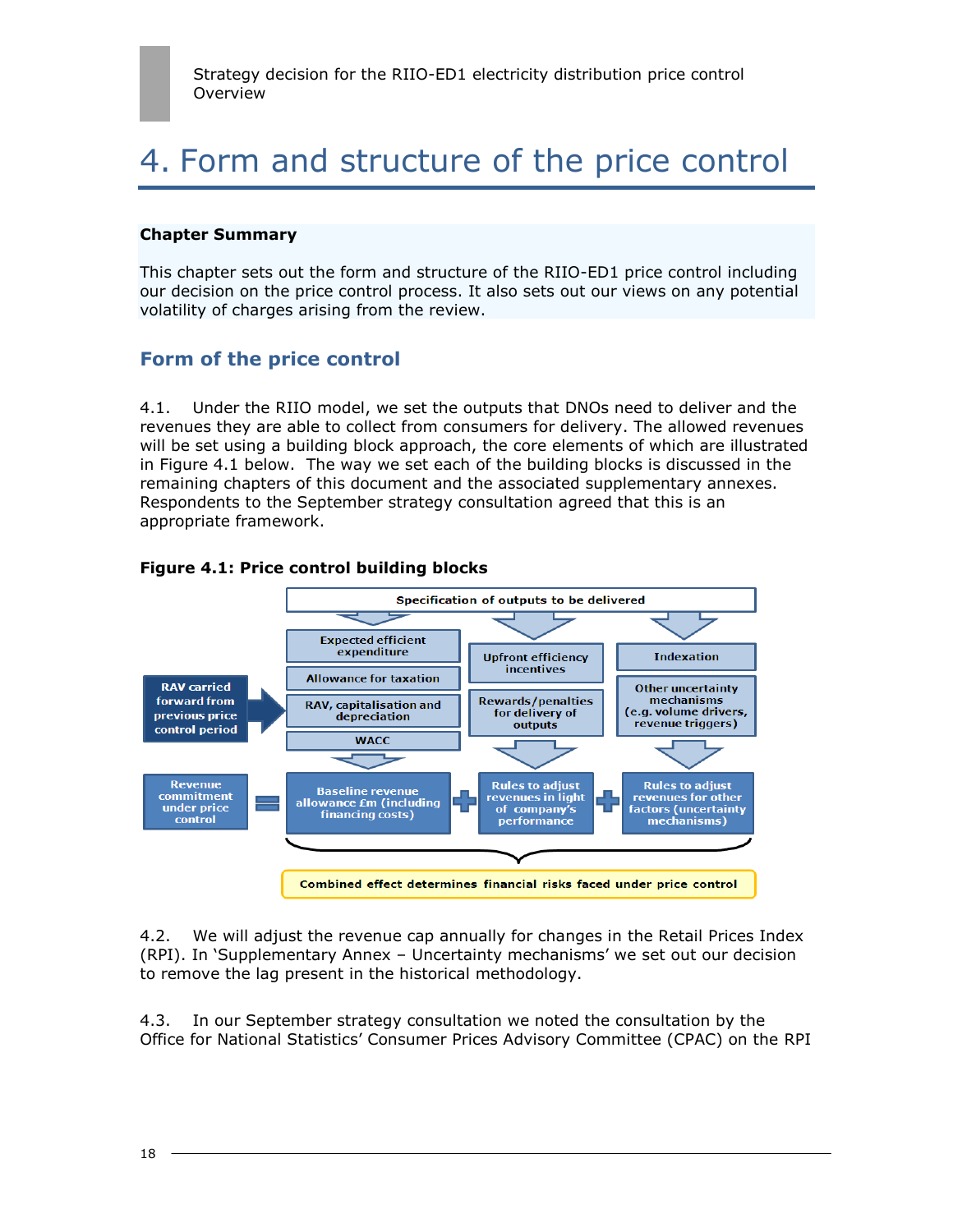# 4. Form and structure of the price control

**Chapter Summary**

This chapter sets out the form and structure of the RIIO-ED1 price control including our decision on the price control process. It also sets out our views on any potential volatility of charges arising from the review.

## Form of the price control

4.1. Under the RIIO model, we set the outputs that DNOs need to deliver and the revenues they are able to collect from consumers for delivery. The allowed revenues will be set using a building block approach, the core elements of which are illustrated in Figure 4.1 below. The way we set each of the building blocks is discussed in the remaining chapters of this document and the associated supplementary annexes. Respondents to the September strategy consultation agreed that this is an appropriate framework.

**Figure 4.1: Price control building blocks**

Specification of outputs to be delivered

- Expected efficient expenditure
- Allowance for taxation
- RAV, capitalisation and depreciation
- WACC
- RAV carried forward from previous price control period
- Upfront efficiency incentives
- Rewards/penalties for delivery of outputs
- Indexation
- Other uncertainty mechanisms (e.g. volume drivers, revenue triggers)

Revenue commitment under price control = Baseline revenue allowance £m (including financing costs) + Rules to adjust revenues in light of company's performance + Rules to adjust revenues for other factors (uncertainty mechanisms)

Combined effect determines financial risks faced under price control

4.2. We will adjust the revenue cap annually for changes in the Retail Prices Index (RPI). In 'Supplementary Annex – Uncertainty mechanisms' we set out our decision to remove the lag present in the historical methodology.

4.3. In our September strategy consultation we noted the consultation by the Office for National Statistics' Consumer Prices Advisory Committee (CPAC) on the RPI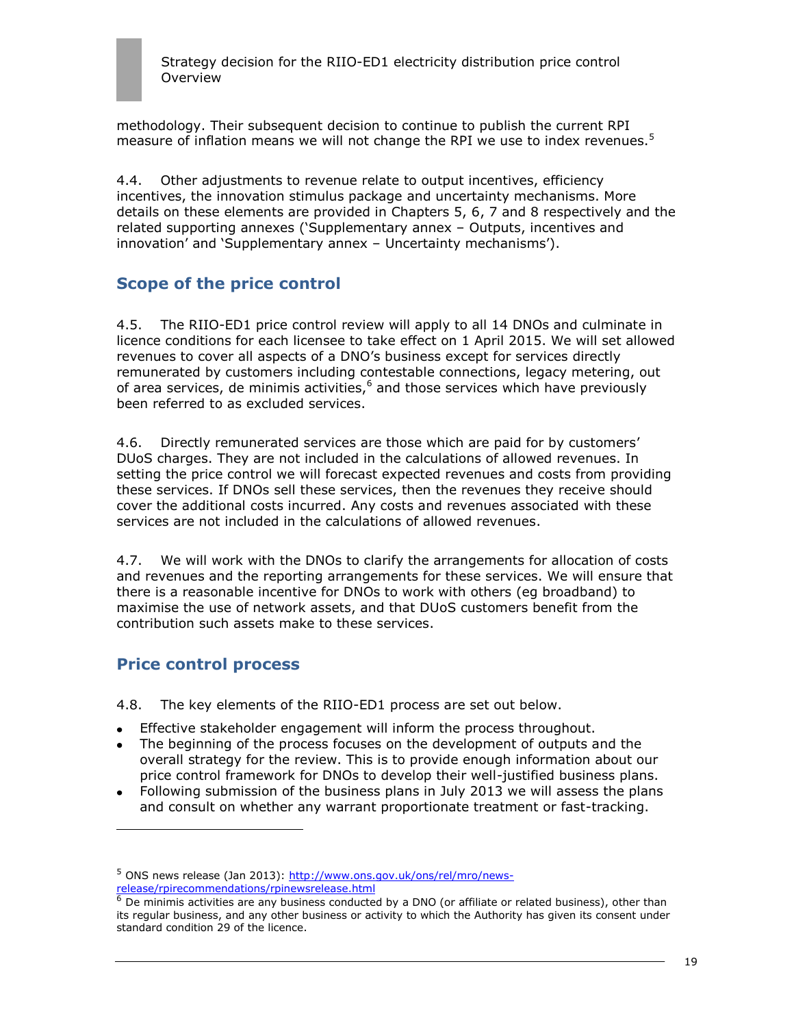methodology. Their subsequent decision to continue to publish the current RPI measure of inflation means we will not change the RPI we use to index revenues.[5]

4.4. Other adjustments to revenue relate to output incentives, efficiency incentives, the innovation stimulus package and uncertainty mechanisms. More details on these elements are provided in Chapters 5, 6, 7 and 8 respectively and the related supporting annexes ('Supplementary annex – Outputs, incentives and innovation' and 'Supplementary annex – Uncertainty mechanisms').

## Scope of the price control

4.5. The RIIO-ED1 price control review will apply to all 14 DNOs and culminate in licence conditions for each licensee to take effect on 1 April 2015. We will set allowed revenues to cover all aspects of a DNO's business except for services directly remunerated by customers including contestable connections, legacy metering, out of area services, de minimis activities,[6] and those services which have previously been referred to as excluded services.

4.6. Directly remunerated services are those which are paid for by customers' DUoS charges. They are not included in the calculations of allowed revenues. In setting the price control we will forecast expected revenues and costs from providing these services. If DNOs sell these services, then the revenues they receive should cover the additional costs incurred. Any costs and revenues associated with these services are not included in the calculations of allowed revenues.

4.7. We will work with the DNOs to clarify the arrangements for allocation of costs and revenues and the reporting arrangements for these services. We will ensure that there is a reasonable incentive for DNOs to work with others (eg broadband) to maximise the use of network assets, and that DUoS customers benefit from the contribution such assets make to these services.

## Price control process

4.8. The key elements of the RIIO-ED1 process are set out below.

- Effective stakeholder engagement will inform the process throughout.
- The beginning of the process focuses on the development of outputs and the overall strategy for the review. This is to provide enough information about our price control framework for DNOs to develop their well-justified business plans.
- Following submission of the business plans in July 2013 we will assess the plans and consult on whether any warrant proportionate treatment or fast-tracking.

---

[5] ONS news release (Jan 2013): http://www.ons.gov.uk/ons/rel/mro/news-release/rpirecommendations/rpinewsrelease.html

[6] De minimis activities are any business conducted by a DNO (or affiliate or related business), other than its regular business, and any other business or activity to which the Authority has given its consent under standard condition 29 of the licence.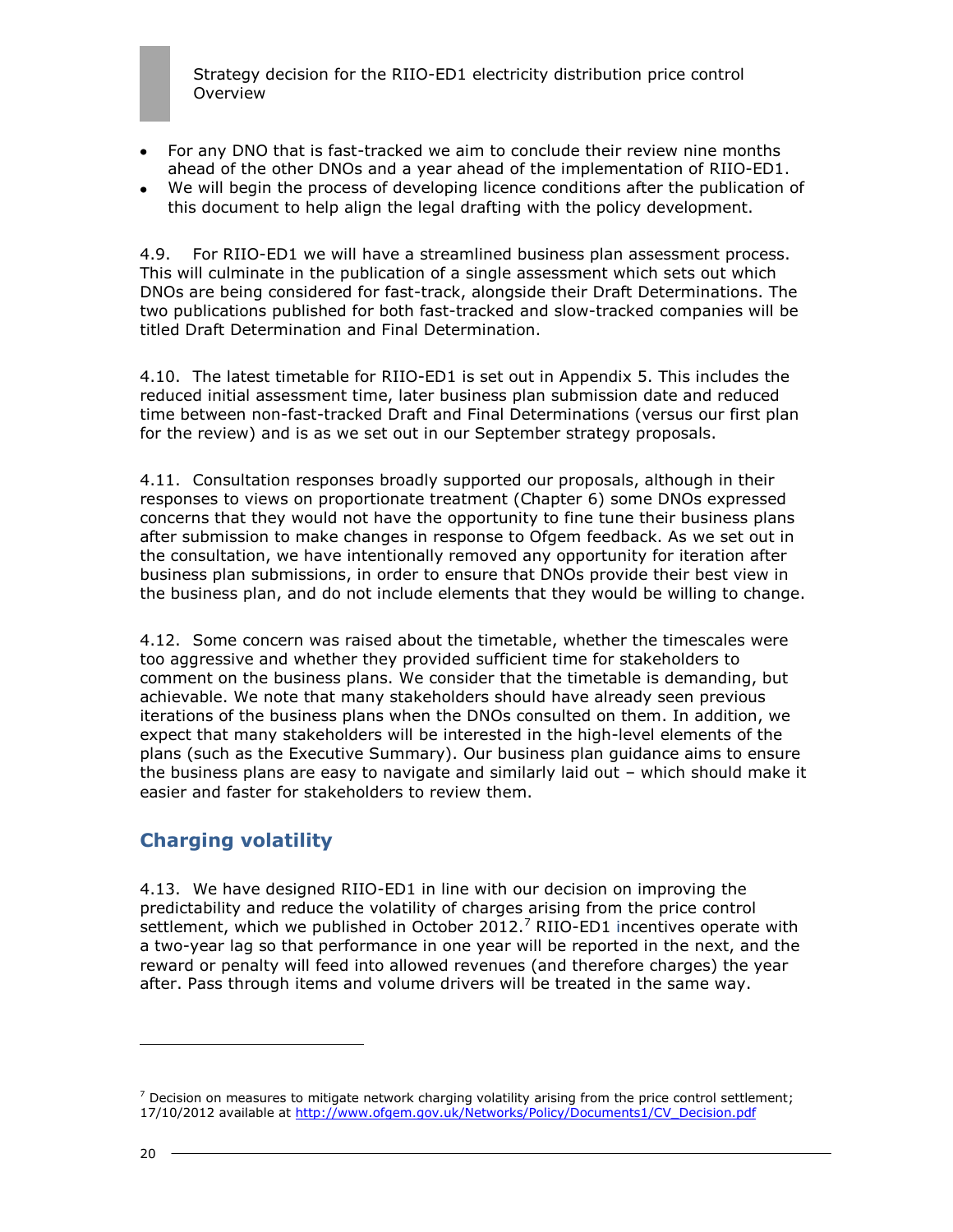- For any DNO that is fast-tracked we aim to conclude their review nine months ahead of the other DNOs and a year ahead of the implementation of RIIO-ED1.
- We will begin the process of developing licence conditions after the publication of this document to help align the legal drafting with the policy development.

4.9. For RIIO-ED1 we will have a streamlined business plan assessment process. This will culminate in the publication of a single assessment which sets out which DNOs are being considered for fast-track, alongside their Draft Determinations. The two publications published for both fast-tracked and slow-tracked companies will be titled Draft Determination and Final Determination.

4.10. The latest timetable for RIIO-ED1 is set out in Appendix 5. This includes the reduced initial assessment time, later business plan submission date and reduced time between non-fast-tracked Draft and Final Determinations (versus our first plan for the review) and is as we set out in our September strategy proposals.

4.11. Consultation responses broadly supported our proposals, although in their responses to views on proportionate treatment (Chapter 6) some DNOs expressed concerns that they would not have the opportunity to fine tune their business plans after submission to make changes in response to Ofgem feedback. As we set out in the consultation, we have intentionally removed any opportunity for iteration after business plan submissions, in order to ensure that DNOs provide their best view in the business plan, and do not include elements that they would be willing to change.

4.12. Some concern was raised about the timetable, whether the timescales were too aggressive and whether they provided sufficient time for stakeholders to comment on the business plans. We consider that the timetable is demanding, but achievable. We note that many stakeholders should have already seen previous iterations of the business plans when the DNOs consulted on them. In addition, we expect that many stakeholders will be interested in the high-level elements of the plans (such as the Executive Summary). Our business plan guidance aims to ensure the business plans are easy to navigate and similarly laid out – which should make it easier and faster for stakeholders to review them.

## Charging volatility

4.13. We have designed RIIO-ED1 in line with our decision on improving the predictability and reduce the volatility of charges arising from the price control settlement, which we published in October 2012.[7] RIIO-ED1 incentives operate with a two-year lag so that performance in one year will be reported in the next, and the reward or penalty will feed into allowed revenues (and therefore charges) the year after. Pass through items and volume drivers will be treated in the same way.

---

[7] Decision on measures to mitigate network charging volatility arising from the price control settlement; 17/10/2012 available at http://www.ofgem.gov.uk/Networks/Policy/Documents1/CV_Decision.pdf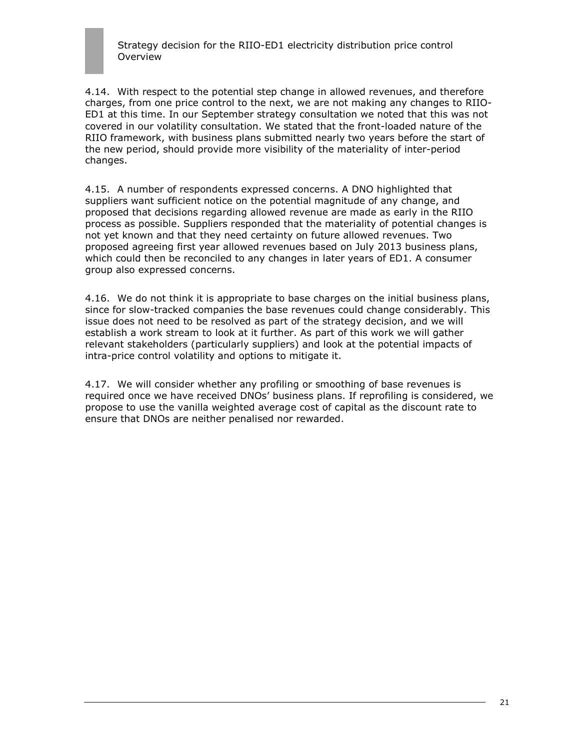4.14. With respect to the potential step change in allowed revenues, and therefore charges, from one price control to the next, we are not making any changes to RIIO-ED1 at this time. In our September strategy consultation we noted that this was not covered in our volatility consultation. We stated that the front-loaded nature of the RIIO framework, with business plans submitted nearly two years before the start of the new period, should provide more visibility of the materiality of inter-period changes.

4.15. A number of respondents expressed concerns. A DNO highlighted that suppliers want sufficient notice on the potential magnitude of any change, and proposed that decisions regarding allowed revenue are made as early in the RIIO process as possible. Suppliers responded that the materiality of potential changes is not yet known and that they need certainty on future allowed revenues. Two proposed agreeing first year allowed revenues based on July 2013 business plans, which could then be reconciled to any changes in later years of ED1. A consumer group also expressed concerns.

4.16. We do not think it is appropriate to base charges on the initial business plans, since for slow-tracked companies the base revenues could change considerably. This issue does not need to be resolved as part of the strategy decision, and we will establish a work stream to look at it further. As part of this work we will gather relevant stakeholders (particularly suppliers) and look at the potential impacts of intra-price control volatility and options to mitigate it.

4.17. We will consider whether any profiling or smoothing of base revenues is required once we have received DNOs' business plans. If reprofiling is considered, we propose to use the vanilla weighted average cost of capital as the discount rate to ensure that DNOs are neither penalised nor rewarded.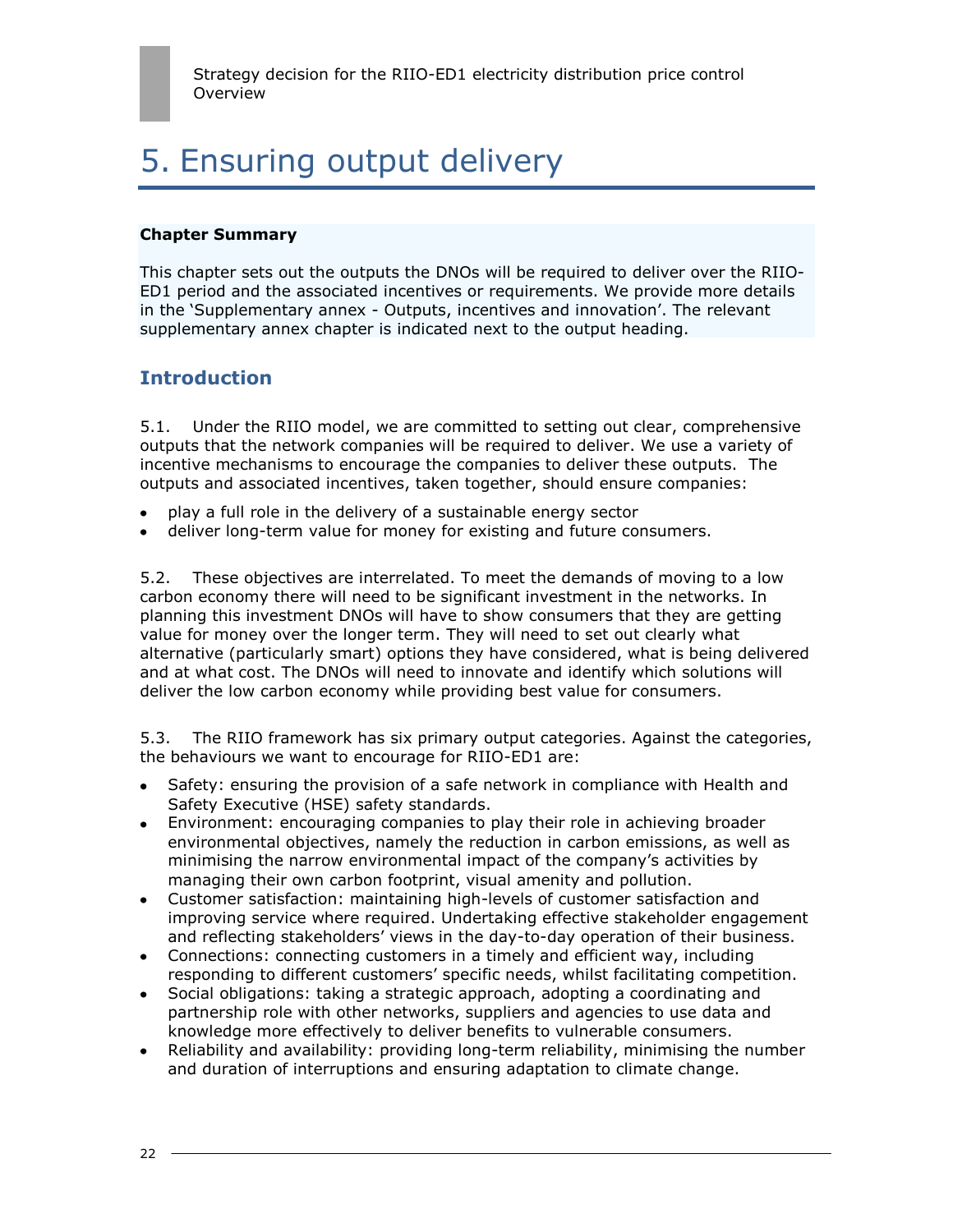# 5. Ensuring output delivery

**Chapter Summary**

This chapter sets out the outputs the DNOs will be required to deliver over the RIIO-ED1 period and the associated incentives or requirements. We provide more details in the 'Supplementary annex - Outputs, incentives and innovation'. The relevant supplementary annex chapter is indicated next to the output heading.

## Introduction

5.1. Under the RIIO model, we are committed to setting out clear, comprehensive outputs that the network companies will be required to deliver. We use a variety of incentive mechanisms to encourage the companies to deliver these outputs. The outputs and associated incentives, taken together, should ensure companies:

- play a full role in the delivery of a sustainable energy sector
- deliver long-term value for money for existing and future consumers.

5.2. These objectives are interrelated. To meet the demands of moving to a low carbon economy there will need to be significant investment in the networks. In planning this investment DNOs will have to show consumers that they are getting value for money over the longer term. They will need to set out clearly what alternative (particularly smart) options they have considered, what is being delivered and at what cost. The DNOs will need to innovate and identify which solutions will deliver the low carbon economy while providing best value for consumers.

5.3. The RIIO framework has six primary output categories. Against the categories, the behaviours we want to encourage for RIIO-ED1 are:

- Safety: ensuring the provision of a safe network in compliance with Health and Safety Executive (HSE) safety standards.
- Environment: encouraging companies to play their role in achieving broader environmental objectives, namely the reduction in carbon emissions, as well as minimising the narrow environmental impact of the company's activities by managing their own carbon footprint, visual amenity and pollution.
- Customer satisfaction: maintaining high-levels of customer satisfaction and improving service where required. Undertaking effective stakeholder engagement and reflecting stakeholders' views in the day-to-day operation of their business.
- Connections: connecting customers in a timely and efficient way, including responding to different customers' specific needs, whilst facilitating competition.
- Social obligations: taking a strategic approach, adopting a coordinating and partnership role with other networks, suppliers and agencies to use data and knowledge more effectively to deliver benefits to vulnerable consumers.
- Reliability and availability: providing long-term reliability, minimising the number and duration of interruptions and ensuring adaptation to climate change.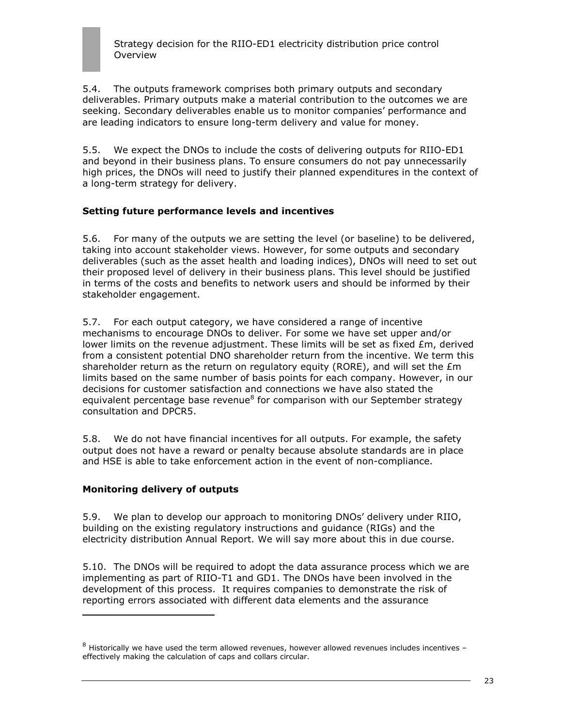5.4. The outputs framework comprises both primary outputs and secondary deliverables. Primary outputs make a material contribution to the outcomes we are seeking. Secondary deliverables enable us to monitor companies' performance and are leading indicators to ensure long-term delivery and value for money.

5.5. We expect the DNOs to include the costs of delivering outputs for RIIO-ED1 and beyond in their business plans. To ensure consumers do not pay unnecessarily high prices, the DNOs will need to justify their planned expenditures in the context of a long-term strategy for delivery.

### Setting future performance levels and incentives

5.6. For many of the outputs we are setting the level (or baseline) to be delivered, taking into account stakeholder views. However, for some outputs and secondary deliverables (such as the asset health and loading indices), DNOs will need to set out their proposed level of delivery in their business plans. This level should be justified in terms of the costs and benefits to network users and should be informed by their stakeholder engagement.

5.7. For each output category, we have considered a range of incentive mechanisms to encourage DNOs to deliver. For some we have set upper and/or lower limits on the revenue adjustment. These limits will be set as fixed £m, derived from a consistent potential DNO shareholder return from the incentive. We term this shareholder return as the return on regulatory equity (RORE), and will set the £m limits based on the same number of basis points for each company. However, in our decisions for customer satisfaction and connections we have also stated the equivalent percentage base revenue[8] for comparison with our September strategy consultation and DPCR5.

5.8. We do not have financial incentives for all outputs. For example, the safety output does not have a reward or penalty because absolute standards are in place and HSE is able to take enforcement action in the event of non-compliance.

### Monitoring delivery of outputs

5.9. We plan to develop our approach to monitoring DNOs' delivery under RIIO, building on the existing regulatory instructions and guidance (RIGs) and the electricity distribution Annual Report. We will say more about this in due course.

5.10. The DNOs will be required to adopt the data assurance process which we are implementing as part of RIIO-T1 and GD1. The DNOs have been involved in the development of this process. It requires companies to demonstrate the risk of reporting errors associated with different data elements and the assurance

[8] Historically we have used the term allowed revenues, however allowed revenues includes incentives – effectively making the calculation of caps and collars circular.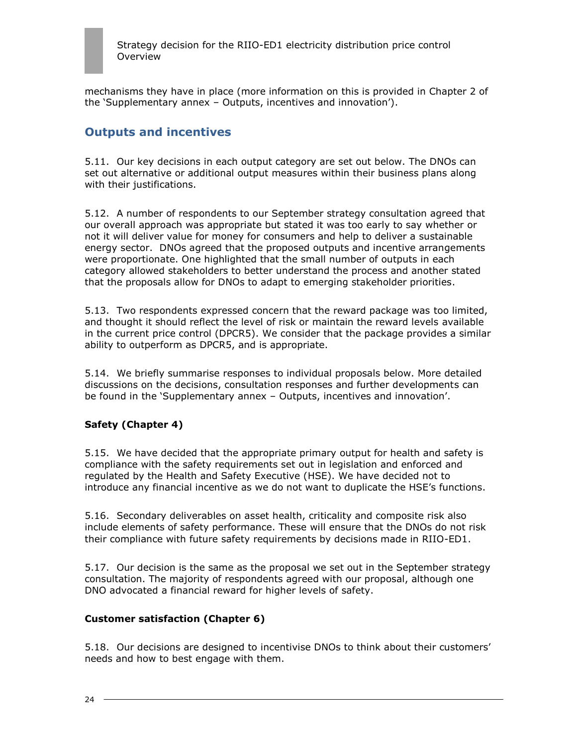mechanisms they have in place (more information on this is provided in Chapter 2 of the 'Supplementary annex – Outputs, incentives and innovation').

## Outputs and incentives

5.11. Our key decisions in each output category are set out below. The DNOs can set out alternative or additional output measures within their business plans along with their justifications.

5.12. A number of respondents to our September strategy consultation agreed that our overall approach was appropriate but stated it was too early to say whether or not it will deliver value for money for consumers and help to deliver a sustainable energy sector. DNOs agreed that the proposed outputs and incentive arrangements were proportionate. One highlighted that the small number of outputs in each category allowed stakeholders to better understand the process and another stated that the proposals allow for DNOs to adapt to emerging stakeholder priorities.

5.13. Two respondents expressed concern that the reward package was too limited, and thought it should reflect the level of risk or maintain the reward levels available in the current price control (DPCR5). We consider that the package provides a similar ability to outperform as DPCR5, and is appropriate.

5.14. We briefly summarise responses to individual proposals below. More detailed discussions on the decisions, consultation responses and further developments can be found in the 'Supplementary annex – Outputs, incentives and innovation'.

### Safety (Chapter 4)

5.15. We have decided that the appropriate primary output for health and safety is compliance with the safety requirements set out in legislation and enforced and regulated by the Health and Safety Executive (HSE). We have decided not to introduce any financial incentive as we do not want to duplicate the HSE's functions.

5.16. Secondary deliverables on asset health, criticality and composite risk also include elements of safety performance. These will ensure that the DNOs do not risk their compliance with future safety requirements by decisions made in RIIO-ED1.

5.17. Our decision is the same as the proposal we set out in the September strategy consultation. The majority of respondents agreed with our proposal, although one DNO advocated a financial reward for higher levels of safety.

### Customer satisfaction (Chapter 6)

5.18. Our decisions are designed to incentivise DNOs to think about their customers' needs and how to best engage with them.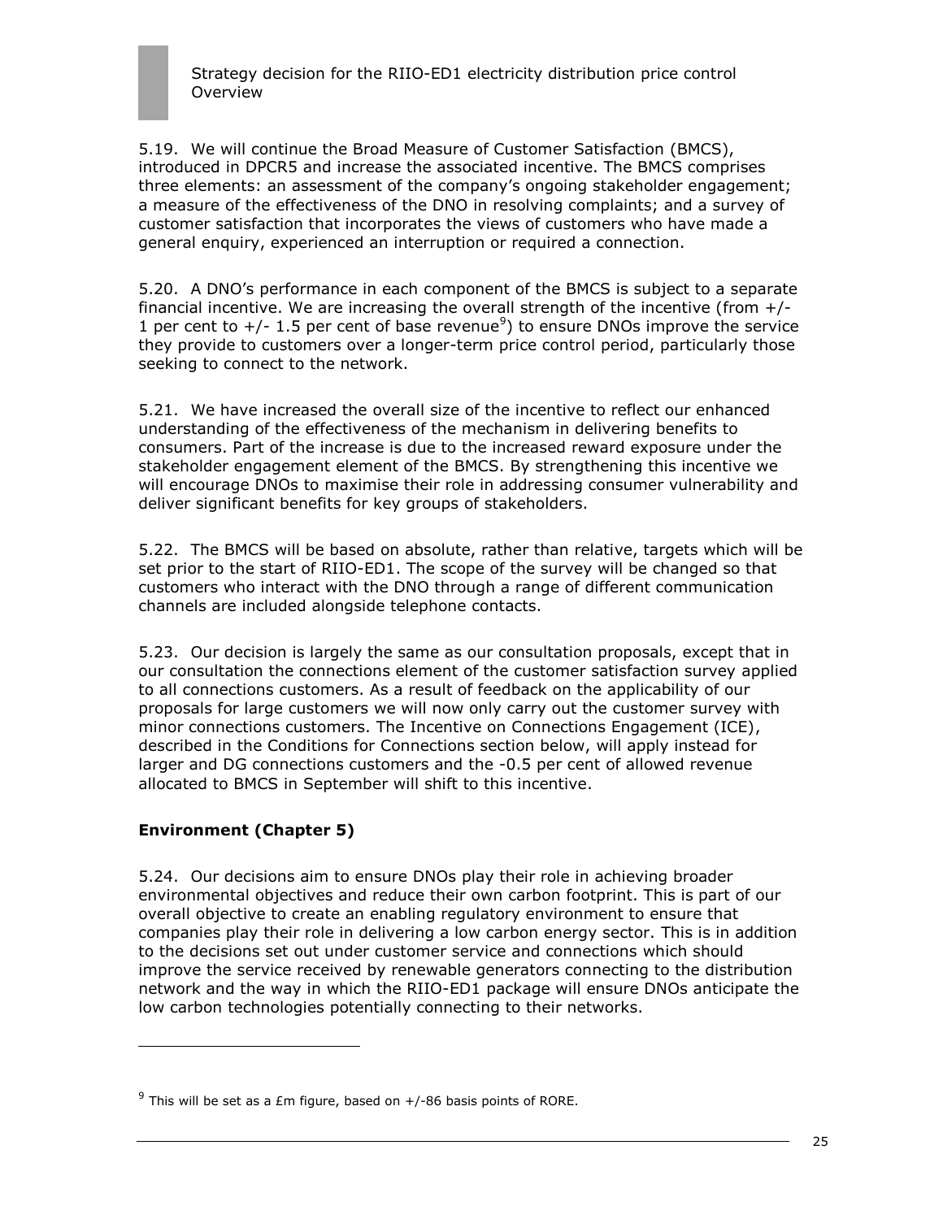5.19. We will continue the Broad Measure of Customer Satisfaction (BMCS), introduced in DPCR5 and increase the associated incentive. The BMCS comprises three elements: an assessment of the company's ongoing stakeholder engagement; a measure of the effectiveness of the DNO in resolving complaints; and a survey of customer satisfaction that incorporates the views of customers who have made a general enquiry, experienced an interruption or required a connection.

5.20. A DNO's performance in each component of the BMCS is subject to a separate financial incentive. We are increasing the overall strength of the incentive (from +/- 1 per cent to +/- 1.5 per cent of base revenue[9]) to ensure DNOs improve the service they provide to customers over a longer-term price control period, particularly those seeking to connect to the network.

5.21. We have increased the overall size of the incentive to reflect our enhanced understanding of the effectiveness of the mechanism in delivering benefits to consumers. Part of the increase is due to the increased reward exposure under the stakeholder engagement element of the BMCS. By strengthening this incentive we will encourage DNOs to maximise their role in addressing consumer vulnerability and deliver significant benefits for key groups of stakeholders.

5.22. The BMCS will be based on absolute, rather than relative, targets which will be set prior to the start of RIIO-ED1. The scope of the survey will be changed so that customers who interact with the DNO through a range of different communication channels are included alongside telephone contacts.

5.23. Our decision is largely the same as our consultation proposals, except that in our consultation the connections element of the customer satisfaction survey applied to all connections customers. As a result of feedback on the applicability of our proposals for large customers we will now only carry out the customer survey with minor connections customers. The Incentive on Connections Engagement (ICE), described in the Conditions for Connections section below, will apply instead for larger and DG connections customers and the -0.5 per cent of allowed revenue allocated to BMCS in September will shift to this incentive.

### Environment (Chapter 5)

5.24. Our decisions aim to ensure DNOs play their role in achieving broader environmental objectives and reduce their own carbon footprint. This is part of our overall objective to create an enabling regulatory environment to ensure that companies play their role in delivering a low carbon energy sector. This is in addition to the decisions set out under customer service and connections which should improve the service received by renewable generators connecting to the distribution network and the way in which the RIIO-ED1 package will ensure DNOs anticipate the low carbon technologies potentially connecting to their networks.

---

[9] This will be set as a £m figure, based on +/-86 basis points of RORE.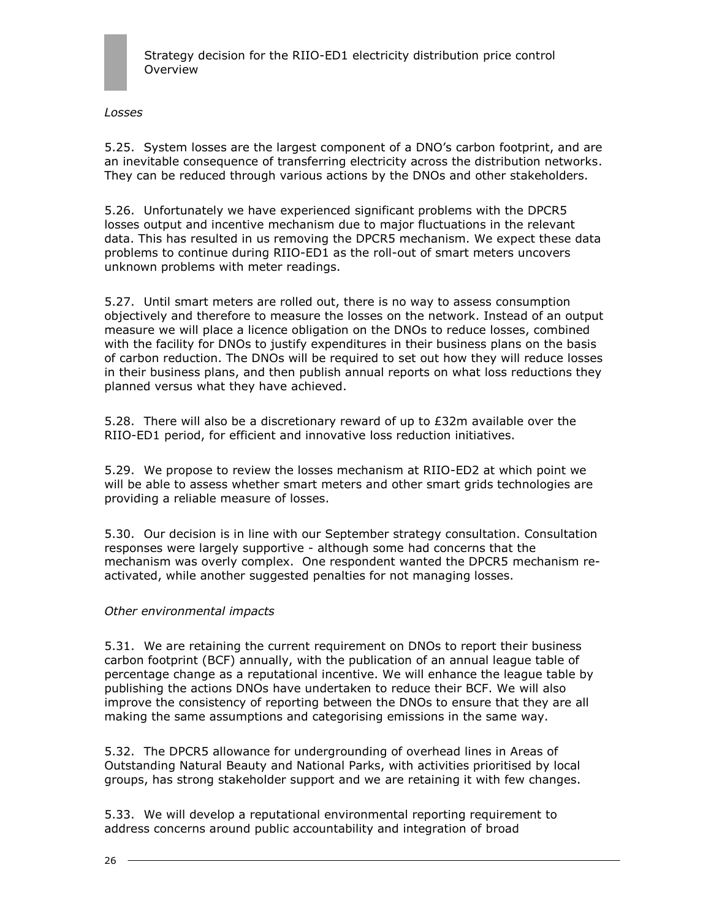*Losses*

5.25. System losses are the largest component of a DNO's carbon footprint, and are an inevitable consequence of transferring electricity across the distribution networks. They can be reduced through various actions by the DNOs and other stakeholders.

5.26. Unfortunately we have experienced significant problems with the DPCR5 losses output and incentive mechanism due to major fluctuations in the relevant data. This has resulted in us removing the DPCR5 mechanism. We expect these data problems to continue during RIIO-ED1 as the roll-out of smart meters uncovers unknown problems with meter readings.

5.27. Until smart meters are rolled out, there is no way to assess consumption objectively and therefore to measure the losses on the network. Instead of an output measure we will place a licence obligation on the DNOs to reduce losses, combined with the facility for DNOs to justify expenditures in their business plans on the basis of carbon reduction. The DNOs will be required to set out how they will reduce losses in their business plans, and then publish annual reports on what loss reductions they planned versus what they have achieved.

5.28. There will also be a discretionary reward of up to £32m available over the RIIO-ED1 period, for efficient and innovative loss reduction initiatives.

5.29. We propose to review the losses mechanism at RIIO-ED2 at which point we will be able to assess whether smart meters and other smart grids technologies are providing a reliable measure of losses.

5.30. Our decision is in line with our September strategy consultation. Consultation responses were largely supportive - although some had concerns that the mechanism was overly complex. One respondent wanted the DPCR5 mechanism re-activated, while another suggested penalties for not managing losses.

*Other environmental impacts*

5.31. We are retaining the current requirement on DNOs to report their business carbon footprint (BCF) annually, with the publication of an annual league table of percentage change as a reputational incentive. We will enhance the league table by publishing the actions DNOs have undertaken to reduce their BCF. We will also improve the consistency of reporting between the DNOs to ensure that they are all making the same assumptions and categorising emissions in the same way.

5.32. The DPCR5 allowance for undergrounding of overhead lines in Areas of Outstanding Natural Beauty and National Parks, with activities prioritised by local groups, has strong stakeholder support and we are retaining it with few changes.

5.33. We will develop a reputational environmental reporting requirement to address concerns around public accountability and integration of broad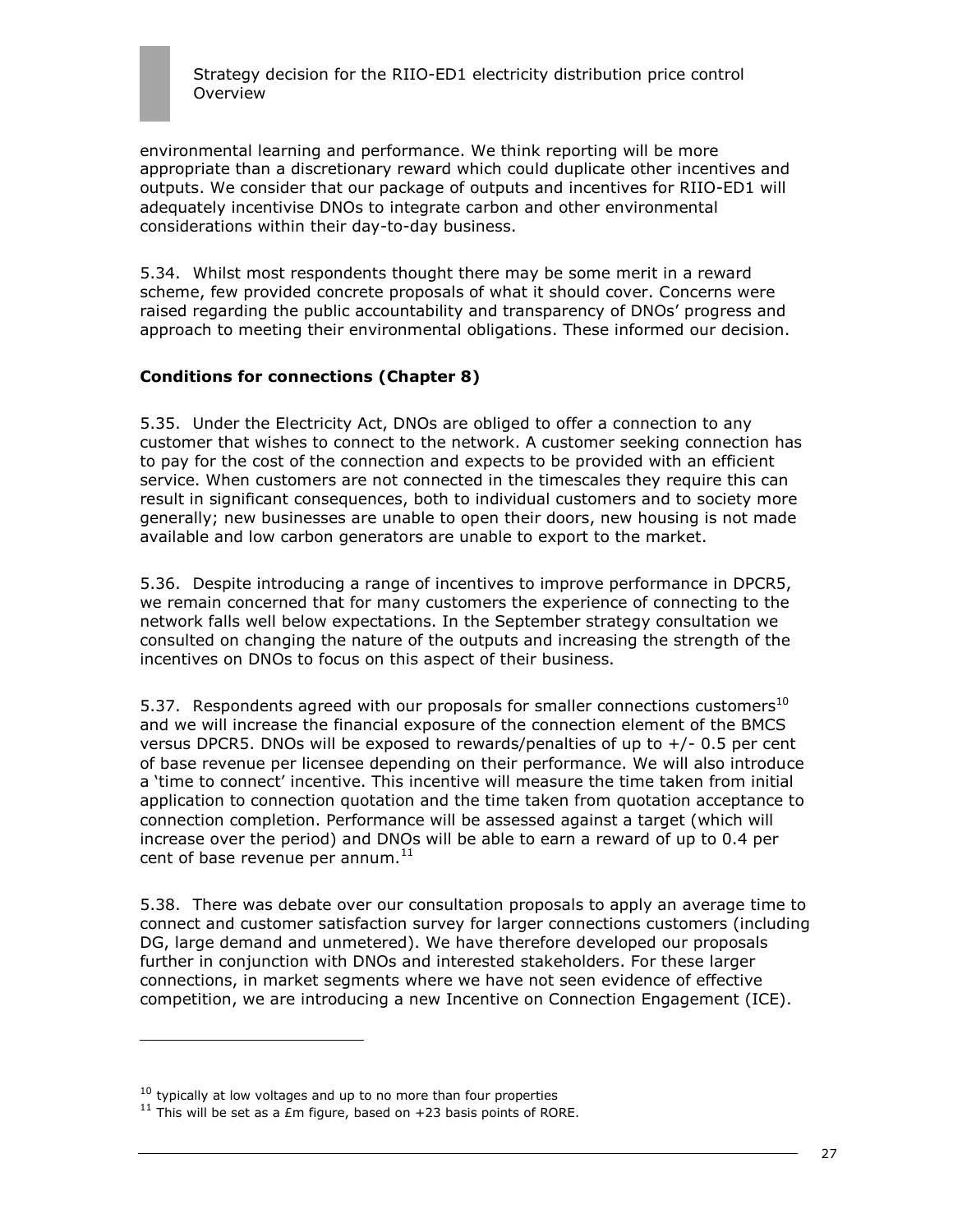environmental learning and performance. We think reporting will be more appropriate than a discretionary reward which could duplicate other incentives and outputs. We consider that our package of outputs and incentives for RIIO-ED1 will adequately incentivise DNOs to integrate carbon and other environmental considerations within their day-to-day business.

5.34. Whilst most respondents thought there may be some merit in a reward scheme, few provided concrete proposals of what it should cover. Concerns were raised regarding the public accountability and transparency of DNOs' progress and approach to meeting their environmental obligations. These informed our decision.

### Conditions for connections (Chapter 8)

5.35. Under the Electricity Act, DNOs are obliged to offer a connection to any customer that wishes to connect to the network. A customer seeking connection has to pay for the cost of the connection and expects to be provided with an efficient service. When customers are not connected in the timescales they require this can result in significant consequences, both to individual customers and to society more generally; new businesses are unable to open their doors, new housing is not made available and low carbon generators are unable to export to the market.

5.36. Despite introducing a range of incentives to improve performance in DPCR5, we remain concerned that for many customers the experience of connecting to the network falls well below expectations. In the September strategy consultation we consulted on changing the nature of the outputs and increasing the strength of the incentives on DNOs to focus on this aspect of their business.

5.37. Respondents agreed with our proposals for smaller connections customers[10] and we will increase the financial exposure of the connection element of the BMCS versus DPCR5. DNOs will be exposed to rewards/penalties of up to +/- 0.5 per cent of base revenue per licensee depending on their performance. We will also introduce a 'time to connect' incentive. This incentive will measure the time taken from initial application to connection quotation and the time taken from quotation acceptance to connection completion. Performance will be assessed against a target (which will increase over the period) and DNOs will be able to earn a reward of up to 0.4 per cent of base revenue per annum.[11]

5.38. There was debate over our consultation proposals to apply an average time to connect and customer satisfaction survey for larger connections customers (including DG, large demand and unmetered). We have therefore developed our proposals further in conjunction with DNOs and interested stakeholders. For these larger connections, in market segments where we have not seen evidence of effective competition, we are introducing a new Incentive on Connection Engagement (ICE).

---

[10] typically at low voltages and up to no more than four properties

[11] This will be set as a £m figure, based on +23 basis points of RORE.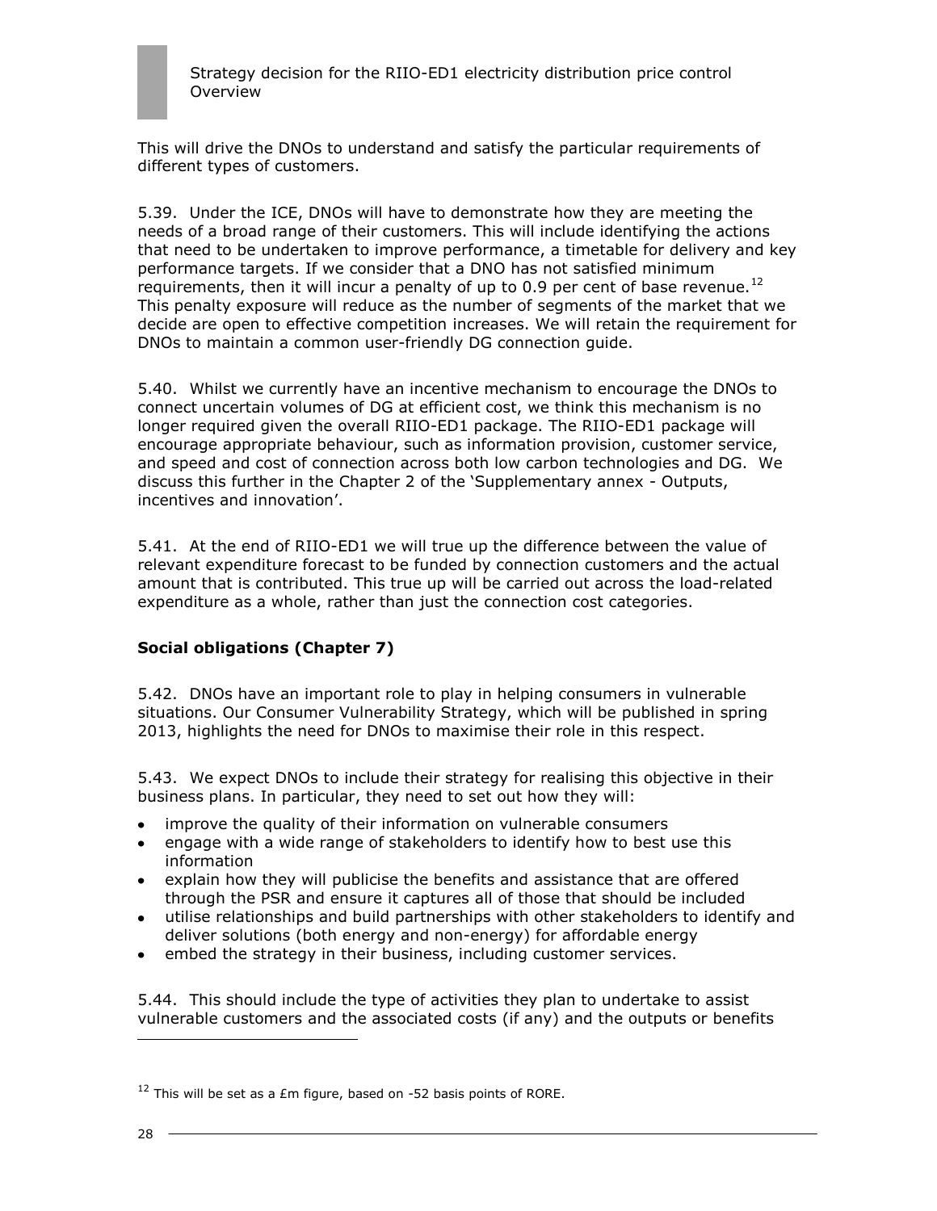This will drive the DNOs to understand and satisfy the particular requirements of different types of customers.

5.39. Under the ICE, DNOs will have to demonstrate how they are meeting the needs of a broad range of their customers. This will include identifying the actions that need to be undertaken to improve performance, a timetable for delivery and key performance targets. If we consider that a DNO has not satisfied minimum requirements, then it will incur a penalty of up to 0.9 per cent of base revenue.[12] This penalty exposure will reduce as the number of segments of the market that we decide are open to effective competition increases. We will retain the requirement for DNOs to maintain a common user-friendly DG connection guide.

5.40. Whilst we currently have an incentive mechanism to encourage the DNOs to connect uncertain volumes of DG at efficient cost, we think this mechanism is no longer required given the overall RIIO-ED1 package. The RIIO-ED1 package will encourage appropriate behaviour, such as information provision, customer service, and speed and cost of connection across both low carbon technologies and DG. We discuss this further in the Chapter 2 of the 'Supplementary annex - Outputs, incentives and innovation'.

5.41. At the end of RIIO-ED1 we will true up the difference between the value of relevant expenditure forecast to be funded by connection customers and the actual amount that is contributed. This true up will be carried out across the load-related expenditure as a whole, rather than just the connection cost categories.

**Social obligations (Chapter 7)**

5.42. DNOs have an important role to play in helping consumers in vulnerable situations. Our Consumer Vulnerability Strategy, which will be published in spring 2013, highlights the need for DNOs to maximise their role in this respect.

5.43. We expect DNOs to include their strategy for realising this objective in their business plans. In particular, they need to set out how they will:

- improve the quality of their information on vulnerable consumers
- engage with a wide range of stakeholders to identify how to best use this information
- explain how they will publicise the benefits and assistance that are offered through the PSR and ensure it captures all of those that should be included
- utilise relationships and build partnerships with other stakeholders to identify and deliver solutions (both energy and non-energy) for affordable energy
- embed the strategy in their business, including customer services.

5.44. This should include the type of activities they plan to undertake to assist vulnerable customers and the associated costs (if any) and the outputs or benefits

---

[12] This will be set as a £m figure, based on -52 basis points of RORE.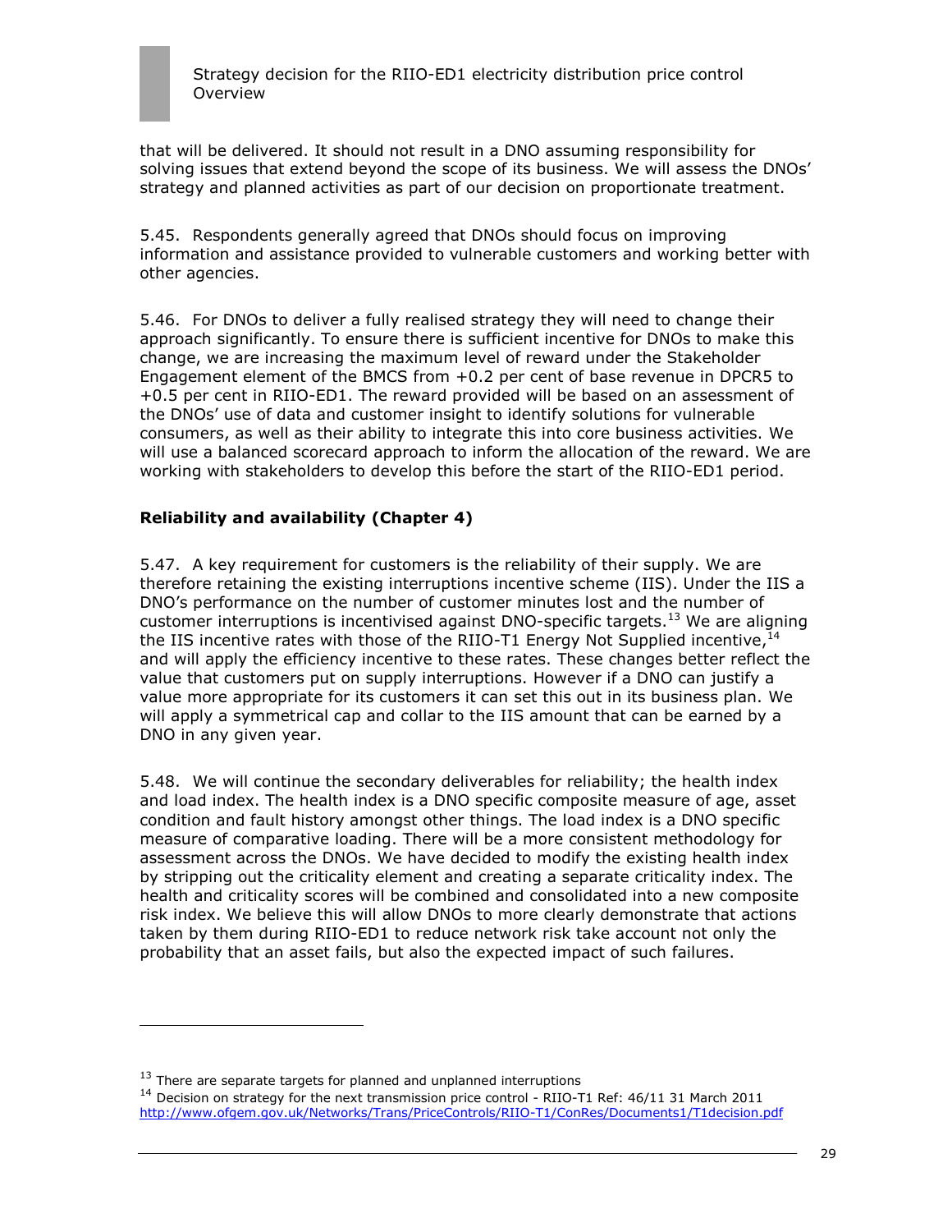that will be delivered. It should not result in a DNO assuming responsibility for solving issues that extend beyond the scope of its business. We will assess the DNOs' strategy and planned activities as part of our decision on proportionate treatment.

5.45. Respondents generally agreed that DNOs should focus on improving information and assistance provided to vulnerable customers and working better with other agencies.

5.46. For DNOs to deliver a fully realised strategy they will need to change their approach significantly. To ensure there is sufficient incentive for DNOs to make this change, we are increasing the maximum level of reward under the Stakeholder Engagement element of the BMCS from +0.2 per cent of base revenue in DPCR5 to +0.5 per cent in RIIO-ED1. The reward provided will be based on an assessment of the DNOs' use of data and customer insight to identify solutions for vulnerable consumers, as well as their ability to integrate this into core business activities. We will use a balanced scorecard approach to inform the allocation of the reward. We are working with stakeholders to develop this before the start of the RIIO-ED1 period.

### Reliability and availability (Chapter 4)

5.47. A key requirement for customers is the reliability of their supply. We are therefore retaining the existing interruptions incentive scheme (IIS). Under the IIS a DNO's performance on the number of customer minutes lost and the number of customer interruptions is incentivised against DNO-specific targets.[13] We are aligning the IIS incentive rates with those of the RIIO-T1 Energy Not Supplied incentive,[14] and will apply the efficiency incentive to these rates. These changes better reflect the value that customers put on supply interruptions. However if a DNO can justify a value more appropriate for its customers it can set this out in its business plan. We will apply a symmetrical cap and collar to the IIS amount that can be earned by a DNO in any given year.

5.48. We will continue the secondary deliverables for reliability; the health index and load index. The health index is a DNO specific composite measure of age, asset condition and fault history amongst other things. The load index is a DNO specific measure of comparative loading. There will be a more consistent methodology for assessment across the DNOs. We have decided to modify the existing health index by stripping out the criticality element and creating a separate criticality index. The health and criticality scores will be combined and consolidated into a new composite risk index. We believe this will allow DNOs to more clearly demonstrate that actions taken by them during RIIO-ED1 to reduce network risk take account not only the probability that an asset fails, but also the expected impact of such failures.

---

[13] There are separate targets for planned and unplanned interruptions

[14] Decision on strategy for the next transmission price control - RIIO-T1 Ref: 46/11 31 March 2011 http://www.ofgem.gov.uk/Networks/Trans/PriceControls/RIIO-T1/ConRes/Documents1/T1decision.pdf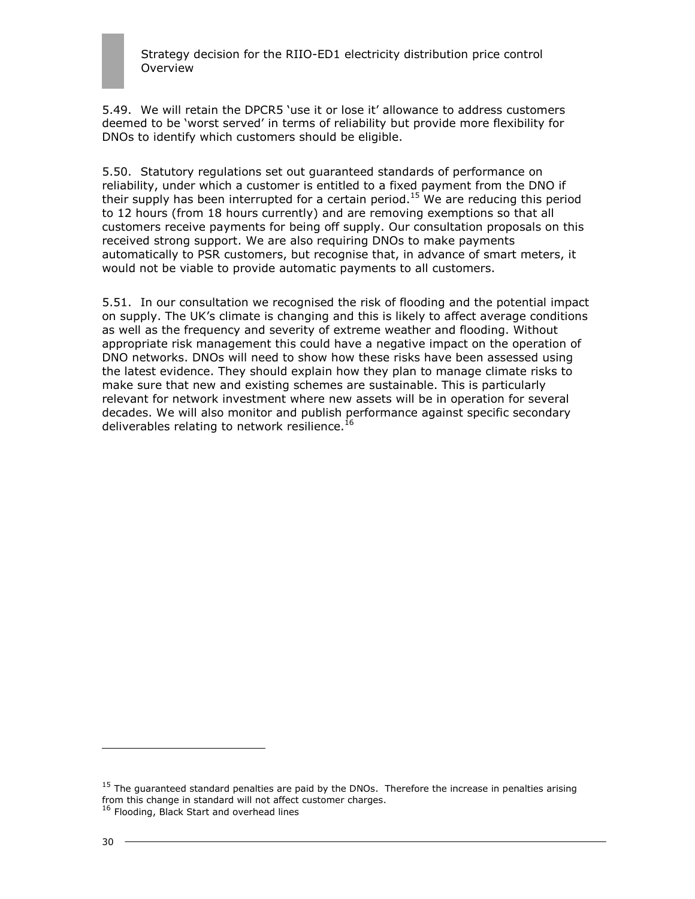5.49. We will retain the DPCR5 'use it or lose it' allowance to address customers deemed to be 'worst served' in terms of reliability but provide more flexibility for DNOs to identify which customers should be eligible.

5.50. Statutory regulations set out guaranteed standards of performance on reliability, under which a customer is entitled to a fixed payment from the DNO if their supply has been interrupted for a certain period.[15] We are reducing this period to 12 hours (from 18 hours currently) and are removing exemptions so that all customers receive payments for being off supply. Our consultation proposals on this received strong support. We are also requiring DNOs to make payments automatically to PSR customers, but recognise that, in advance of smart meters, it would not be viable to provide automatic payments to all customers.

5.51. In our consultation we recognised the risk of flooding and the potential impact on supply. The UK's climate is changing and this is likely to affect average conditions as well as the frequency and severity of extreme weather and flooding. Without appropriate risk management this could have a negative impact on the operation of DNO networks. DNOs will need to show how these risks have been assessed using the latest evidence. They should explain how they plan to manage climate risks to make sure that new and existing schemes are sustainable. This is particularly relevant for network investment where new assets will be in operation for several decades. We will also monitor and publish performance against specific secondary deliverables relating to network resilience.[16]

---

[15] The guaranteed standard penalties are paid by the DNOs. Therefore the increase in penalties arising from this change in standard will not affect customer charges.

[16] Flooding, Black Start and overhead lines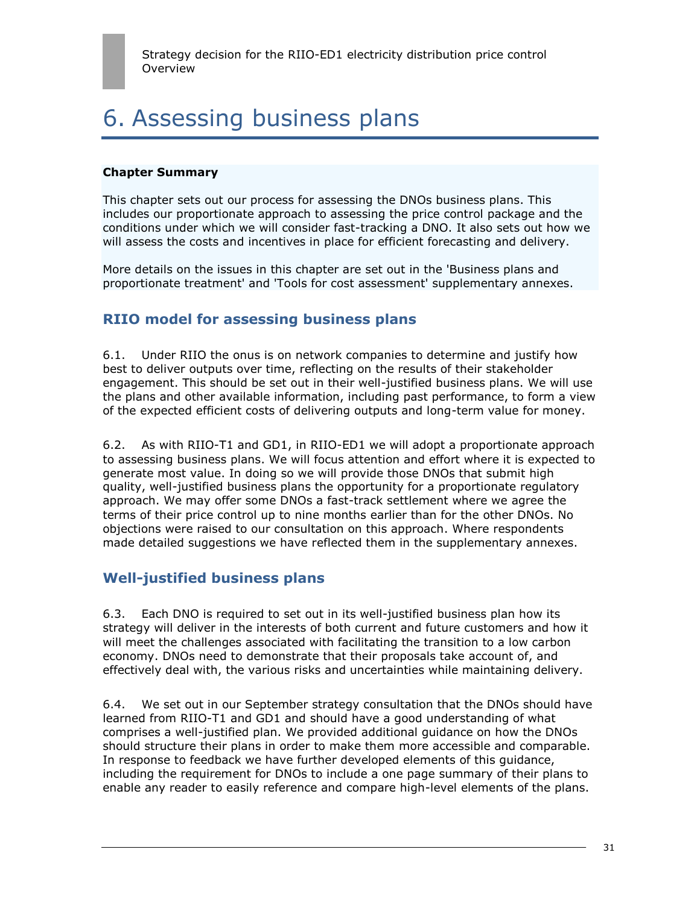# 6. Assessing business plans

**Chapter Summary**

This chapter sets out our process for assessing the DNOs business plans. This includes our proportionate approach to assessing the price control package and the conditions under which we will consider fast-tracking a DNO. It also sets out how we will assess the costs and incentives in place for efficient forecasting and delivery.

More details on the issues in this chapter are set out in the 'Business plans and proportionate treatment' and 'Tools for cost assessment' supplementary annexes.

## RIIO model for assessing business plans

6.1. Under RIIO the onus is on network companies to determine and justify how best to deliver outputs over time, reflecting on the results of their stakeholder engagement. This should be set out in their well-justified business plans. We will use the plans and other available information, including past performance, to form a view of the expected efficient costs of delivering outputs and long-term value for money.

6.2. As with RIIO-T1 and GD1, in RIIO-ED1 we will adopt a proportionate approach to assessing business plans. We will focus attention and effort where it is expected to generate most value. In doing so we will provide those DNOs that submit high quality, well-justified business plans the opportunity for a proportionate regulatory approach. We may offer some DNOs a fast-track settlement where we agree the terms of their price control up to nine months earlier than for the other DNOs. No objections were raised to our consultation on this approach. Where respondents made detailed suggestions we have reflected them in the supplementary annexes.

## Well-justified business plans

6.3. Each DNO is required to set out in its well-justified business plan how its strategy will deliver in the interests of both current and future customers and how it will meet the challenges associated with facilitating the transition to a low carbon economy. DNOs need to demonstrate that their proposals take account of, and effectively deal with, the various risks and uncertainties while maintaining delivery.

6.4. We set out in our September strategy consultation that the DNOs should have learned from RIIO-T1 and GD1 and should have a good understanding of what comprises a well-justified plan. We provided additional guidance on how the DNOs should structure their plans in order to make them more accessible and comparable. In response to feedback we have further developed elements of this guidance, including the requirement for DNOs to include a one page summary of their plans to enable any reader to easily reference and compare high-level elements of the plans.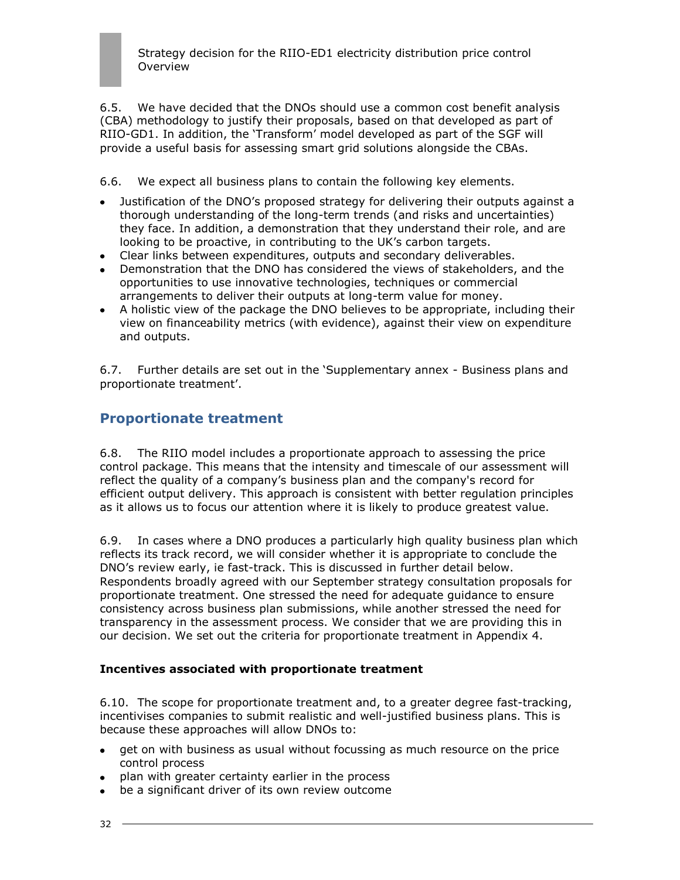6.5. We have decided that the DNOs should use a common cost benefit analysis (CBA) methodology to justify their proposals, based on that developed as part of RIIO-GD1. In addition, the 'Transform' model developed as part of the SGF will provide a useful basis for assessing smart grid solutions alongside the CBAs.

6.6. We expect all business plans to contain the following key elements.

- Justification of the DNO's proposed strategy for delivering their outputs against a thorough understanding of the long-term trends (and risks and uncertainties) they face. In addition, a demonstration that they understand their role, and are looking to be proactive, in contributing to the UK's carbon targets.
- Clear links between expenditures, outputs and secondary deliverables.
- Demonstration that the DNO has considered the views of stakeholders, and the opportunities to use innovative technologies, techniques or commercial arrangements to deliver their outputs at long-term value for money.
- A holistic view of the package the DNO believes to be appropriate, including their view on financeability metrics (with evidence), against their view on expenditure and outputs.

6.7. Further details are set out in the 'Supplementary annex - Business plans and proportionate treatment'.

## Proportionate treatment

6.8. The RIIO model includes a proportionate approach to assessing the price control package. This means that the intensity and timescale of our assessment will reflect the quality of a company's business plan and the company's record for efficient output delivery. This approach is consistent with better regulation principles as it allows us to focus our attention where it is likely to produce greatest value.

6.9. In cases where a DNO produces a particularly high quality business plan which reflects its track record, we will consider whether it is appropriate to conclude the DNO's review early, ie fast-track. This is discussed in further detail below. Respondents broadly agreed with our September strategy consultation proposals for proportionate treatment. One stressed the need for adequate guidance to ensure consistency across business plan submissions, while another stressed the need for transparency in the assessment process. We consider that we are providing this in our decision. We set out the criteria for proportionate treatment in Appendix 4.

### Incentives associated with proportionate treatment

6.10. The scope for proportionate treatment and, to a greater degree fast-tracking, incentivises companies to submit realistic and well-justified business plans. This is because these approaches will allow DNOs to:

- get on with business as usual without focussing as much resource on the price control process
- plan with greater certainty earlier in the process
- be a significant driver of its own review outcome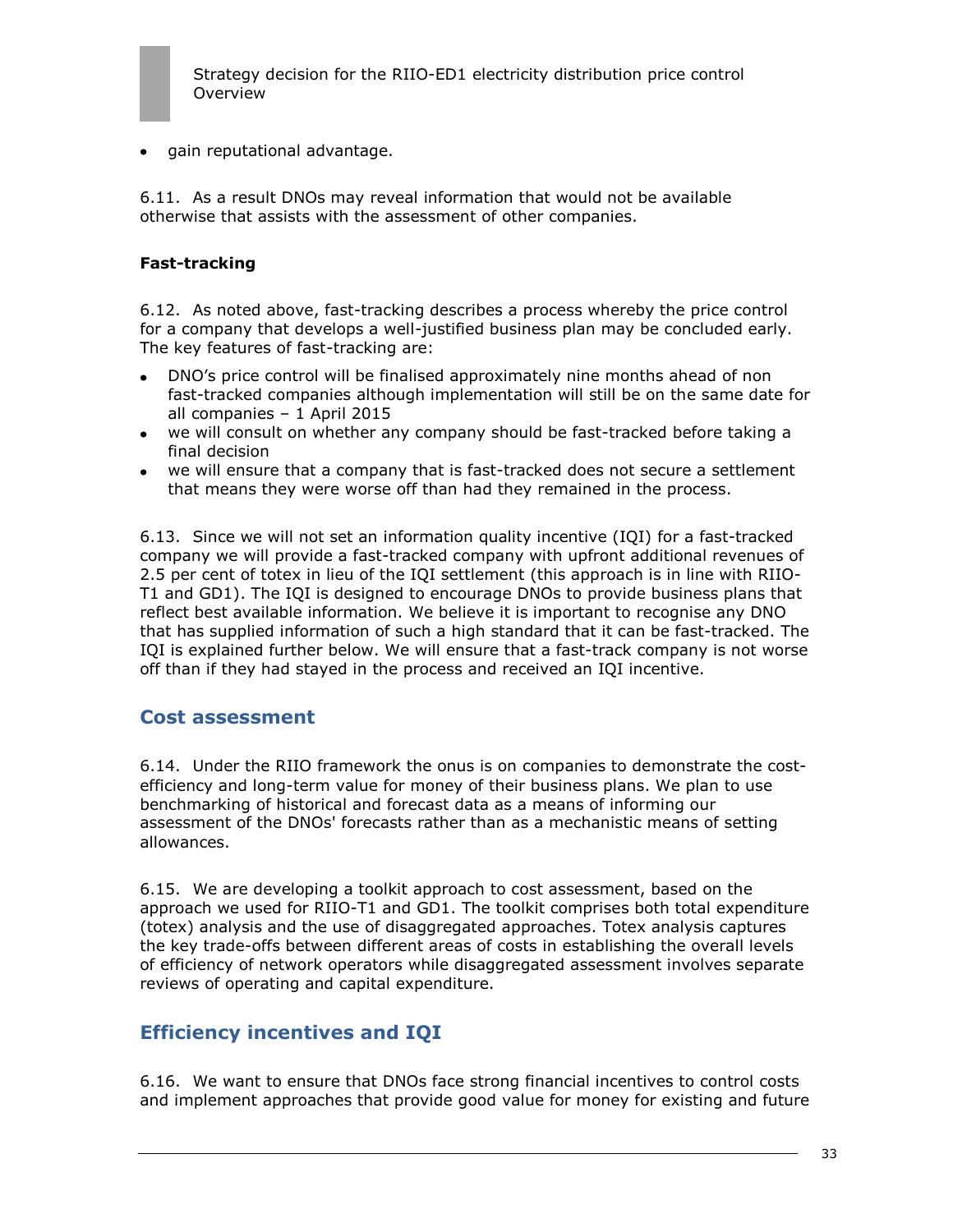- gain reputational advantage.

6.11. As a result DNOs may reveal information that would not be available otherwise that assists with the assessment of other companies.

**Fast-tracking**

6.12. As noted above, fast-tracking describes a process whereby the price control for a company that develops a well-justified business plan may be concluded early. The key features of fast-tracking are:

- DNO's price control will be finalised approximately nine months ahead of non fast-tracked companies although implementation will still be on the same date for all companies – 1 April 2015
- we will consult on whether any company should be fast-tracked before taking a final decision
- we will ensure that a company that is fast-tracked does not secure a settlement that means they were worse off than had they remained in the process.

6.13. Since we will not set an information quality incentive (IQI) for a fast-tracked company we will provide a fast-tracked company with upfront additional revenues of 2.5 per cent of totex in lieu of the IQI settlement (this approach is in line with RIIO-T1 and GD1). The IQI is designed to encourage DNOs to provide business plans that reflect best available information. We believe it is important to recognise any DNO that has supplied information of such a high standard that it can be fast-tracked. The IQI is explained further below. We will ensure that a fast-track company is not worse off than if they had stayed in the process and received an IQI incentive.

## Cost assessment

6.14. Under the RIIO framework the onus is on companies to demonstrate the cost-efficiency and long-term value for money of their business plans. We plan to use benchmarking of historical and forecast data as a means of informing our assessment of the DNOs' forecasts rather than as a mechanistic means of setting allowances.

6.15. We are developing a toolkit approach to cost assessment, based on the approach we used for RIIO-T1 and GD1. The toolkit comprises both total expenditure (totex) analysis and the use of disaggregated approaches. Totex analysis captures the key trade-offs between different areas of costs in establishing the overall levels of efficiency of network operators while disaggregated assessment involves separate reviews of operating and capital expenditure.

## Efficiency incentives and IQI

6.16. We want to ensure that DNOs face strong financial incentives to control costs and implement approaches that provide good value for money for existing and future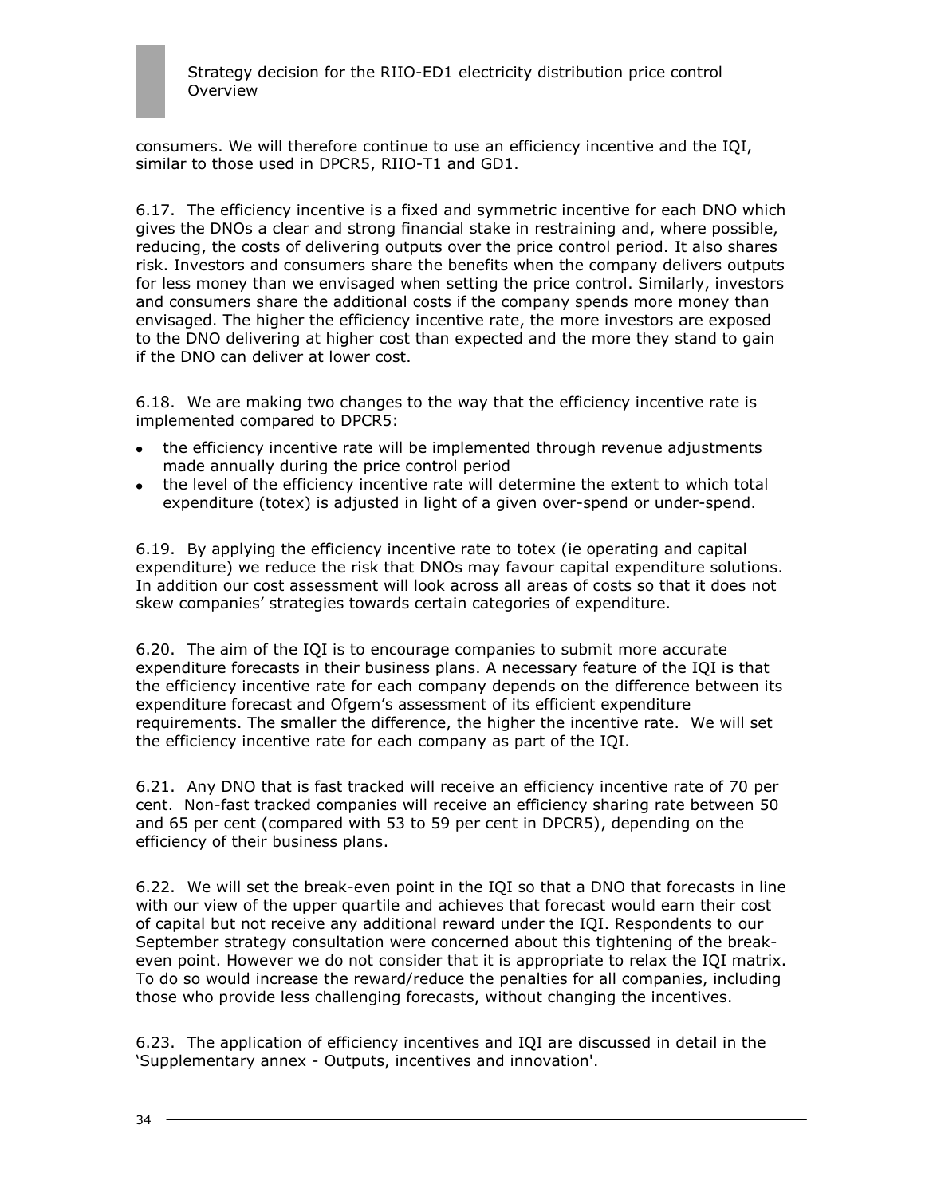consumers. We will therefore continue to use an efficiency incentive and the IQI, similar to those used in DPCR5, RIIO-T1 and GD1.

6.17. The efficiency incentive is a fixed and symmetric incentive for each DNO which gives the DNOs a clear and strong financial stake in restraining and, where possible, reducing, the costs of delivering outputs over the price control period. It also shares risk. Investors and consumers share the benefits when the company delivers outputs for less money than we envisaged when setting the price control. Similarly, investors and consumers share the additional costs if the company spends more money than envisaged. The higher the efficiency incentive rate, the more investors are exposed to the DNO delivering at higher cost than expected and the more they stand to gain if the DNO can deliver at lower cost.

6.18. We are making two changes to the way that the efficiency incentive rate is implemented compared to DPCR5:

- the efficiency incentive rate will be implemented through revenue adjustments made annually during the price control period
- the level of the efficiency incentive rate will determine the extent to which total expenditure (totex) is adjusted in light of a given over-spend or under-spend.

6.19. By applying the efficiency incentive rate to totex (ie operating and capital expenditure) we reduce the risk that DNOs may favour capital expenditure solutions. In addition our cost assessment will look across all areas of costs so that it does not skew companies' strategies towards certain categories of expenditure.

6.20. The aim of the IQI is to encourage companies to submit more accurate expenditure forecasts in their business plans. A necessary feature of the IQI is that the efficiency incentive rate for each company depends on the difference between its expenditure forecast and Ofgem's assessment of its efficient expenditure requirements. The smaller the difference, the higher the incentive rate. We will set the efficiency incentive rate for each company as part of the IQI.

6.21. Any DNO that is fast tracked will receive an efficiency incentive rate of 70 per cent. Non-fast tracked companies will receive an efficiency sharing rate between 50 and 65 per cent (compared with 53 to 59 per cent in DPCR5), depending on the efficiency of their business plans.

6.22. We will set the break-even point in the IQI so that a DNO that forecasts in line with our view of the upper quartile and achieves that forecast would earn their cost of capital but not receive any additional reward under the IQI. Respondents to our September strategy consultation were concerned about this tightening of the break-even point. However we do not consider that it is appropriate to relax the IQI matrix. To do so would increase the reward/reduce the penalties for all companies, including those who provide less challenging forecasts, without changing the incentives.

6.23. The application of efficiency incentives and IQI are discussed in detail in the 'Supplementary annex - Outputs, incentives and innovation'.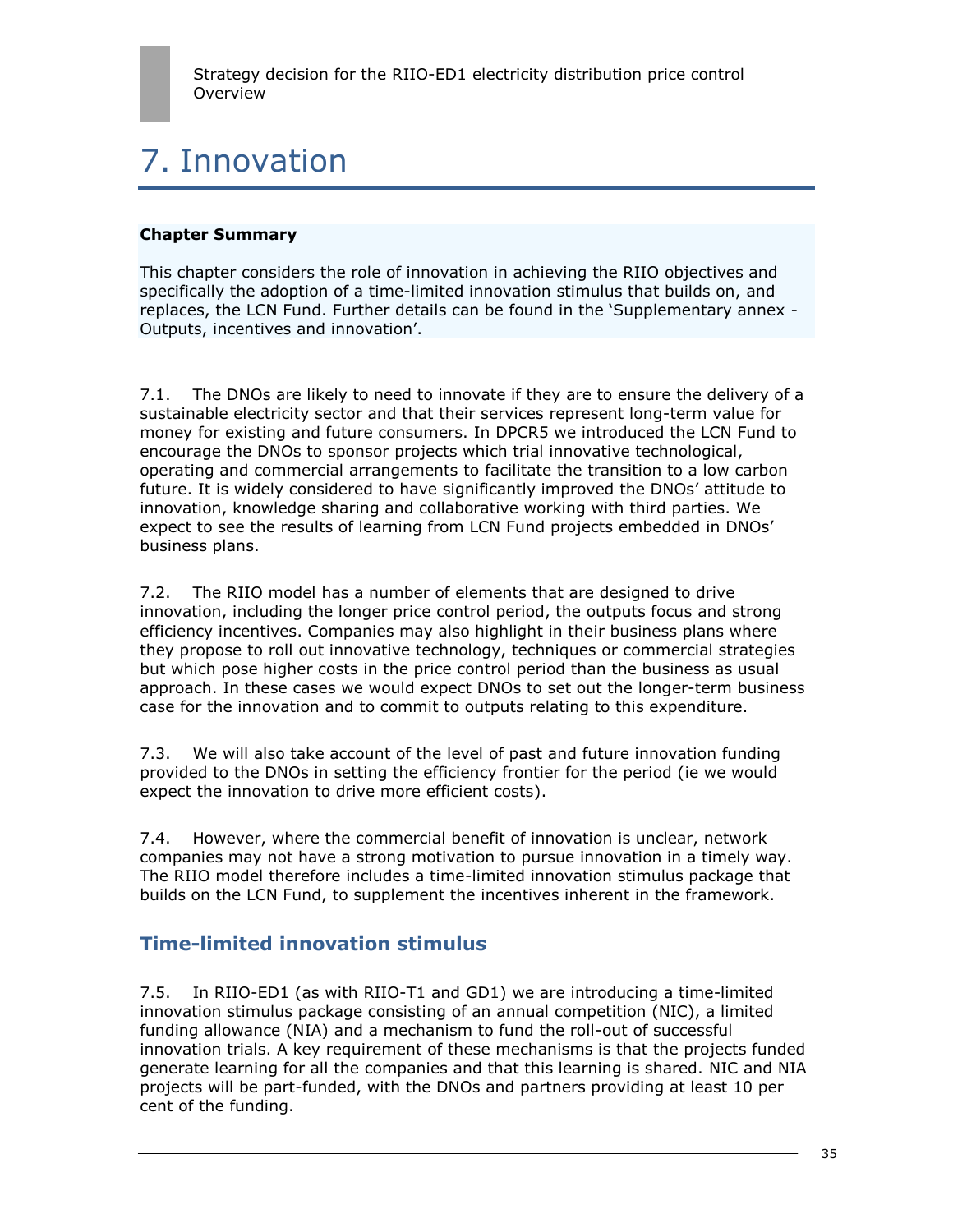# 7. Innovation

**Chapter Summary**

This chapter considers the role of innovation in achieving the RIIO objectives and specifically the adoption of a time-limited innovation stimulus that builds on, and replaces, the LCN Fund. Further details can be found in the 'Supplementary annex - Outputs, incentives and innovation'.

7.1. The DNOs are likely to need to innovate if they are to ensure the delivery of a sustainable electricity sector and that their services represent long-term value for money for existing and future consumers. In DPCR5 we introduced the LCN Fund to encourage the DNOs to sponsor projects which trial innovative technological, operating and commercial arrangements to facilitate the transition to a low carbon future. It is widely considered to have significantly improved the DNOs' attitude to innovation, knowledge sharing and collaborative working with third parties. We expect to see the results of learning from LCN Fund projects embedded in DNOs' business plans.

7.2. The RIIO model has a number of elements that are designed to drive innovation, including the longer price control period, the outputs focus and strong efficiency incentives. Companies may also highlight in their business plans where they propose to roll out innovative technology, techniques or commercial strategies but which pose higher costs in the price control period than the business as usual approach. In these cases we would expect DNOs to set out the longer-term business case for the innovation and to commit to outputs relating to this expenditure.

7.3. We will also take account of the level of past and future innovation funding provided to the DNOs in setting the efficiency frontier for the period (ie we would expect the innovation to drive more efficient costs).

7.4. However, where the commercial benefit of innovation is unclear, network companies may not have a strong motivation to pursue innovation in a timely way. The RIIO model therefore includes a time-limited innovation stimulus package that builds on the LCN Fund, to supplement the incentives inherent in the framework.

## Time-limited innovation stimulus

7.5. In RIIO-ED1 (as with RIIO-T1 and GD1) we are introducing a time-limited innovation stimulus package consisting of an annual competition (NIC), a limited funding allowance (NIA) and a mechanism to fund the roll-out of successful innovation trials. A key requirement of these mechanisms is that the projects funded generate learning for all the companies and that this learning is shared. NIC and NIA projects will be part-funded, with the DNOs and partners providing at least 10 per cent of the funding.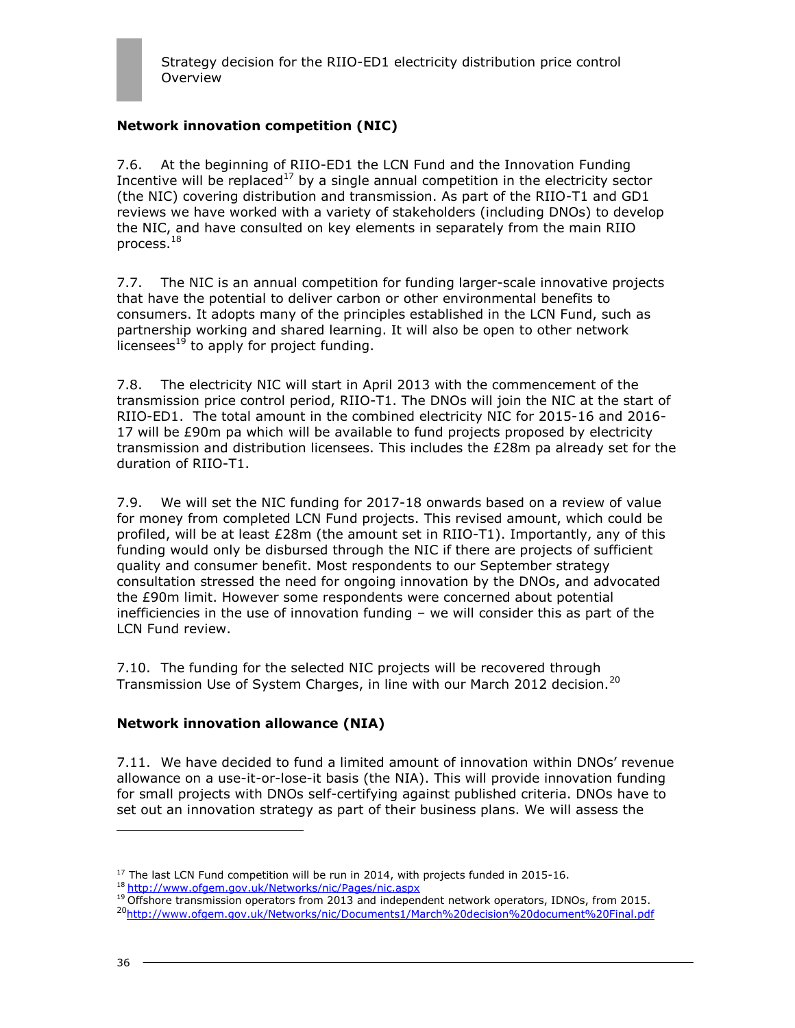### Network innovation competition (NIC)

7.6. At the beginning of RIIO-ED1 the LCN Fund and the Innovation Funding Incentive will be replaced[17] by a single annual competition in the electricity sector (the NIC) covering distribution and transmission. As part of the RIIO-T1 and GD1 reviews we have worked with a variety of stakeholders (including DNOs) to develop the NIC, and have consulted on key elements in separately from the main RIIO process.[18]

7.7. The NIC is an annual competition for funding larger-scale innovative projects that have the potential to deliver carbon or other environmental benefits to consumers. It adopts many of the principles established in the LCN Fund, such as partnership working and shared learning. It will also be open to other network licensees[19] to apply for project funding.

7.8. The electricity NIC will start in April 2013 with the commencement of the transmission price control period, RIIO-T1. The DNOs will join the NIC at the start of RIIO-ED1. The total amount in the combined electricity NIC for 2015-16 and 2016-17 will be £90m pa which will be available to fund projects proposed by electricity transmission and distribution licensees. This includes the £28m pa already set for the duration of RIIO-T1.

7.9. We will set the NIC funding for 2017-18 onwards based on a review of value for money from completed LCN Fund projects. This revised amount, which could be profiled, will be at least £28m (the amount set in RIIO-T1). Importantly, any of this funding would only be disbursed through the NIC if there are projects of sufficient quality and consumer benefit. Most respondents to our September strategy consultation stressed the need for ongoing innovation by the DNOs, and advocated the £90m limit. However some respondents were concerned about potential inefficiencies in the use of innovation funding – we will consider this as part of the LCN Fund review.

7.10. The funding for the selected NIC projects will be recovered through Transmission Use of System Charges, in line with our March 2012 decision.[20]

### Network innovation allowance (NIA)

7.11. We have decided to fund a limited amount of innovation within DNOs' revenue allowance on a use-it-or-lose-it basis (the NIA). This will provide innovation funding for small projects with DNOs self-certifying against published criteria. DNOs have to set out an innovation strategy as part of their business plans. We will assess the

---

[17] The last LCN Fund competition will be run in 2014, with projects funded in 2015-16.

[18] http://www.ofgem.gov.uk/Networks/nic/Pages/nic.aspx

[19] Offshore transmission operators from 2013 and independent network operators, IDNOs, from 2015.

[20] http://www.ofgem.gov.uk/Networks/nic/Documents1/March%20decision%20document%20Final.pdf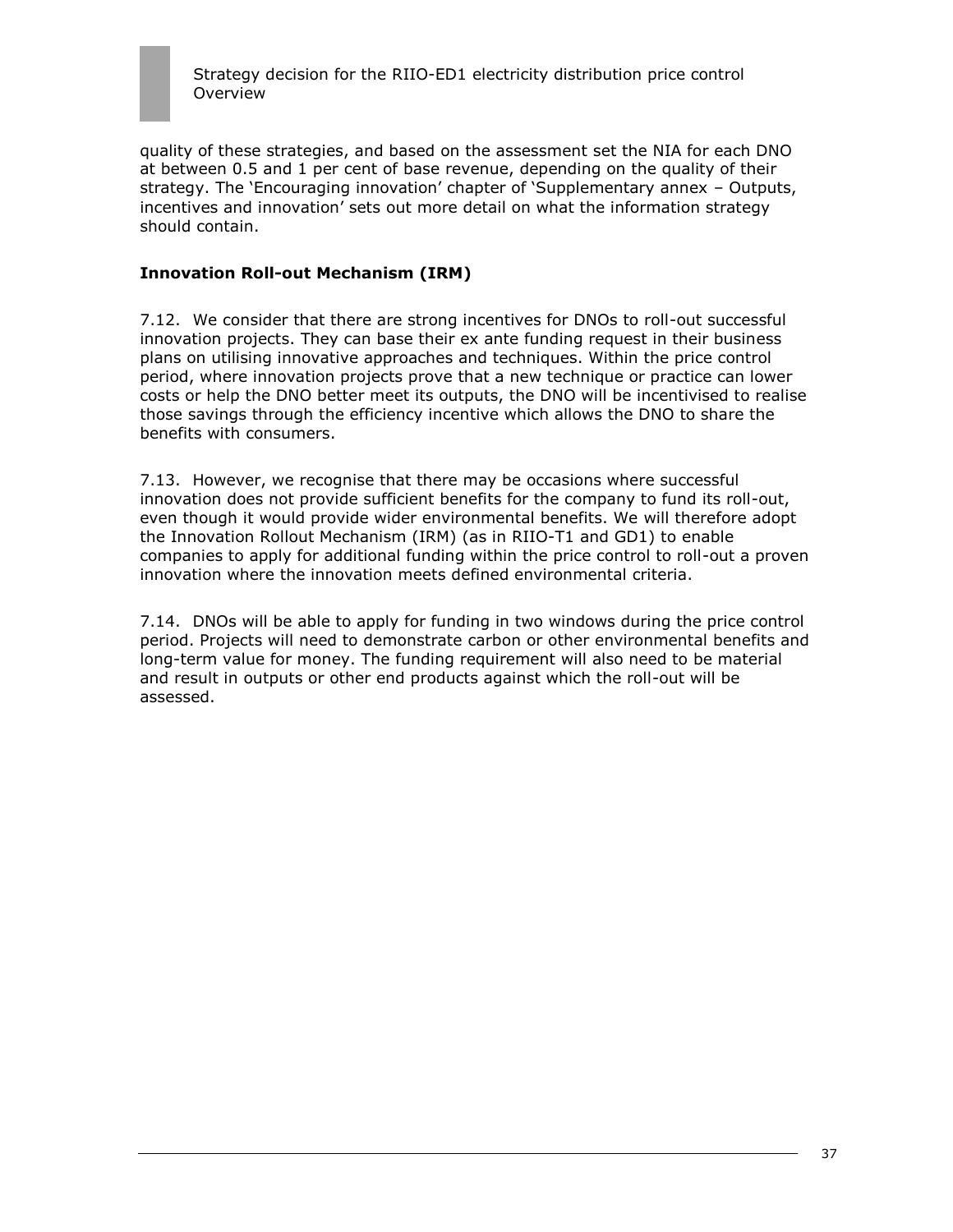quality of these strategies, and based on the assessment set the NIA for each DNO at between 0.5 and 1 per cent of base revenue, depending on the quality of their strategy. The 'Encouraging innovation' chapter of 'Supplementary annex – Outputs, incentives and innovation' sets out more detail on what the information strategy should contain.

### Innovation Roll-out Mechanism (IRM)

7.12. We consider that there are strong incentives for DNOs to roll-out successful innovation projects. They can base their ex ante funding request in their business plans on utilising innovative approaches and techniques. Within the price control period, where innovation projects prove that a new technique or practice can lower costs or help the DNO better meet its outputs, the DNO will be incentivised to realise those savings through the efficiency incentive which allows the DNO to share the benefits with consumers.

7.13. However, we recognise that there may be occasions where successful innovation does not provide sufficient benefits for the company to fund its roll-out, even though it would provide wider environmental benefits. We will therefore adopt the Innovation Rollout Mechanism (IRM) (as in RIIO-T1 and GD1) to enable companies to apply for additional funding within the price control to roll-out a proven innovation where the innovation meets defined environmental criteria.

7.14. DNOs will be able to apply for funding in two windows during the price control period. Projects will need to demonstrate carbon or other environmental benefits and long-term value for money. The funding requirement will also need to be material and result in outputs or other end products against which the roll-out will be assessed.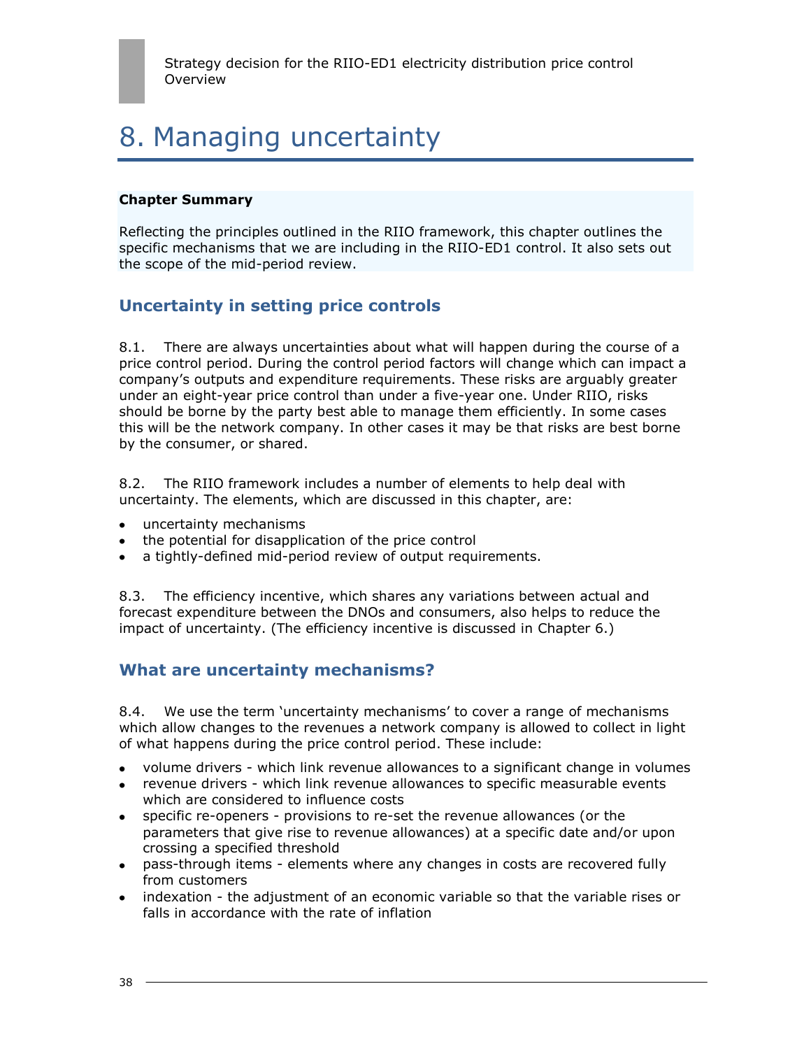# 8. Managing uncertainty

**Chapter Summary**

Reflecting the principles outlined in the RIIO framework, this chapter outlines the specific mechanisms that we are including in the RIIO-ED1 control. It also sets out the scope of the mid-period review.

## Uncertainty in setting price controls

8.1. There are always uncertainties about what will happen during the course of a price control period. During the control period factors will change which can impact a company's outputs and expenditure requirements. These risks are arguably greater under an eight-year price control than under a five-year one. Under RIIO, risks should be borne by the party best able to manage them efficiently. In some cases this will be the network company. In other cases it may be that risks are best borne by the consumer, or shared.

8.2. The RIIO framework includes a number of elements to help deal with uncertainty. The elements, which are discussed in this chapter, are:

- uncertainty mechanisms
- the potential for disapplication of the price control
- a tightly-defined mid-period review of output requirements.

8.3. The efficiency incentive, which shares any variations between actual and forecast expenditure between the DNOs and consumers, also helps to reduce the impact of uncertainty. (The efficiency incentive is discussed in Chapter 6.)

## What are uncertainty mechanisms?

8.4. We use the term 'uncertainty mechanisms' to cover a range of mechanisms which allow changes to the revenues a network company is allowed to collect in light of what happens during the price control period. These include:

- volume drivers - which link revenue allowances to a significant change in volumes
- revenue drivers - which link revenue allowances to specific measurable events which are considered to influence costs
- specific re-openers - provisions to re-set the revenue allowances (or the parameters that give rise to revenue allowances) at a specific date and/or upon crossing a specified threshold
- pass-through items - elements where any changes in costs are recovered fully from customers
- indexation - the adjustment of an economic variable so that the variable rises or falls in accordance with the rate of inflation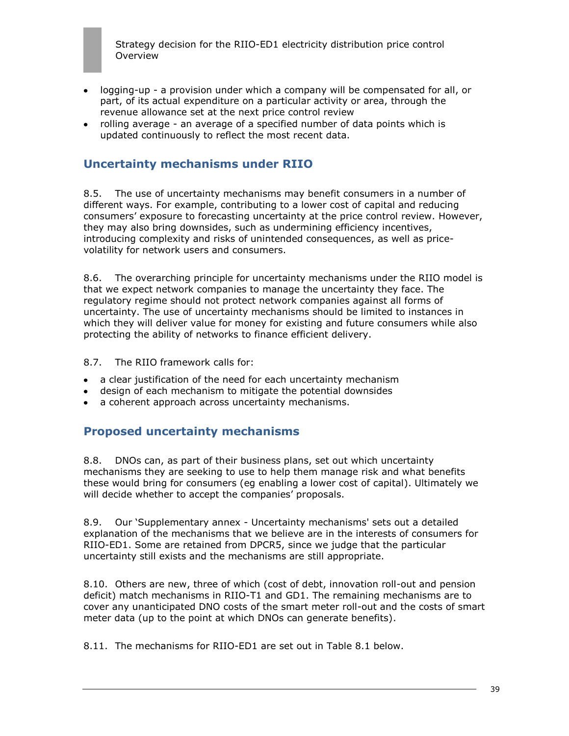- logging-up - a provision under which a company will be compensated for all, or part, of its actual expenditure on a particular activity or area, through the revenue allowance set at the next price control review
- rolling average - an average of a specified number of data points which is updated continuously to reflect the most recent data.

## Uncertainty mechanisms under RIIO

8.5. The use of uncertainty mechanisms may benefit consumers in a number of different ways. For example, contributing to a lower cost of capital and reducing consumers' exposure to forecasting uncertainty at the price control review. However, they may also bring downsides, such as undermining efficiency incentives, introducing complexity and risks of unintended consequences, as well as price-volatility for network users and consumers.

8.6. The overarching principle for uncertainty mechanisms under the RIIO model is that we expect network companies to manage the uncertainty they face. The regulatory regime should not protect network companies against all forms of uncertainty. The use of uncertainty mechanisms should be limited to instances in which they will deliver value for money for existing and future consumers while also protecting the ability of networks to finance efficient delivery.

8.7. The RIIO framework calls for:

- a clear justification of the need for each uncertainty mechanism
- design of each mechanism to mitigate the potential downsides
- a coherent approach across uncertainty mechanisms.

## Proposed uncertainty mechanisms

8.8. DNOs can, as part of their business plans, set out which uncertainty mechanisms they are seeking to use to help them manage risk and what benefits these would bring for consumers (eg enabling a lower cost of capital). Ultimately we will decide whether to accept the companies' proposals.

8.9. Our 'Supplementary annex - Uncertainty mechanisms' sets out a detailed explanation of the mechanisms that we believe are in the interests of consumers for RIIO-ED1. Some are retained from DPCR5, since we judge that the particular uncertainty still exists and the mechanisms are still appropriate.

8.10. Others are new, three of which (cost of debt, innovation roll-out and pension deficit) match mechanisms in RIIO-T1 and GD1. The remaining mechanisms are to cover any unanticipated DNO costs of the smart meter roll-out and the costs of smart meter data (up to the point at which DNOs can generate benefits).

8.11. The mechanisms for RIIO-ED1 are set out in Table 8.1 below.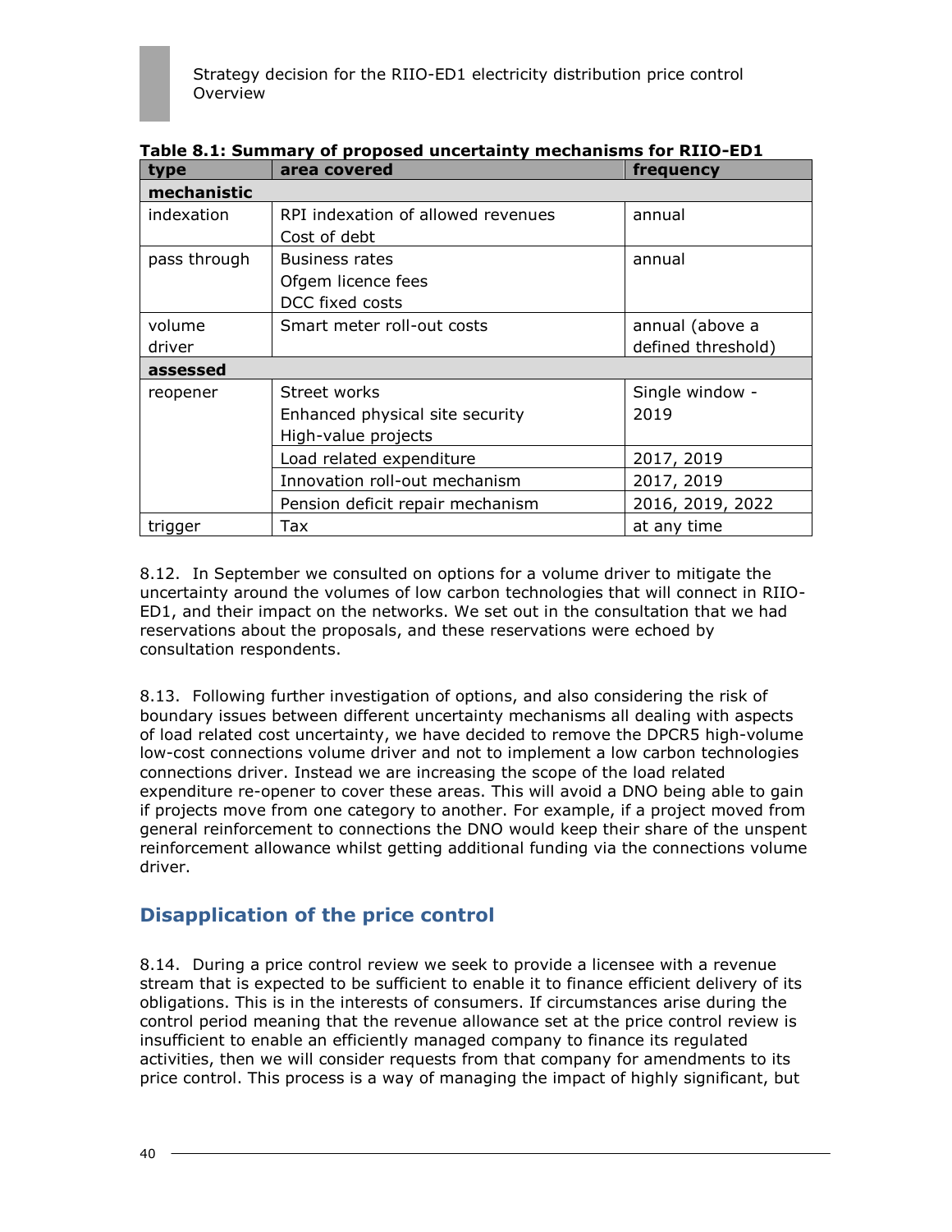**Table 8.1: Summary of proposed uncertainty mechanisms for RIIO-ED1**

| type | area covered | frequency |
|---|---|---|
| **mechanistic** | | |
| indexation | RPI indexation of allowed revenues<br>Cost of debt | annual |
| pass through | Business rates<br>Ofgem licence fees<br>DCC fixed costs | annual |
| volume driver | Smart meter roll-out costs | annual (above a defined threshold) |
| **assessed** | | |
| reopener | Street works<br>Enhanced physical site security<br>High-value projects | Single window - 2019 |
| | Load related expenditure | 2017, 2019 |
| | Innovation roll-out mechanism | 2017, 2019 |
| | Pension deficit repair mechanism | 2016, 2019, 2022 |
| trigger | Tax | at any time |

8.12. In September we consulted on options for a volume driver to mitigate the uncertainty around the volumes of low carbon technologies that will connect in RIIO-ED1, and their impact on the networks. We set out in the consultation that we had reservations about the proposals, and these reservations were echoed by consultation respondents.

8.13. Following further investigation of options, and also considering the risk of boundary issues between different uncertainty mechanisms all dealing with aspects of load related cost uncertainty, we have decided to remove the DPCR5 high-volume low-cost connections volume driver and not to implement a low carbon technologies connections driver. Instead we are increasing the scope of the load related expenditure re-opener to cover these areas. This will avoid a DNO being able to gain if projects move from one category to another. For example, if a project moved from general reinforcement to connections the DNO would keep their share of the unspent reinforcement allowance whilst getting additional funding via the connections volume driver.

## Disapplication of the price control

8.14. During a price control review we seek to provide a licensee with a revenue stream that is expected to be sufficient to enable it to finance efficient delivery of its obligations. This is in the interests of consumers. If circumstances arise during the control period meaning that the revenue allowance set at the price control review is insufficient to enable an efficiently managed company to finance its regulated activities, then we will consider requests from that company for amendments to its price control. This process is a way of managing the impact of highly significant, but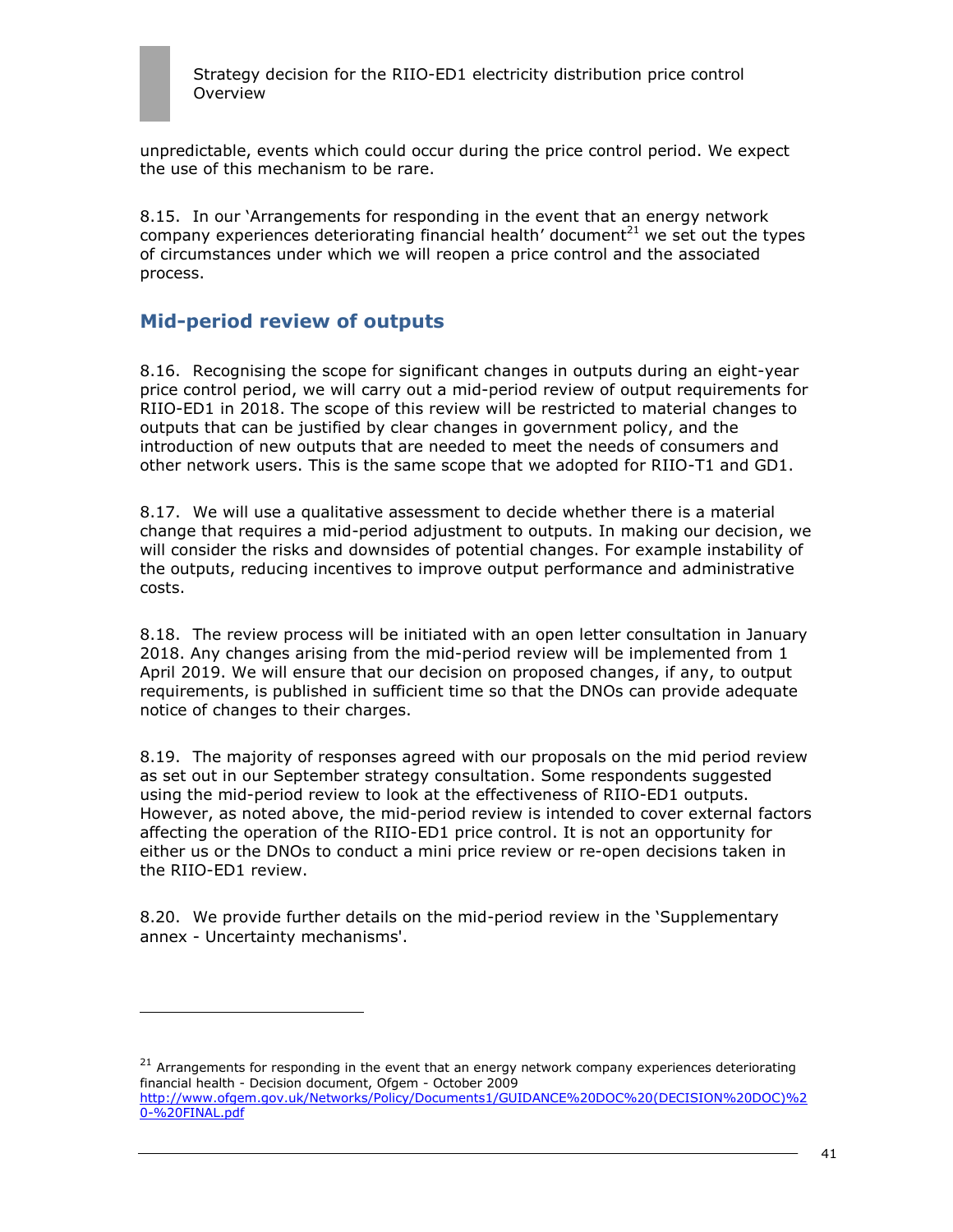unpredictable, events which could occur during the price control period. We expect the use of this mechanism to be rare.

8.15. In our 'Arrangements for responding in the event that an energy network company experiences deteriorating financial health' document[21] we set out the types of circumstances under which we will reopen a price control and the associated process.

## Mid-period review of outputs

8.16. Recognising the scope for significant changes in outputs during an eight-year price control period, we will carry out a mid-period review of output requirements for RIIO-ED1 in 2018. The scope of this review will be restricted to material changes to outputs that can be justified by clear changes in government policy, and the introduction of new outputs that are needed to meet the needs of consumers and other network users. This is the same scope that we adopted for RIIO-T1 and GD1.

8.17. We will use a qualitative assessment to decide whether there is a material change that requires a mid-period adjustment to outputs. In making our decision, we will consider the risks and downsides of potential changes. For example instability of the outputs, reducing incentives to improve output performance and administrative costs.

8.18. The review process will be initiated with an open letter consultation in January 2018. Any changes arising from the mid-period review will be implemented from 1 April 2019. We will ensure that our decision on proposed changes, if any, to output requirements, is published in sufficient time so that the DNOs can provide adequate notice of changes to their charges.

8.19. The majority of responses agreed with our proposals on the mid period review as set out in our September strategy consultation. Some respondents suggested using the mid-period review to look at the effectiveness of RIIO-ED1 outputs. However, as noted above, the mid-period review is intended to cover external factors affecting the operation of the RIIO-ED1 price control. It is not an opportunity for either us or the DNOs to conduct a mini price review or re-open decisions taken in the RIIO-ED1 review.

8.20. We provide further details on the mid-period review in the 'Supplementary annex - Uncertainty mechanisms'.

---

[21] Arrangements for responding in the event that an energy network company experiences deteriorating financial health - Decision document, Ofgem - October 2009 http://www.ofgem.gov.uk/Networks/Policy/Documents1/GUIDANCE%20DOC%20(DECISION%20DOC)%20-%20FINAL.pdf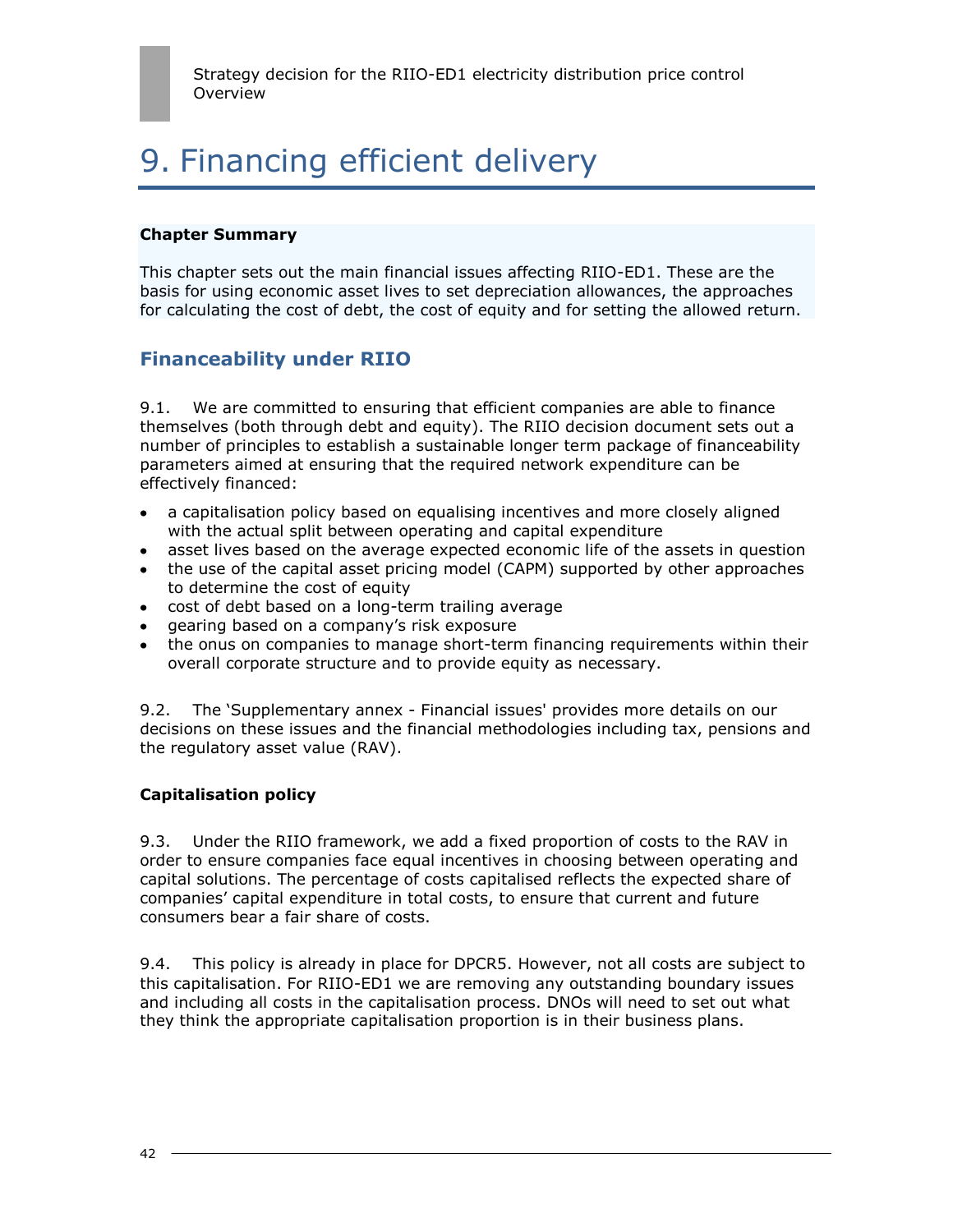# 9. Financing efficient delivery

**Chapter Summary**

This chapter sets out the main financial issues affecting RIIO-ED1. These are the basis for using economic asset lives to set depreciation allowances, the approaches for calculating the cost of debt, the cost of equity and for setting the allowed return.

## Financeability under RIIO

9.1. We are committed to ensuring that efficient companies are able to finance themselves (both through debt and equity). The RIIO decision document sets out a number of principles to establish a sustainable longer term package of financeability parameters aimed at ensuring that the required network expenditure can be effectively financed:

- a capitalisation policy based on equalising incentives and more closely aligned with the actual split between operating and capital expenditure
- asset lives based on the average expected economic life of the assets in question
- the use of the capital asset pricing model (CAPM) supported by other approaches to determine the cost of equity
- cost of debt based on a long-term trailing average
- gearing based on a company's risk exposure
- the onus on companies to manage short-term financing requirements within their overall corporate structure and to provide equity as necessary.

9.2. The 'Supplementary annex - Financial issues' provides more details on our decisions on these issues and the financial methodologies including tax, pensions and the regulatory asset value (RAV).

**Capitalisation policy**

9.3. Under the RIIO framework, we add a fixed proportion of costs to the RAV in order to ensure companies face equal incentives in choosing between operating and capital solutions. The percentage of costs capitalised reflects the expected share of companies' capital expenditure in total costs, to ensure that current and future consumers bear a fair share of costs.

9.4. This policy is already in place for DPCR5. However, not all costs are subject to this capitalisation. For RIIO-ED1 we are removing any outstanding boundary issues and including all costs in the capitalisation process. DNOs will need to set out what they think the appropriate capitalisation proportion is in their business plans.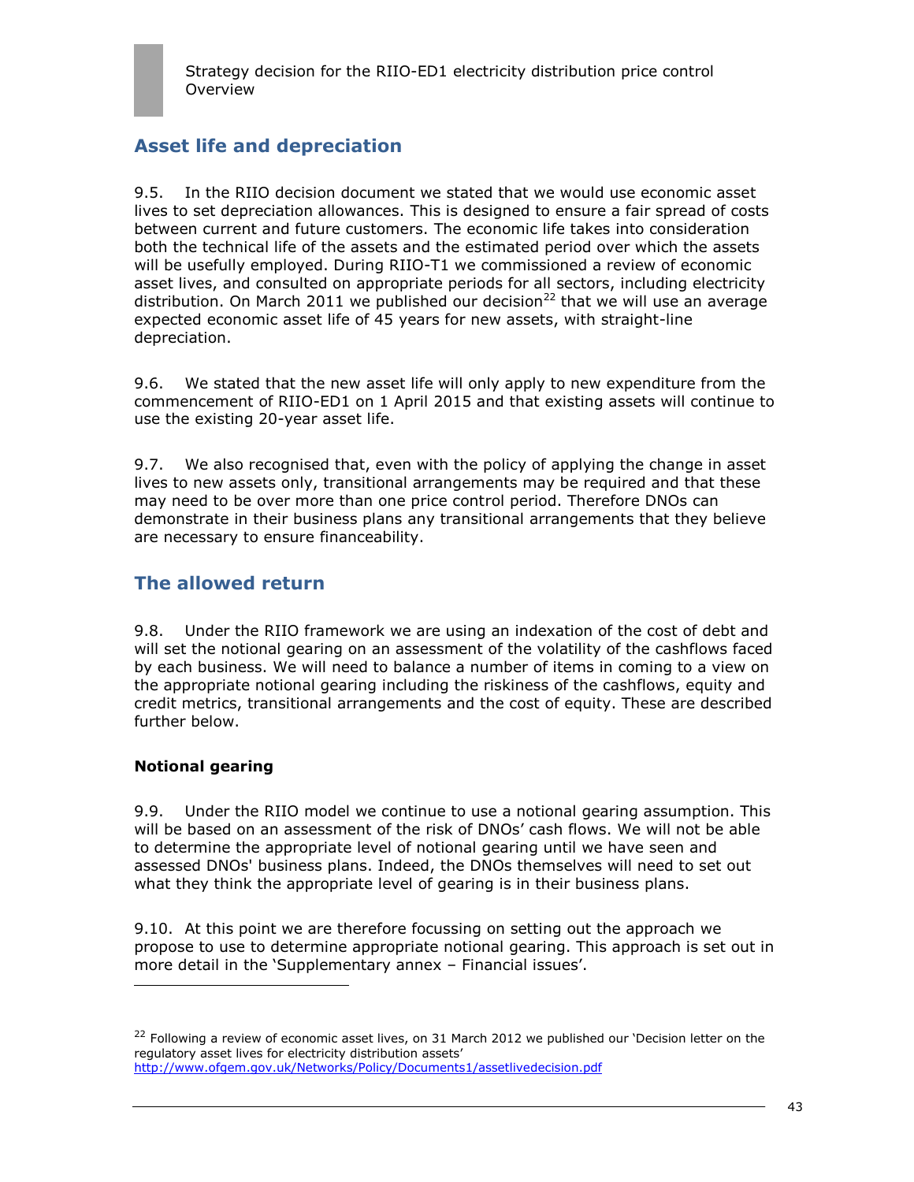## Asset life and depreciation

9.5. In the RIIO decision document we stated that we would use economic asset lives to set depreciation allowances. This is designed to ensure a fair spread of costs between current and future customers. The economic life takes into consideration both the technical life of the assets and the estimated period over which the assets will be usefully employed. During RIIO-T1 we commissioned a review of economic asset lives, and consulted on appropriate periods for all sectors, including electricity distribution. On March 2011 we published our decision[22] that we will use an average expected economic asset life of 45 years for new assets, with straight-line depreciation.

9.6. We stated that the new asset life will only apply to new expenditure from the commencement of RIIO-ED1 on 1 April 2015 and that existing assets will continue to use the existing 20-year asset life.

9.7. We also recognised that, even with the policy of applying the change in asset lives to new assets only, transitional arrangements may be required and that these may need to be over more than one price control period. Therefore DNOs can demonstrate in their business plans any transitional arrangements that they believe are necessary to ensure financeability.

## The allowed return

9.8. Under the RIIO framework we are using an indexation of the cost of debt and will set the notional gearing on an assessment of the volatility of the cashflows faced by each business. We will need to balance a number of items in coming to a view on the appropriate notional gearing including the riskiness of the cashflows, equity and credit metrics, transitional arrangements and the cost of equity. These are described further below.

### Notional gearing

9.9. Under the RIIO model we continue to use a notional gearing assumption. This will be based on an assessment of the risk of DNOs' cash flows. We will not be able to determine the appropriate level of notional gearing until we have seen and assessed DNOs' business plans. Indeed, the DNOs themselves will need to set out what they think the appropriate level of gearing is in their business plans.

9.10. At this point we are therefore focussing on setting out the approach we propose to use to determine appropriate notional gearing. This approach is set out in more detail in the 'Supplementary annex – Financial issues'.

---

[22] Following a review of economic asset lives, on 31 March 2012 we published our 'Decision letter on the regulatory asset lives for electricity distribution assets' http://www.ofgem.gov.uk/Networks/Policy/Documents1/assetlivedecision.pdf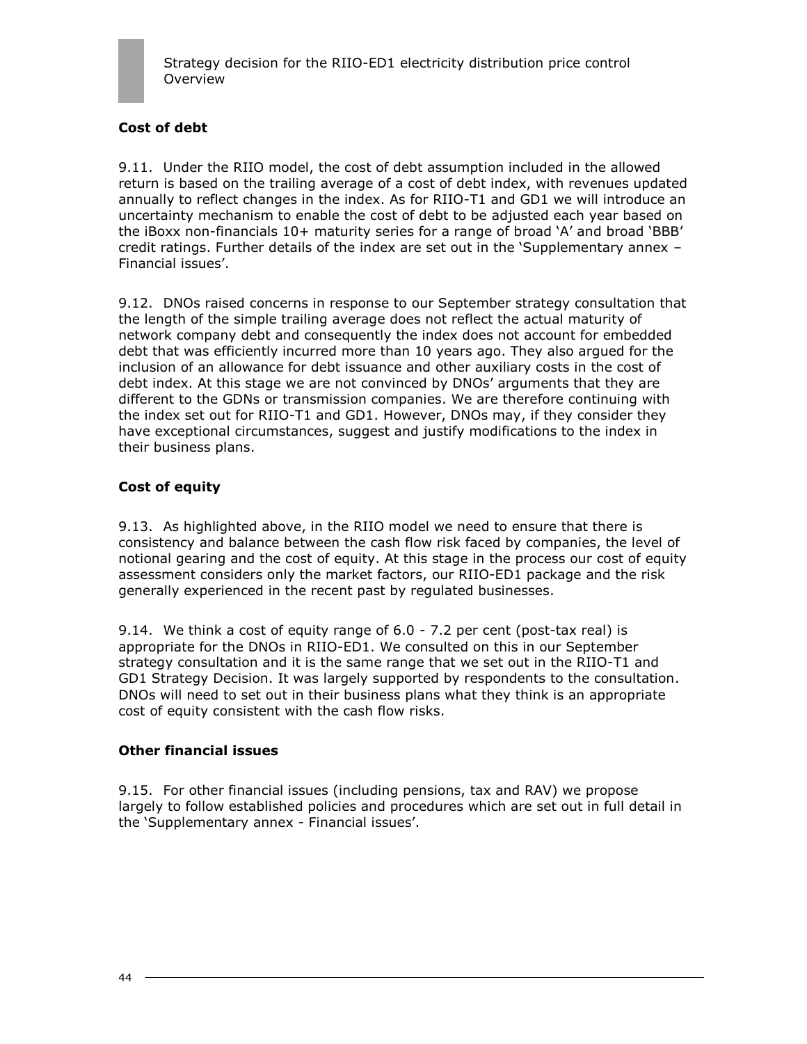### Cost of debt

9.11. Under the RIIO model, the cost of debt assumption included in the allowed return is based on the trailing average of a cost of debt index, with revenues updated annually to reflect changes in the index. As for RIIO-T1 and GD1 we will introduce an uncertainty mechanism to enable the cost of debt to be adjusted each year based on the iBoxx non-financials 10+ maturity series for a range of broad 'A' and broad 'BBB' credit ratings. Further details of the index are set out in the 'Supplementary annex – Financial issues'.

9.12. DNOs raised concerns in response to our September strategy consultation that the length of the simple trailing average does not reflect the actual maturity of network company debt and consequently the index does not account for embedded debt that was efficiently incurred more than 10 years ago. They also argued for the inclusion of an allowance for debt issuance and other auxiliary costs in the cost of debt index. At this stage we are not convinced by DNOs' arguments that they are different to the GDNs or transmission companies. We are therefore continuing with the index set out for RIIO-T1 and GD1. However, DNOs may, if they consider they have exceptional circumstances, suggest and justify modifications to the index in their business plans.

### Cost of equity

9.13. As highlighted above, in the RIIO model we need to ensure that there is consistency and balance between the cash flow risk faced by companies, the level of notional gearing and the cost of equity. At this stage in the process our cost of equity assessment considers only the market factors, our RIIO-ED1 package and the risk generally experienced in the recent past by regulated businesses.

9.14. We think a cost of equity range of 6.0 - 7.2 per cent (post-tax real) is appropriate for the DNOs in RIIO-ED1. We consulted on this in our September strategy consultation and it is the same range that we set out in the RIIO-T1 and GD1 Strategy Decision. It was largely supported by respondents to the consultation. DNOs will need to set out in their business plans what they think is an appropriate cost of equity consistent with the cash flow risks.

### Other financial issues

9.15. For other financial issues (including pensions, tax and RAV) we propose largely to follow established policies and procedures which are set out in full detail in the 'Supplementary annex - Financial issues'.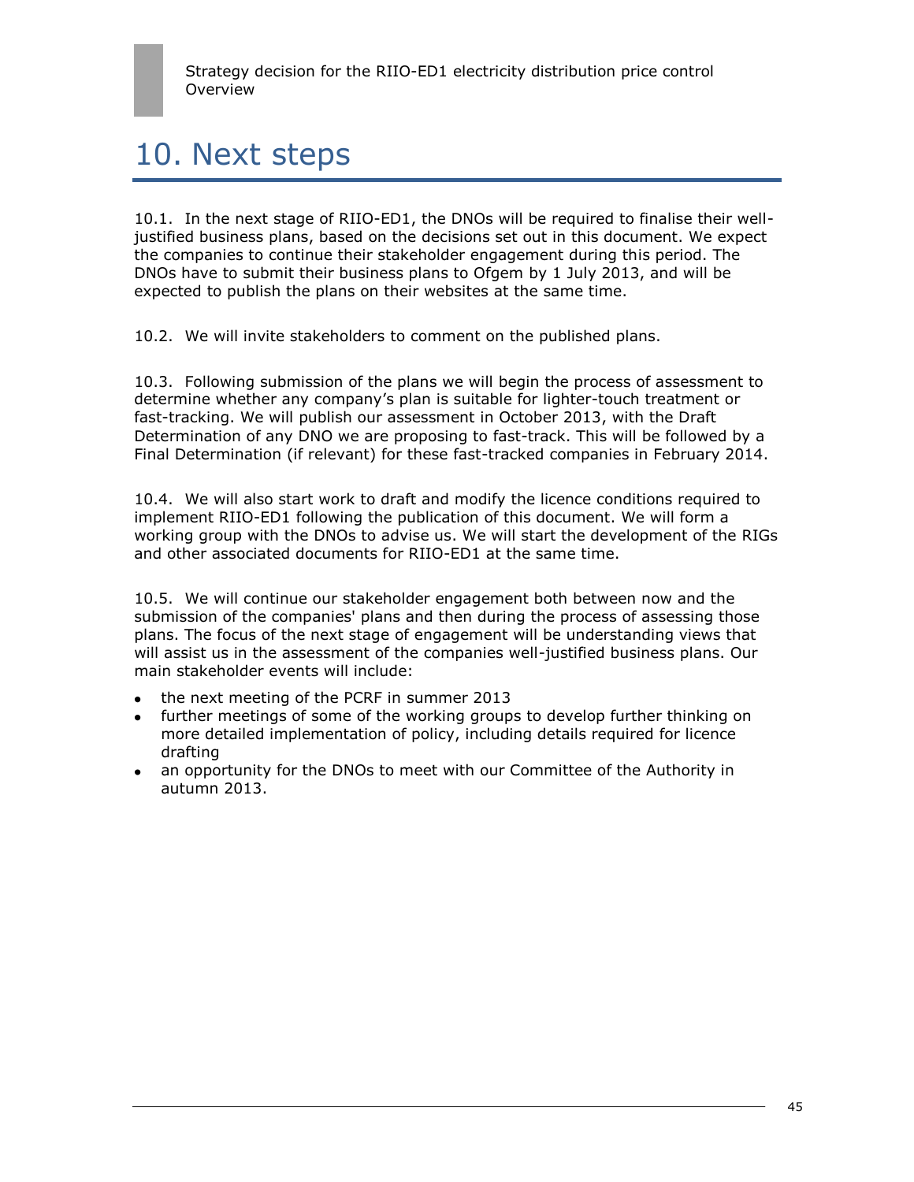# 10. Next steps

10.1. In the next stage of RIIO-ED1, the DNOs will be required to finalise their well-justified business plans, based on the decisions set out in this document. We expect the companies to continue their stakeholder engagement during this period. The DNOs have to submit their business plans to Ofgem by 1 July 2013, and will be expected to publish the plans on their websites at the same time.

10.2. We will invite stakeholders to comment on the published plans.

10.3. Following submission of the plans we will begin the process of assessment to determine whether any company's plan is suitable for lighter-touch treatment or fast-tracking. We will publish our assessment in October 2013, with the Draft Determination of any DNO we are proposing to fast-track. This will be followed by a Final Determination (if relevant) for these fast-tracked companies in February 2014.

10.4. We will also start work to draft and modify the licence conditions required to implement RIIO-ED1 following the publication of this document. We will form a working group with the DNOs to advise us. We will start the development of the RIGs and other associated documents for RIIO-ED1 at the same time.

10.5. We will continue our stakeholder engagement both between now and the submission of the companies' plans and then during the process of assessing those plans. The focus of the next stage of engagement will be understanding views that will assist us in the assessment of the companies well-justified business plans. Our main stakeholder events will include:

- the next meeting of the PCRF in summer 2013
- further meetings of some of the working groups to develop further thinking on more detailed implementation of policy, including details required for licence drafting
- an opportunity for the DNOs to meet with our Committee of the Authority in autumn 2013.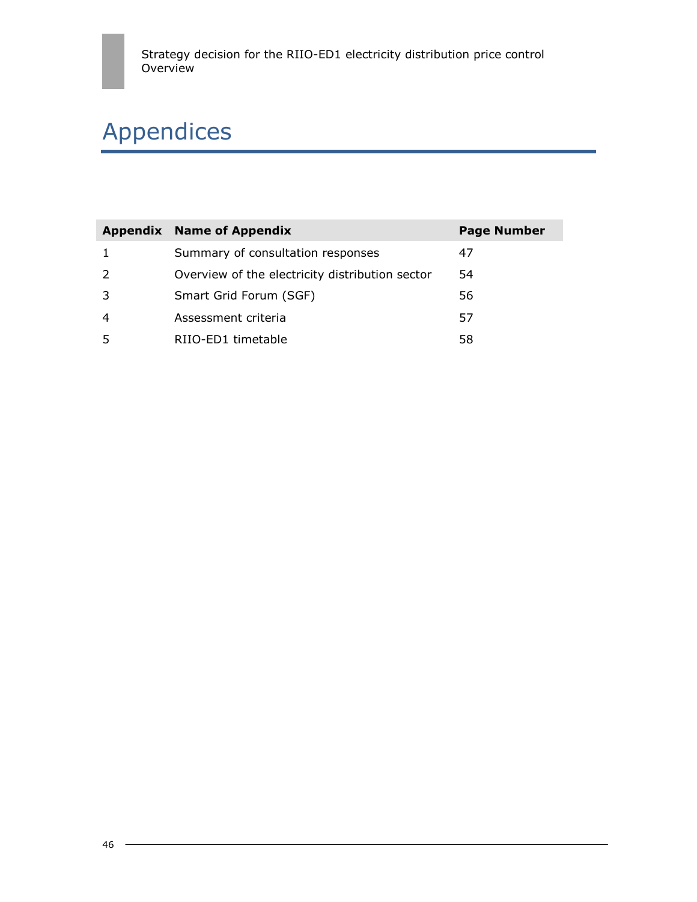# Appendices

| Appendix | Name of Appendix | Page Number |
| --- | --- | --- |
| 1 | Summary of consultation responses | 47 |
| 2 | Overview of the electricity distribution sector | 54 |
| 3 | Smart Grid Forum (SGF) | 56 |
| 4 | Assessment criteria | 57 |
| 5 | RIIO-ED1 timetable | 58 |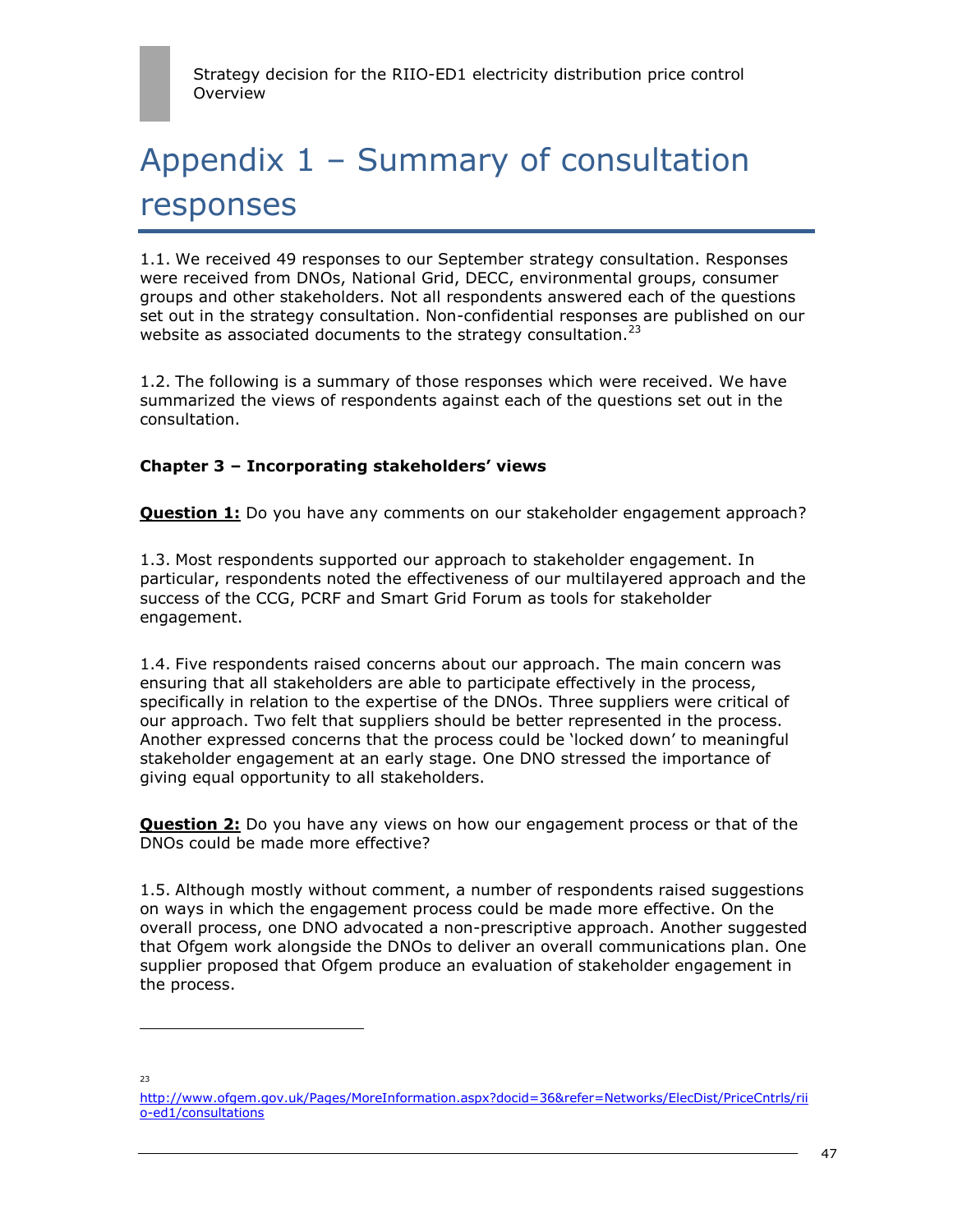# Appendix 1 – Summary of consultation responses

1.1. We received 49 responses to our September strategy consultation. Responses were received from DNOs, National Grid, DECC, environmental groups, consumer groups and other stakeholders. Not all respondents answered each of the questions set out in the strategy consultation. Non-confidential responses are published on our website as associated documents to the strategy consultation.[23]

1.2. The following is a summary of those responses which were received. We have summarized the views of respondents against each of the questions set out in the consultation.

**Chapter 3 – Incorporating stakeholders' views**

**Question 1:** Do you have any comments on our stakeholder engagement approach?

1.3. Most respondents supported our approach to stakeholder engagement. In particular, respondents noted the effectiveness of our multilayered approach and the success of the CCG, PCRF and Smart Grid Forum as tools for stakeholder engagement.

1.4. Five respondents raised concerns about our approach. The main concern was ensuring that all stakeholders are able to participate effectively in the process, specifically in relation to the expertise of the DNOs. Three suppliers were critical of our approach. Two felt that suppliers should be better represented in the process. Another expressed concerns that the process could be 'locked down' to meaningful stakeholder engagement at an early stage. One DNO stressed the importance of giving equal opportunity to all stakeholders.

**Question 2:** Do you have any views on how our engagement process or that of the DNOs could be made more effective?

1.5. Although mostly without comment, a number of respondents raised suggestions on ways in which the engagement process could be made more effective. On the overall process, one DNO advocated a non-prescriptive approach. Another suggested that Ofgem work alongside the DNOs to deliver an overall communications plan. One supplier proposed that Ofgem produce an evaluation of stakeholder engagement in the process.

---

[23] http://www.ofgem.gov.uk/Pages/MoreInformation.aspx?docid=36&refer=Networks/ElecDist/PriceCntrls/riio-ed1/consultations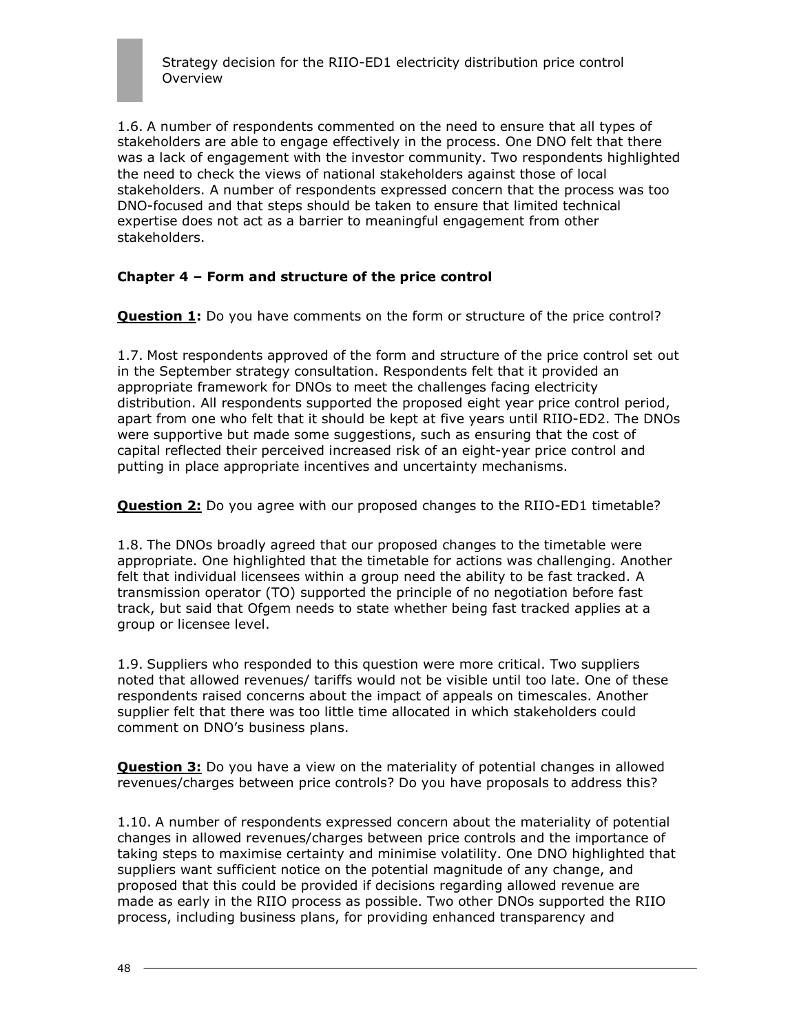1.6. A number of respondents commented on the need to ensure that all types of stakeholders are able to engage effectively in the process. One DNO felt that there was a lack of engagement with the investor community. Two respondents highlighted the need to check the views of national stakeholders against those of local stakeholders. A number of respondents expressed concern that the process was too DNO-focused and that steps should be taken to ensure that limited technical expertise does not act as a barrier to meaningful engagement from other stakeholders.

### Chapter 4 – Form and structure of the price control

**Question 1:** Do you have comments on the form or structure of the price control?

1.7. Most respondents approved of the form and structure of the price control set out in the September strategy consultation. Respondents felt that it provided an appropriate framework for DNOs to meet the challenges facing electricity distribution. All respondents supported the proposed eight year price control period, apart from one who felt that it should be kept at five years until RIIO-ED2. The DNOs were supportive but made some suggestions, such as ensuring that the cost of capital reflected their perceived increased risk of an eight-year price control and putting in place appropriate incentives and uncertainty mechanisms.

**Question 2:** Do you agree with our proposed changes to the RIIO-ED1 timetable?

1.8. The DNOs broadly agreed that our proposed changes to the timetable were appropriate. One highlighted that the timetable for actions was challenging. Another felt that individual licensees within a group need the ability to be fast tracked. A transmission operator (TO) supported the principle of no negotiation before fast track, but said that Ofgem needs to state whether being fast tracked applies at a group or licensee level.

1.9. Suppliers who responded to this question were more critical. Two suppliers noted that allowed revenues/ tariffs would not be visible until too late. One of these respondents raised concerns about the impact of appeals on timescales. Another supplier felt that there was too little time allocated in which stakeholders could comment on DNO's business plans.

**Question 3:** Do you have a view on the materiality of potential changes in allowed revenues/charges between price controls? Do you have proposals to address this?

1.10. A number of respondents expressed concern about the materiality of potential changes in allowed revenues/charges between price controls and the importance of taking steps to maximise certainty and minimise volatility. One DNO highlighted that suppliers want sufficient notice on the potential magnitude of any change, and proposed that this could be provided if decisions regarding allowed revenue are made as early in the RIIO process as possible. Two other DNOs supported the RIIO process, including business plans, for providing enhanced transparency and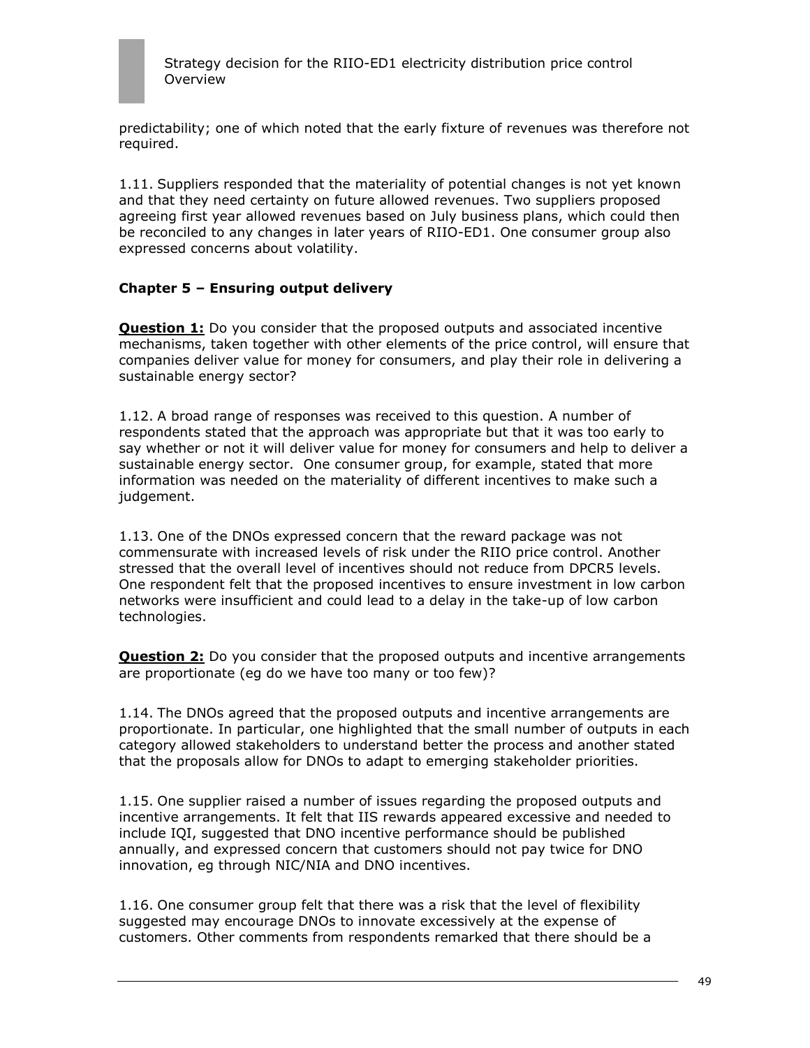predictability; one of which noted that the early fixture of revenues was therefore not required.

1.11. Suppliers responded that the materiality of potential changes is not yet known and that they need certainty on future allowed revenues. Two suppliers proposed agreeing first year allowed revenues based on July business plans, which could then be reconciled to any changes in later years of RIIO-ED1. One consumer group also expressed concerns about volatility.

**Chapter 5 – Ensuring output delivery**

**Question 1:** Do you consider that the proposed outputs and associated incentive mechanisms, taken together with other elements of the price control, will ensure that companies deliver value for money for consumers, and play their role in delivering a sustainable energy sector?

1.12. A broad range of responses was received to this question. A number of respondents stated that the approach was appropriate but that it was too early to say whether or not it will deliver value for money for consumers and help to deliver a sustainable energy sector. One consumer group, for example, stated that more information was needed on the materiality of different incentives to make such a judgement.

1.13. One of the DNOs expressed concern that the reward package was not commensurate with increased levels of risk under the RIIO price control. Another stressed that the overall level of incentives should not reduce from DPCR5 levels. One respondent felt that the proposed incentives to ensure investment in low carbon networks were insufficient and could lead to a delay in the take-up of low carbon technologies.

**Question 2:** Do you consider that the proposed outputs and incentive arrangements are proportionate (eg do we have too many or too few)?

1.14. The DNOs agreed that the proposed outputs and incentive arrangements are proportionate. In particular, one highlighted that the small number of outputs in each category allowed stakeholders to understand better the process and another stated that the proposals allow for DNOs to adapt to emerging stakeholder priorities.

1.15. One supplier raised a number of issues regarding the proposed outputs and incentive arrangements. It felt that IIS rewards appeared excessive and needed to include IQI, suggested that DNO incentive performance should be published annually, and expressed concern that customers should not pay twice for DNO innovation, eg through NIC/NIA and DNO incentives.

1.16. One consumer group felt that there was a risk that the level of flexibility suggested may encourage DNOs to innovate excessively at the expense of customers. Other comments from respondents remarked that there should be a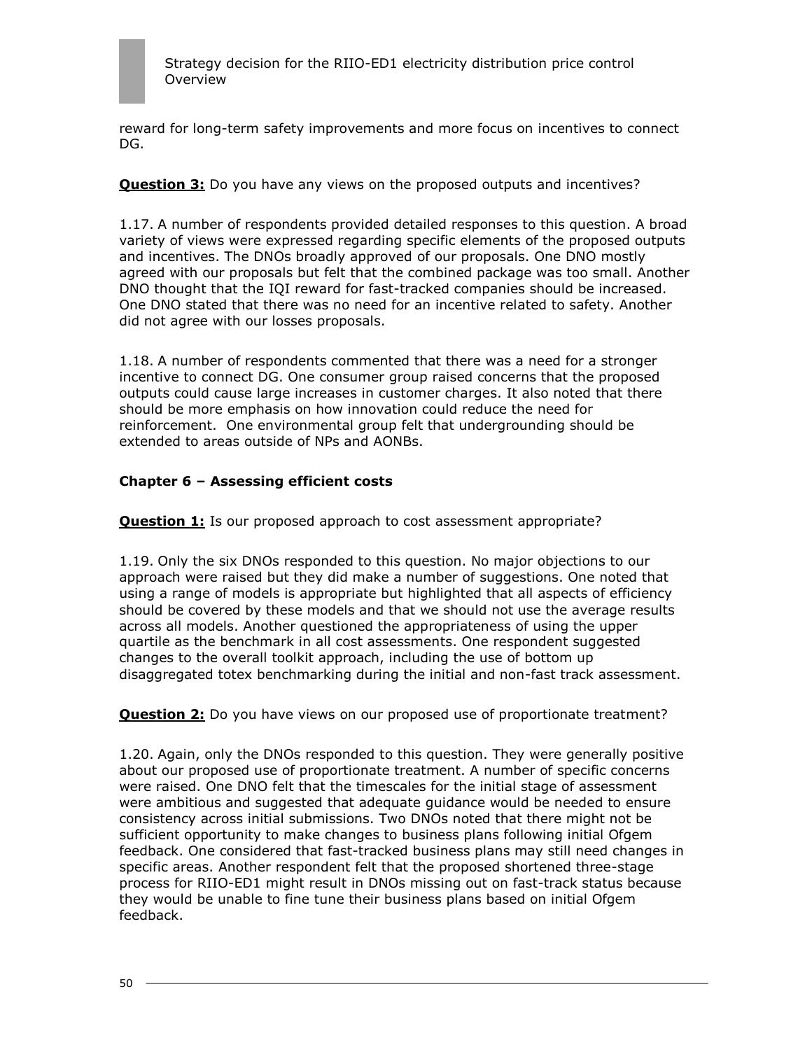reward for long-term safety improvements and more focus on incentives to connect DG.

**Question 3:** Do you have any views on the proposed outputs and incentives?

1.17. A number of respondents provided detailed responses to this question. A broad variety of views were expressed regarding specific elements of the proposed outputs and incentives. The DNOs broadly approved of our proposals. One DNO mostly agreed with our proposals but felt that the combined package was too small. Another DNO thought that the IQI reward for fast-tracked companies should be increased. One DNO stated that there was no need for an incentive related to safety. Another did not agree with our losses proposals.

1.18. A number of respondents commented that there was a need for a stronger incentive to connect DG. One consumer group raised concerns that the proposed outputs could cause large increases in customer charges. It also noted that there should be more emphasis on how innovation could reduce the need for reinforcement. One environmental group felt that undergrounding should be extended to areas outside of NPs and AONBs.

### Chapter 6 – Assessing efficient costs

**Question 1:** Is our proposed approach to cost assessment appropriate?

1.19. Only the six DNOs responded to this question. No major objections to our approach were raised but they did make a number of suggestions. One noted that using a range of models is appropriate but highlighted that all aspects of efficiency should be covered by these models and that we should not use the average results across all models. Another questioned the appropriateness of using the upper quartile as the benchmark in all cost assessments. One respondent suggested changes to the overall toolkit approach, including the use of bottom up disaggregated totex benchmarking during the initial and non-fast track assessment.

**Question 2:** Do you have views on our proposed use of proportionate treatment?

1.20. Again, only the DNOs responded to this question. They were generally positive about our proposed use of proportionate treatment. A number of specific concerns were raised. One DNO felt that the timescales for the initial stage of assessment were ambitious and suggested that adequate guidance would be needed to ensure consistency across initial submissions. Two DNOs noted that there might not be sufficient opportunity to make changes to business plans following initial Ofgem feedback. One considered that fast-tracked business plans may still need changes in specific areas. Another respondent felt that the proposed shortened three-stage process for RIIO-ED1 might result in DNOs missing out on fast-track status because they would be unable to fine tune their business plans based on initial Ofgem feedback.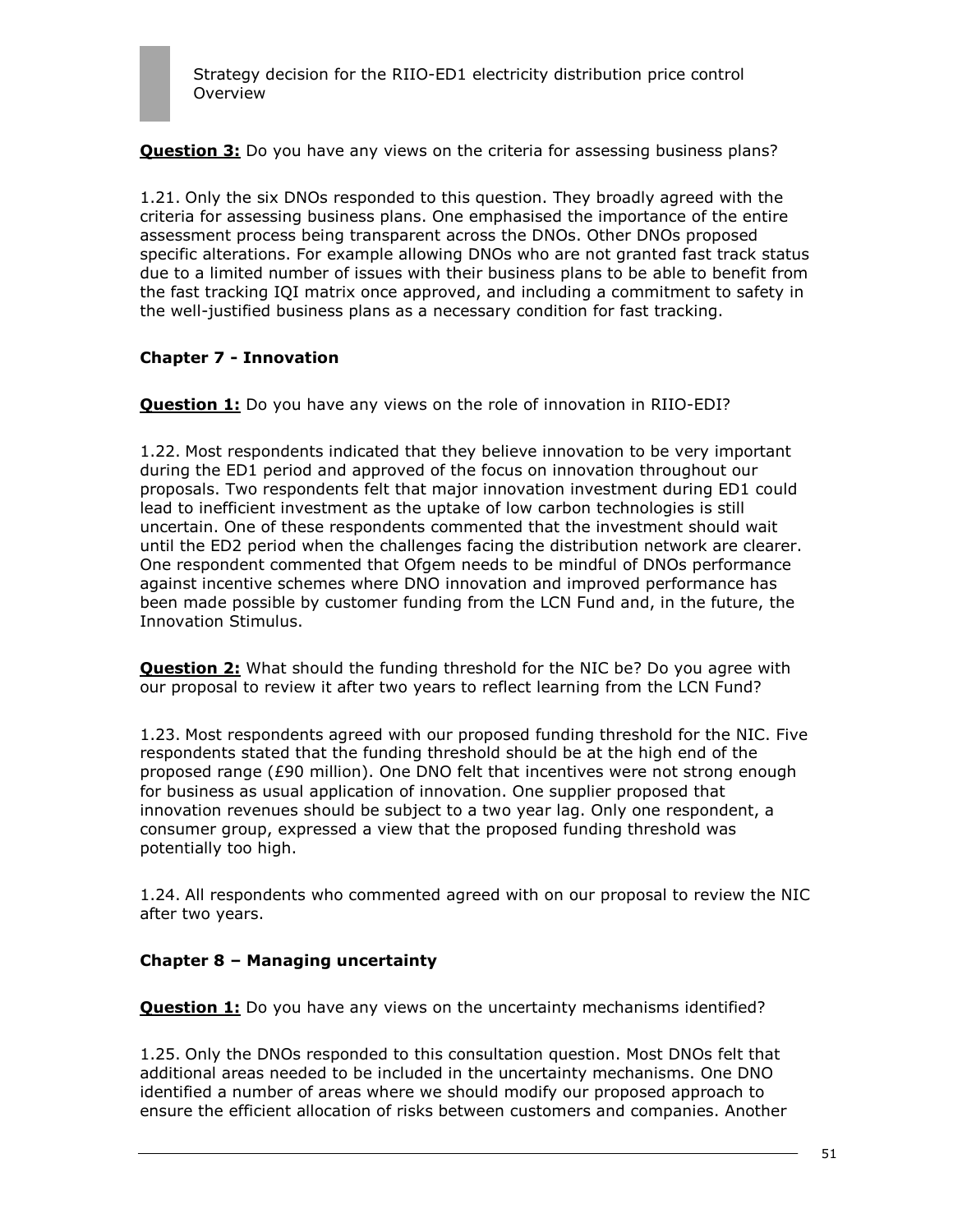**Question 3:** Do you have any views on the criteria for assessing business plans?

1.21. Only the six DNOs responded to this question. They broadly agreed with the criteria for assessing business plans. One emphasised the importance of the entire assessment process being transparent across the DNOs. Other DNOs proposed specific alterations. For example allowing DNOs who are not granted fast track status due to a limited number of issues with their business plans to be able to benefit from the fast tracking IQI matrix once approved, and including a commitment to safety in the well-justified business plans as a necessary condition for fast tracking.

### Chapter 7 - Innovation

**Question 1:** Do you have any views on the role of innovation in RIIO-EDI?

1.22. Most respondents indicated that they believe innovation to be very important during the ED1 period and approved of the focus on innovation throughout our proposals. Two respondents felt that major innovation investment during ED1 could lead to inefficient investment as the uptake of low carbon technologies is still uncertain. One of these respondents commented that the investment should wait until the ED2 period when the challenges facing the distribution network are clearer. One respondent commented that Ofgem needs to be mindful of DNOs performance against incentive schemes where DNO innovation and improved performance has been made possible by customer funding from the LCN Fund and, in the future, the Innovation Stimulus.

**Question 2:** What should the funding threshold for the NIC be? Do you agree with our proposal to review it after two years to reflect learning from the LCN Fund?

1.23. Most respondents agreed with our proposed funding threshold for the NIC. Five respondents stated that the funding threshold should be at the high end of the proposed range (£90 million). One DNO felt that incentives were not strong enough for business as usual application of innovation. One supplier proposed that innovation revenues should be subject to a two year lag. Only one respondent, a consumer group, expressed a view that the proposed funding threshold was potentially too high.

1.24. All respondents who commented agreed with on our proposal to review the NIC after two years.

### Chapter 8 – Managing uncertainty

**Question 1:** Do you have any views on the uncertainty mechanisms identified?

1.25. Only the DNOs responded to this consultation question. Most DNOs felt that additional areas needed to be included in the uncertainty mechanisms. One DNO identified a number of areas where we should modify our proposed approach to ensure the efficient allocation of risks between customers and companies. Another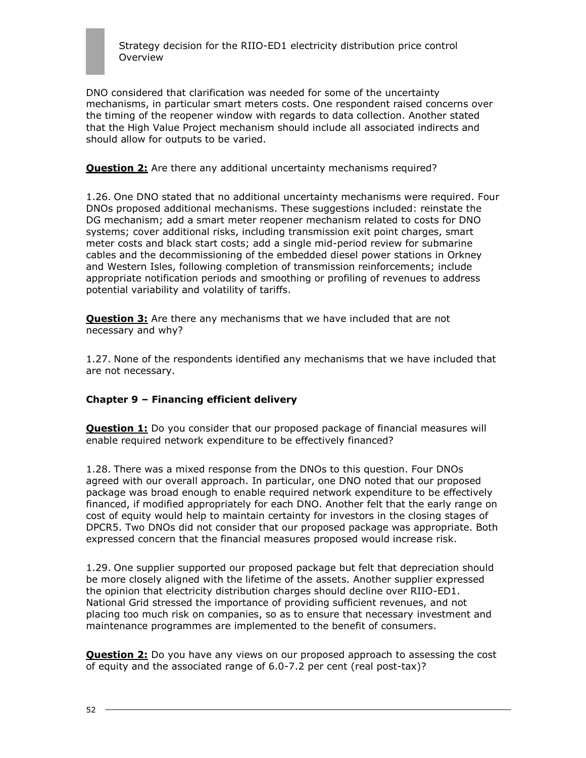DNO considered that clarification was needed for some of the uncertainty mechanisms, in particular smart meters costs. One respondent raised concerns over the timing of the reopener window with regards to data collection. Another stated that the High Value Project mechanism should include all associated indirects and should allow for outputs to be varied.

**Question 2:** Are there any additional uncertainty mechanisms required?

1.26. One DNO stated that no additional uncertainty mechanisms were required. Four DNOs proposed additional mechanisms. These suggestions included: reinstate the DG mechanism; add a smart meter reopener mechanism related to costs for DNO systems; cover additional risks, including transmission exit point charges, smart meter costs and black start costs; add a single mid-period review for submarine cables and the decommissioning of the embedded diesel power stations in Orkney and Western Isles, following completion of transmission reinforcements; include appropriate notification periods and smoothing or profiling of revenues to address potential variability and volatility of tariffs.

**Question 3:** Are there any mechanisms that we have included that are not necessary and why?

1.27. None of the respondents identified any mechanisms that we have included that are not necessary.

### Chapter 9 – Financing efficient delivery

**Question 1:** Do you consider that our proposed package of financial measures will enable required network expenditure to be effectively financed?

1.28. There was a mixed response from the DNOs to this question. Four DNOs agreed with our overall approach. In particular, one DNO noted that our proposed package was broad enough to enable required network expenditure to be effectively financed, if modified appropriately for each DNO. Another felt that the early range on cost of equity would help to maintain certainty for investors in the closing stages of DPCR5. Two DNOs did not consider that our proposed package was appropriate. Both expressed concern that the financial measures proposed would increase risk.

1.29. One supplier supported our proposed package but felt that depreciation should be more closely aligned with the lifetime of the assets. Another supplier expressed the opinion that electricity distribution charges should decline over RIIO-ED1. National Grid stressed the importance of providing sufficient revenues, and not placing too much risk on companies, so as to ensure that necessary investment and maintenance programmes are implemented to the benefit of consumers.

**Question 2:** Do you have any views on our proposed approach to assessing the cost of equity and the associated range of 6.0-7.2 per cent (real post-tax)?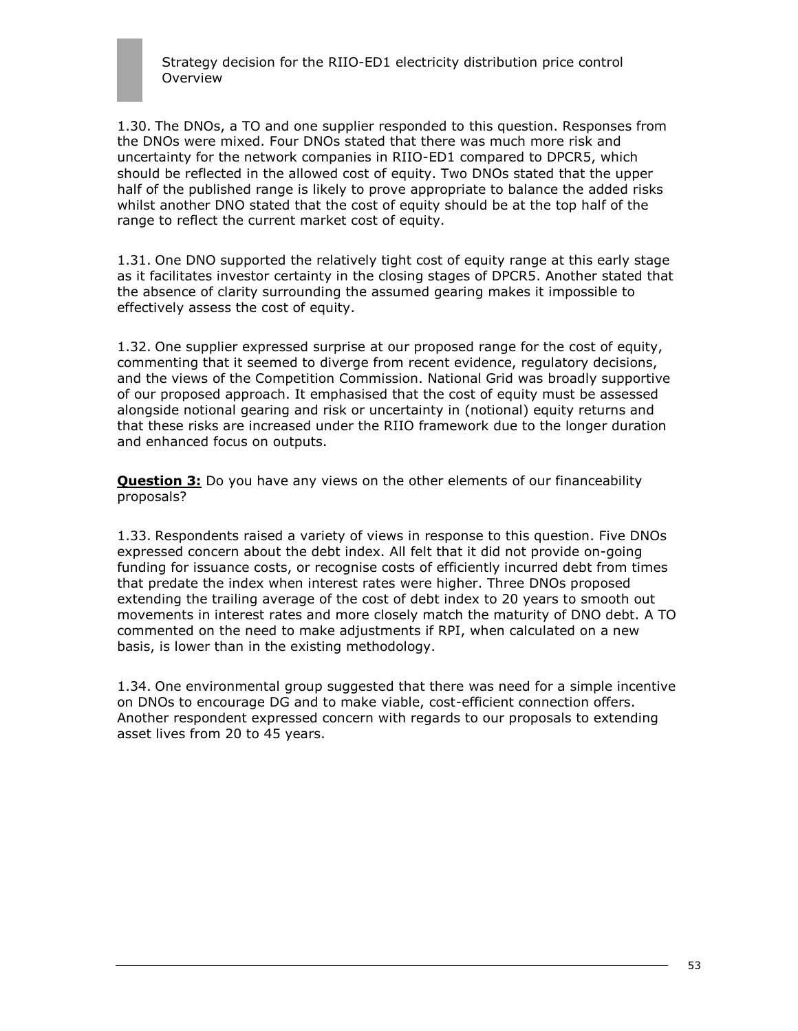1.30. The DNOs, a TO and one supplier responded to this question. Responses from the DNOs were mixed. Four DNOs stated that there was much more risk and uncertainty for the network companies in RIIO-ED1 compared to DPCR5, which should be reflected in the allowed cost of equity. Two DNOs stated that the upper half of the published range is likely to prove appropriate to balance the added risks whilst another DNO stated that the cost of equity should be at the top half of the range to reflect the current market cost of equity.

1.31. One DNO supported the relatively tight cost of equity range at this early stage as it facilitates investor certainty in the closing stages of DPCR5. Another stated that the absence of clarity surrounding the assumed gearing makes it impossible to effectively assess the cost of equity.

1.32. One supplier expressed surprise at our proposed range for the cost of equity, commenting that it seemed to diverge from recent evidence, regulatory decisions, and the views of the Competition Commission. National Grid was broadly supportive of our proposed approach. It emphasised that the cost of equity must be assessed alongside notional gearing and risk or uncertainty in (notional) equity returns and that these risks are increased under the RIIO framework due to the longer duration and enhanced focus on outputs.

**Question 3:** Do you have any views on the other elements of our financeability proposals?

1.33. Respondents raised a variety of views in response to this question. Five DNOs expressed concern about the debt index. All felt that it did not provide on-going funding for issuance costs, or recognise costs of efficiently incurred debt from times that predate the index when interest rates were higher. Three DNOs proposed extending the trailing average of the cost of debt index to 20 years to smooth out movements in interest rates and more closely match the maturity of DNO debt. A TO commented on the need to make adjustments if RPI, when calculated on a new basis, is lower than in the existing methodology.

1.34. One environmental group suggested that there was need for a simple incentive on DNOs to encourage DG and to make viable, cost-efficient connection offers. Another respondent expressed concern with regards to our proposals to extending asset lives from 20 to 45 years.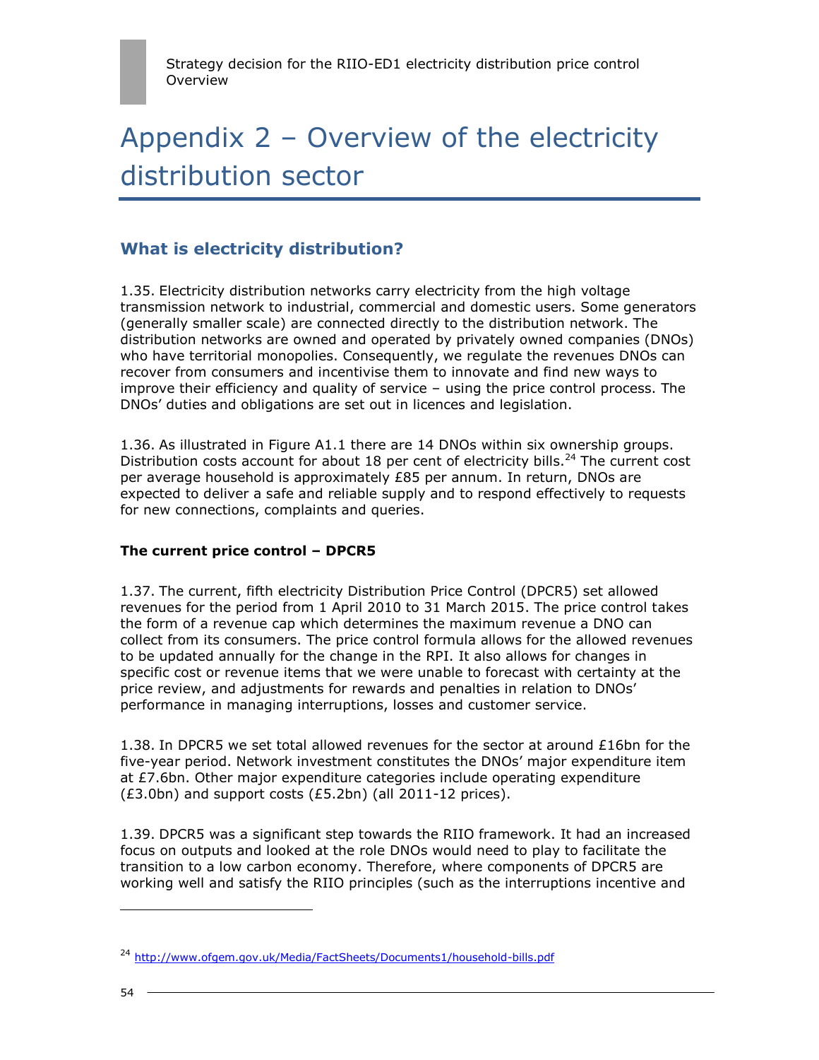# Appendix 2 – Overview of the electricity distribution sector

## What is electricity distribution?

1.35. Electricity distribution networks carry electricity from the high voltage transmission network to industrial, commercial and domestic users. Some generators (generally smaller scale) are connected directly to the distribution network. The distribution networks are owned and operated by privately owned companies (DNOs) who have territorial monopolies. Consequently, we regulate the revenues DNOs can recover from consumers and incentivise them to innovate and find new ways to improve their efficiency and quality of service – using the price control process. The DNOs' duties and obligations are set out in licences and legislation.

1.36. As illustrated in Figure A1.1 there are 14 DNOs within six ownership groups. Distribution costs account for about 18 per cent of electricity bills.[24] The current cost per average household is approximately £85 per annum. In return, DNOs are expected to deliver a safe and reliable supply and to respond effectively to requests for new connections, complaints and queries.

**The current price control – DPCR5**

1.37. The current, fifth electricity Distribution Price Control (DPCR5) set allowed revenues for the period from 1 April 2010 to 31 March 2015. The price control takes the form of a revenue cap which determines the maximum revenue a DNO can collect from its consumers. The price control formula allows for the allowed revenues to be updated annually for the change in the RPI. It also allows for changes in specific cost or revenue items that we were unable to forecast with certainty at the price review, and adjustments for rewards and penalties in relation to DNOs' performance in managing interruptions, losses and customer service.

1.38. In DPCR5 we set total allowed revenues for the sector at around £16bn for the five-year period. Network investment constitutes the DNOs' major expenditure item at £7.6bn. Other major expenditure categories include operating expenditure (£3.0bn) and support costs (£5.2bn) (all 2011-12 prices).

1.39. DPCR5 was a significant step towards the RIIO framework. It had an increased focus on outputs and looked at the role DNOs would need to play to facilitate the transition to a low carbon economy. Therefore, where components of DPCR5 are working well and satisfy the RIIO principles (such as the interruptions incentive and

---

[24] http://www.ofgem.gov.uk/Media/FactSheets/Documents1/household-bills.pdf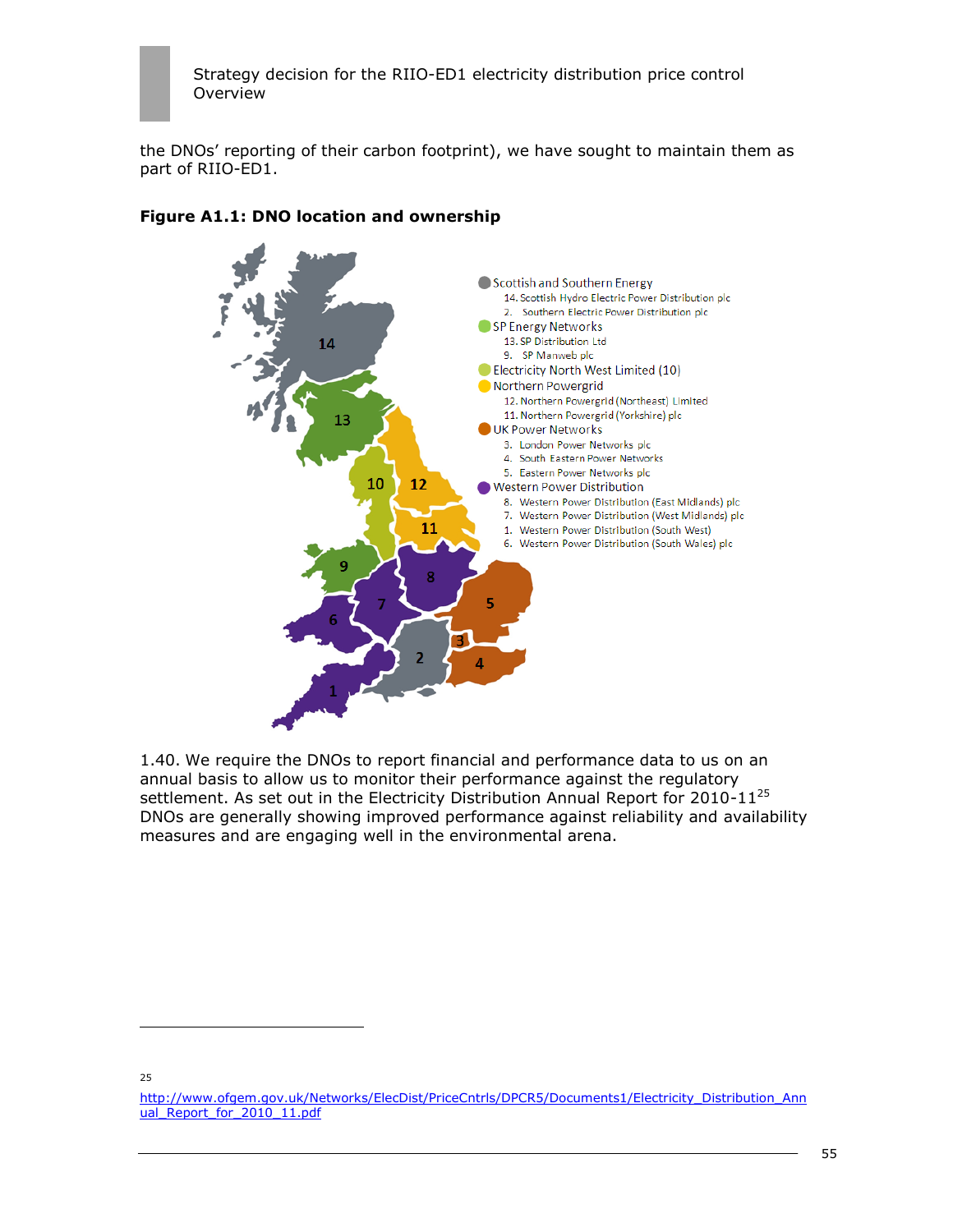the DNOs' reporting of their carbon footprint), we have sought to maintain them as part of RIIO-ED1.

**Figure A1.1: DNO location and ownership**

- Scottish and Southern Energy
  - 14. Scottish Hydro Electric Power Distribution plc
  - 2. Southern Electric Power Distribution plc
- SP Energy Networks
  - 13. SP Distribution Ltd
  - 9. SP Manweb plc
- Electricity North West Limited (10)
- Northern Powergrid
  - 12. Northern Powergrid (Northeast) Limited
  - 11. Northern Powergrid (Yorkshire) plc
- UK Power Networks
  - 3. London Power Networks plc
  - 4. South Eastern Power Networks
  - 5. Eastern Power Networks plc
- Western Power Distribution
  - 8. Western Power Distribution (East Midlands) plc
  - 7. Western Power Distribution (West Midlands) plc
  - 1. Western Power Distribution (South West)
  - 6. Western Power Distribution (South Wales) plc

1.40. We require the DNOs to report financial and performance data to us on an annual basis to allow us to monitor their performance against the regulatory settlement. As set out in the Electricity Distribution Annual Report for 2010-11[25] DNOs are generally showing improved performance against reliability and availability measures and are engaging well in the environmental arena.

---

[25] http://www.ofgem.gov.uk/Networks/ElecDist/PriceCntrls/DPCR5/Documents1/Electricity_Distribution_Annual_Report_for_2010_11.pdf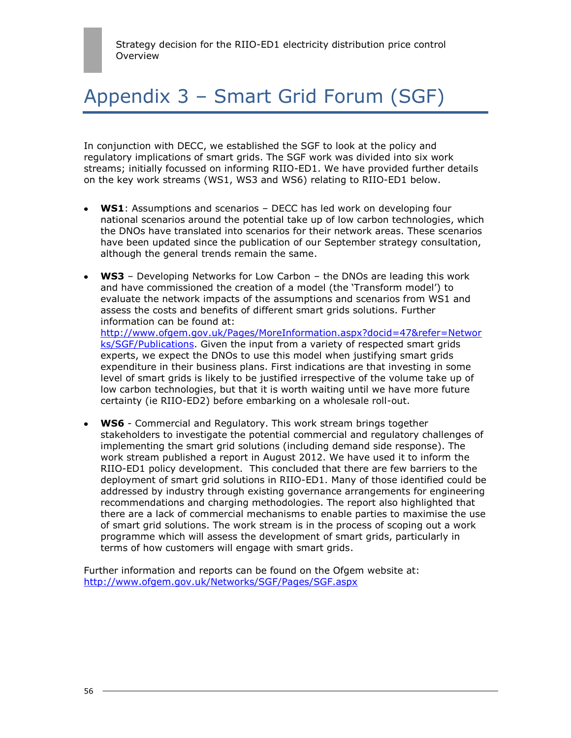# Appendix 3 – Smart Grid Forum (SGF)

In conjunction with DECC, we established the SGF to look at the policy and regulatory implications of smart grids. The SGF work was divided into six work streams; initially focussed on informing RIIO-ED1. We have provided further details on the key work streams (WS1, WS3 and WS6) relating to RIIO-ED1 below.

- **WS1**: Assumptions and scenarios – DECC has led work on developing four national scenarios around the potential take up of low carbon technologies, which the DNOs have translated into scenarios for their network areas. These scenarios have been updated since the publication of our September strategy consultation, although the general trends remain the same.

- **WS3** – Developing Networks for Low Carbon – the DNOs are leading this work and have commissioned the creation of a model (the 'Transform model') to evaluate the network impacts of the assumptions and scenarios from WS1 and assess the costs and benefits of different smart grids solutions. Further information can be found at: http://www.ofgem.gov.uk/Pages/MoreInformation.aspx?docid=47&refer=Networks/SGF/Publications. Given the input from a variety of respected smart grids experts, we expect the DNOs to use this model when justifying smart grids expenditure in their business plans. First indications are that investing in some level of smart grids is likely to be justified irrespective of the volume take up of low carbon technologies, but that it is worth waiting until we have more future certainty (ie RIIO-ED2) before embarking on a wholesale roll-out.

- **WS6** - Commercial and Regulatory. This work stream brings together stakeholders to investigate the potential commercial and regulatory challenges of implementing the smart grid solutions (including demand side response). The work stream published a report in August 2012. We have used it to inform the RIIO-ED1 policy development. This concluded that there are few barriers to the deployment of smart grid solutions in RIIO-ED1. Many of those identified could be addressed by industry through existing governance arrangements for engineering recommendations and charging methodologies. The report also highlighted that there are a lack of commercial mechanisms to enable parties to maximise the use of smart grid solutions. The work stream is in the process of scoping out a work programme which will assess the development of smart grids, particularly in terms of how customers will engage with smart grids.

Further information and reports can be found on the Ofgem website at: http://www.ofgem.gov.uk/Networks/SGF/Pages/SGF.aspx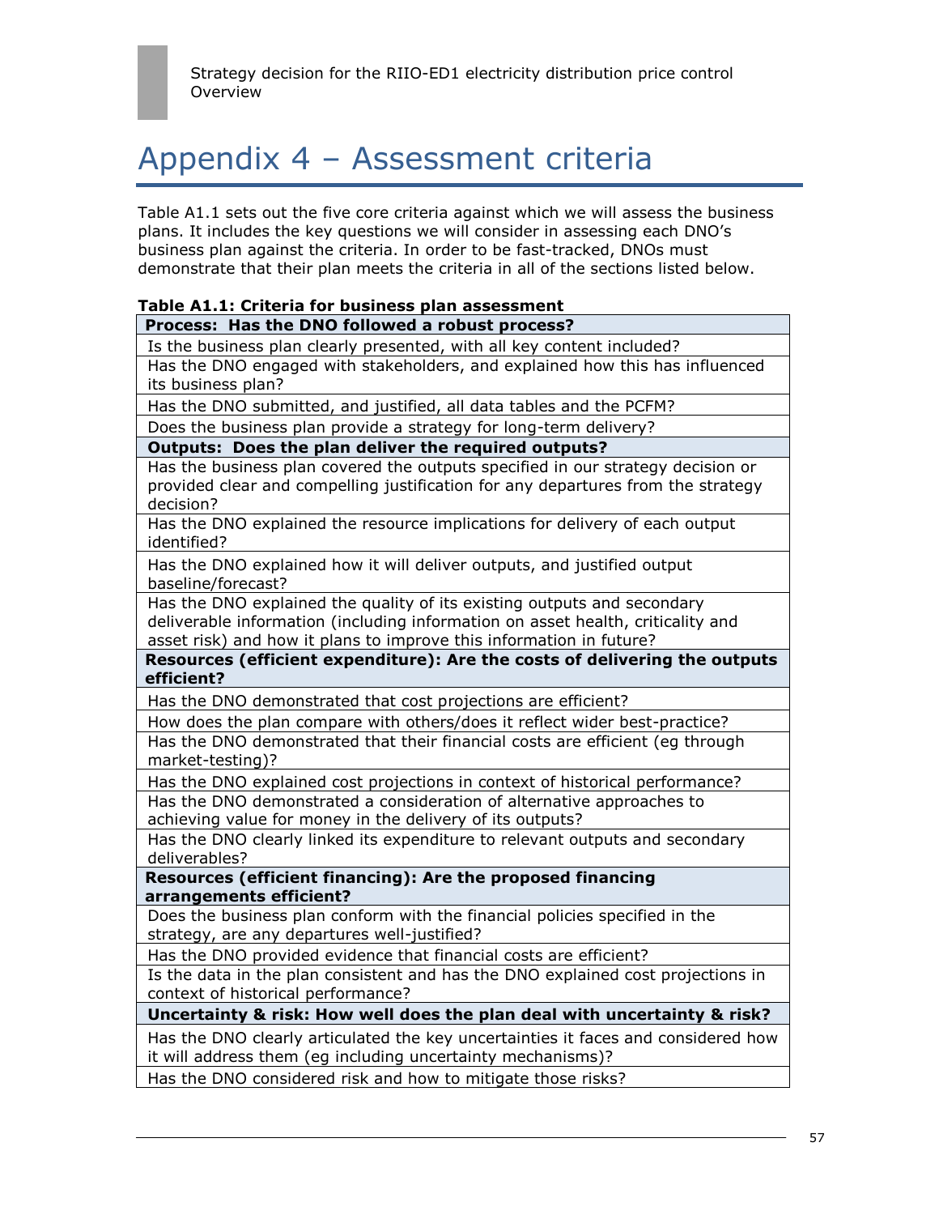# Appendix 4 – Assessment criteria

Table A1.1 sets out the five core criteria against which we will assess the business plans. It includes the key questions we will consider in assessing each DNO's business plan against the criteria. In order to be fast-tracked, DNOs must demonstrate that their plan meets the criteria in all of the sections listed below.

**Table A1.1: Criteria for business plan assessment**

| **Process: Has the DNO followed a robust process?** |
|---|
| Is the business plan clearly presented, with all key content included? |
| Has the DNO engaged with stakeholders, and explained how this has influenced its business plan? |
| Has the DNO submitted, and justified, all data tables and the PCFM? |
| Does the business plan provide a strategy for long-term delivery? |
| **Outputs: Does the plan deliver the required outputs?** |
| Has the business plan covered the outputs specified in our strategy decision or provided clear and compelling justification for any departures from the strategy decision? |
| Has the DNO explained the resource implications for delivery of each output identified? |
| Has the DNO explained how it will deliver outputs, and justified output baseline/forecast? |
| Has the DNO explained the quality of its existing outputs and secondary deliverable information (including information on asset health, criticality and asset risk) and how it plans to improve this information in future? |
| **Resources (efficient expenditure): Are the costs of delivering the outputs efficient?** |
| Has the DNO demonstrated that cost projections are efficient? |
| How does the plan compare with others/does it reflect wider best-practice? |
| Has the DNO demonstrated that their financial costs are efficient (eg through market-testing)? |
| Has the DNO explained cost projections in context of historical performance? |
| Has the DNO demonstrated a consideration of alternative approaches to achieving value for money in the delivery of its outputs? |
| Has the DNO clearly linked its expenditure to relevant outputs and secondary deliverables? |
| **Resources (efficient financing): Are the proposed financing arrangements efficient?** |
| Does the business plan conform with the financial policies specified in the strategy, are any departures well-justified? |
| Has the DNO provided evidence that financial costs are efficient? |
| Is the data in the plan consistent and has the DNO explained cost projections in context of historical performance? |
| **Uncertainty & risk: How well does the plan deal with uncertainty & risk?** |
| Has the DNO clearly articulated the key uncertainties it faces and considered how it will address them (eg including uncertainty mechanisms)? |
| Has the DNO considered risk and how to mitigate those risks? |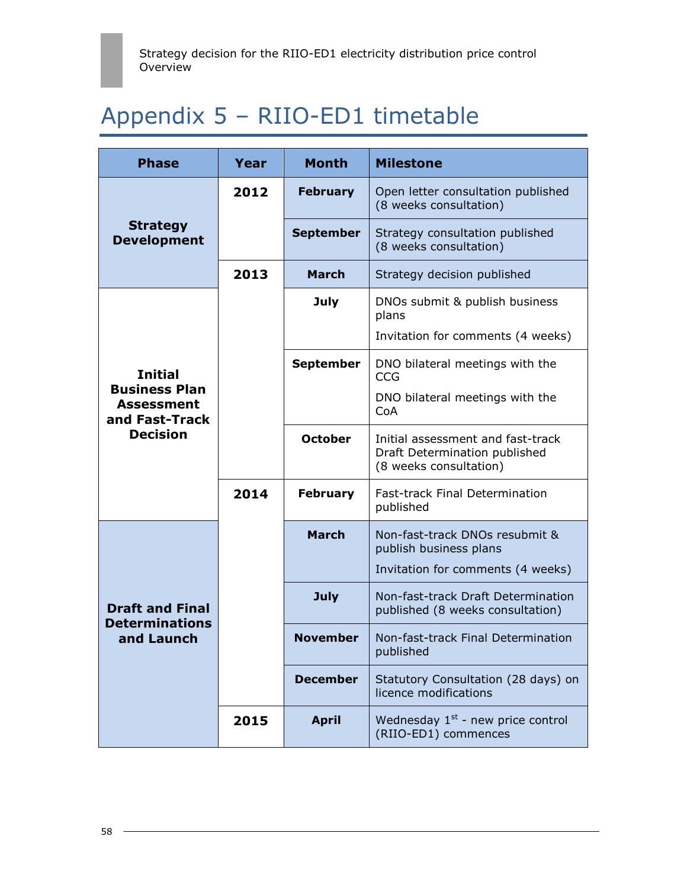# Appendix 5 – RIIO-ED1 timetable

| Phase | Year | Month | Milestone |
|---|---|---|---|
| **Strategy Development** | **2012** | **February** | Open letter consultation published (8 weeks consultation) |
| | | **September** | Strategy consultation published (8 weeks consultation) |
| | **2013** | **March** | Strategy decision published |
| **Initial Business Plan Assessment and Fast-Track Decision** | | **July** | DNOs submit & publish business plans<br>Invitation for comments (4 weeks) |
| | | **September** | DNO bilateral meetings with the CCG<br>DNO bilateral meetings with the CoA |
| | | **October** | Initial assessment and fast-track Draft Determination published (8 weeks consultation) |
| | **2014** | **February** | Fast-track Final Determination published |
| **Draft and Final Determinations and Launch** | | **March** | Non-fast-track DNOs resubmit & publish business plans<br>Invitation for comments (4 weeks) |
| | | **July** | Non-fast-track Draft Determination published (8 weeks consultation) |
| | | **November** | Non-fast-track Final Determination published |
| | | **December** | Statutory Consultation (28 days) on licence modifications |
| | **2015** | **April** | Wednesday 1st - new price control (RIIO-ED1) commences |